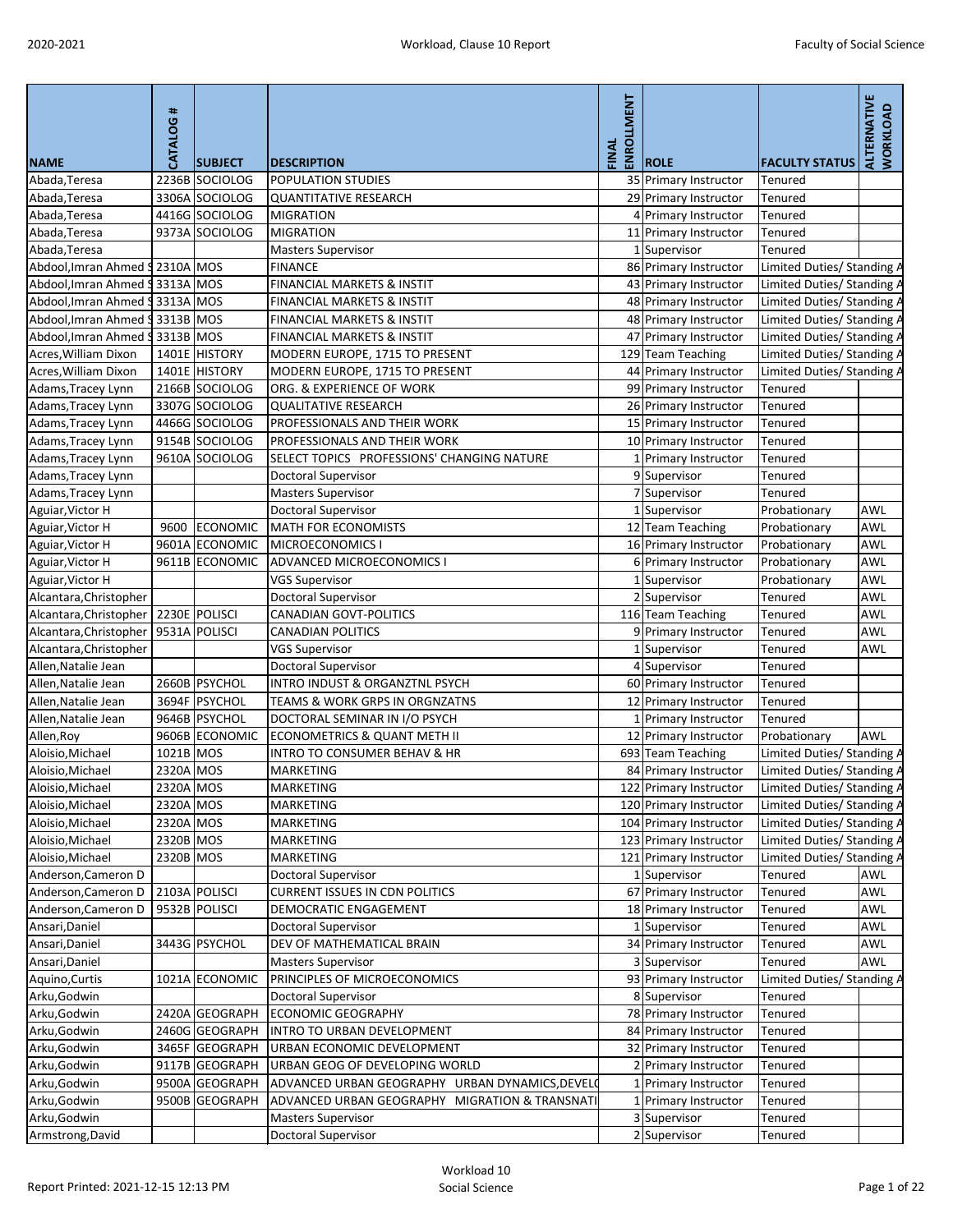| NAME | CATALOG # | SUBJECT | DESCRIPTION | FINAL ENROLLMENT | ROLE | FACULTY STATUS | ALTERNATIVE WORKLOAD |
|---|---|---|---|---|---|---|---|
| Abada,Teresa | 2236B | SOCIOLOG | POPULATION STUDIES | 35 | Primary Instructor | Tenured | |
| Abada,Teresa | 3306A | SOCIOLOG | QUANTITATIVE RESEARCH | 29 | Primary Instructor | Tenured | |
| Abada,Teresa | 4416G | SOCIOLOG | MIGRATION | 4 | Primary Instructor | Tenured | |
| Abada,Teresa | 9373A | SOCIOLOG | MIGRATION | 11 | Primary Instructor | Tenured | |
| Abada,Teresa | | | Masters Supervisor | 1 | Supervisor | Tenured | |
| Abdool,Imran Ahmed S | 2310A | MOS | FINANCE | 86 | Primary Instructor | Limited Duties/ Standing A | |
| Abdool,Imran Ahmed S | 3313A | MOS | FINANCIAL MARKETS & INSTIT | 43 | Primary Instructor | Limited Duties/ Standing A | |
| Abdool,Imran Ahmed S | 3313A | MOS | FINANCIAL MARKETS & INSTIT | 48 | Primary Instructor | Limited Duties/ Standing A | |
| Abdool,Imran Ahmed S | 3313B | MOS | FINANCIAL MARKETS & INSTIT | 48 | Primary Instructor | Limited Duties/ Standing A | |
| Abdool,Imran Ahmed S | 3313B | MOS | FINANCIAL MARKETS & INSTIT | 47 | Primary Instructor | Limited Duties/ Standing A | |
| Acres,William Dixon | 1401E | HISTORY | MODERN EUROPE, 1715 TO PRESENT | 129 | Team Teaching | Limited Duties/ Standing A | |
| Acres,William Dixon | 1401E | HISTORY | MODERN EUROPE, 1715 TO PRESENT | 44 | Primary Instructor | Limited Duties/ Standing A | |
| Adams,Tracey Lynn | 2166B | SOCIOLOG | ORG. & EXPERIENCE OF WORK | 99 | Primary Instructor | Tenured | |
| Adams,Tracey Lynn | 3307G | SOCIOLOG | QUALITATIVE RESEARCH | 26 | Primary Instructor | Tenured | |
| Adams,Tracey Lynn | 4466G | SOCIOLOG | PROFESSIONALS AND THEIR WORK | 15 | Primary Instructor | Tenured | |
| Adams,Tracey Lynn | 9154B | SOCIOLOG | PROFESSIONALS AND THEIR WORK | 10 | Primary Instructor | Tenured | |
| Adams,Tracey Lynn | 9610A | SOCIOLOG | SELECT TOPICS PROFESSIONS' CHANGING NATURE | 1 | Primary Instructor | Tenured | |
| Adams,Tracey Lynn | | | Doctoral Supervisor | 9 | Supervisor | Tenured | |
| Adams,Tracey Lynn | | | Masters Supervisor | 7 | Supervisor | Tenured | |
| Aguiar,Victor H | | | Doctoral Supervisor | 1 | Supervisor | Probationary | AWL |
| Aguiar,Victor H | 9600 | ECONOMIC | MATH FOR ECONOMISTS | 12 | Team Teaching | Probationary | AWL |
| Aguiar,Victor H | 9601A | ECONOMIC | MICROECONOMICS I | 16 | Primary Instructor | Probationary | AWL |
| Aguiar,Victor H | 9611B | ECONOMIC | ADVANCED MICROECONOMICS I | 6 | Primary Instructor | Probationary | AWL |
| Aguiar,Victor H | | | VGS Supervisor | 1 | Supervisor | Probationary | AWL |
| Alcantara,Christopher | | | Doctoral Supervisor | 2 | Supervisor | Tenured | AWL |
| Alcantara,Christopher | 2230E | POLISCI | CANADIAN GOVT-POLITICS | 116 | Team Teaching | Tenured | AWL |
| Alcantara,Christopher | 9531A | POLISCI | CANADIAN POLITICS | 9 | Primary Instructor | Tenured | AWL |
| Alcantara,Christopher | | | VGS Supervisor | 1 | Supervisor | Tenured | AWL |
| Allen,Natalie Jean | | | Doctoral Supervisor | 4 | Supervisor | Tenured | |
| Allen,Natalie Jean | 2660B | PSYCHOL | INTRO INDUST & ORGANZTNL PSYCH | 60 | Primary Instructor | Tenured | |
| Allen,Natalie Jean | 3694F | PSYCHOL | TEAMS & WORK GRPS IN ORGNZATNS | 12 | Primary Instructor | Tenured | |
| Allen,Natalie Jean | 9646B | PSYCHOL | DOCTORAL SEMINAR IN I/O PSYCH | 1 | Primary Instructor | Tenured | |
| Allen,Roy | 9606B | ECONOMIC | ECONOMETRICS & QUANT METH II | 12 | Primary Instructor | Probationary | AWL |
| Aloisio,Michael | 1021B | MOS | INTRO TO CONSUMER BEHAV & HR | 693 | Team Teaching | Limited Duties/ Standing A | |
| Aloisio,Michael | 2320A | MOS | MARKETING | 84 | Primary Instructor | Limited Duties/ Standing A | |
| Aloisio,Michael | 2320A | MOS | MARKETING | 122 | Primary Instructor | Limited Duties/ Standing A | |
| Aloisio,Michael | 2320A | MOS | MARKETING | 120 | Primary Instructor | Limited Duties/ Standing A | |
| Aloisio,Michael | 2320A | MOS | MARKETING | 104 | Primary Instructor | Limited Duties/ Standing A | |
| Aloisio,Michael | 2320B | MOS | MARKETING | 123 | Primary Instructor | Limited Duties/ Standing A | |
| Aloisio,Michael | 2320B | MOS | MARKETING | 121 | Primary Instructor | Limited Duties/ Standing A | |
| Anderson,Cameron D | | | Doctoral Supervisor | 1 | Supervisor | Tenured | AWL |
| Anderson,Cameron D | 2103A | POLISCI | CURRENT ISSUES IN CDN POLITICS | 67 | Primary Instructor | Tenured | AWL |
| Anderson,Cameron D | 9532B | POLISCI | DEMOCRATIC ENGAGEMENT | 18 | Primary Instructor | Tenured | AWL |
| Ansari,Daniel | | | Doctoral Supervisor | 1 | Supervisor | Tenured | AWL |
| Ansari,Daniel | 3443G | PSYCHOL | DEV OF MATHEMATICAL BRAIN | 34 | Primary Instructor | Tenured | AWL |
| Ansari,Daniel | | | Masters Supervisor | 3 | Supervisor | Tenured | AWL |
| Aquino,Curtis | 1021A | ECONOMIC | PRINCIPLES OF MICROECONOMICS | 93 | Primary Instructor | Limited Duties/ Standing A | |
| Arku,Godwin | | | Doctoral Supervisor | 8 | Supervisor | Tenured | |
| Arku,Godwin | 2420A | GEOGRAPH | ECONOMIC GEOGRAPHY | 78 | Primary Instructor | Tenured | |
| Arku,Godwin | 2460G | GEOGRAPH | INTRO TO URBAN DEVELOPMENT | 84 | Primary Instructor | Tenured | |
| Arku,Godwin | 3465F | GEOGRAPH | URBAN ECONOMIC DEVELOPMENT | 32 | Primary Instructor | Tenured | |
| Arku,Godwin | 9117B | GEOGRAPH | URBAN GEOG OF DEVELOPING WORLD | 2 | Primary Instructor | Tenured | |
| Arku,Godwin | 9500A | GEOGRAPH | ADVANCED URBAN GEOGRAPHY URBAN DYNAMICS,DEVELO | 1 | Primary Instructor | Tenured | |
| Arku,Godwin | 9500B | GEOGRAPH | ADVANCED URBAN GEOGRAPHY MIGRATION & TRANSNATI | 1 | Primary Instructor | Tenured | |
| Arku,Godwin | | | Masters Supervisor | 3 | Supervisor | Tenured | |
| Armstrong,David | | | Doctoral Supervisor | 2 | Supervisor | Tenured | |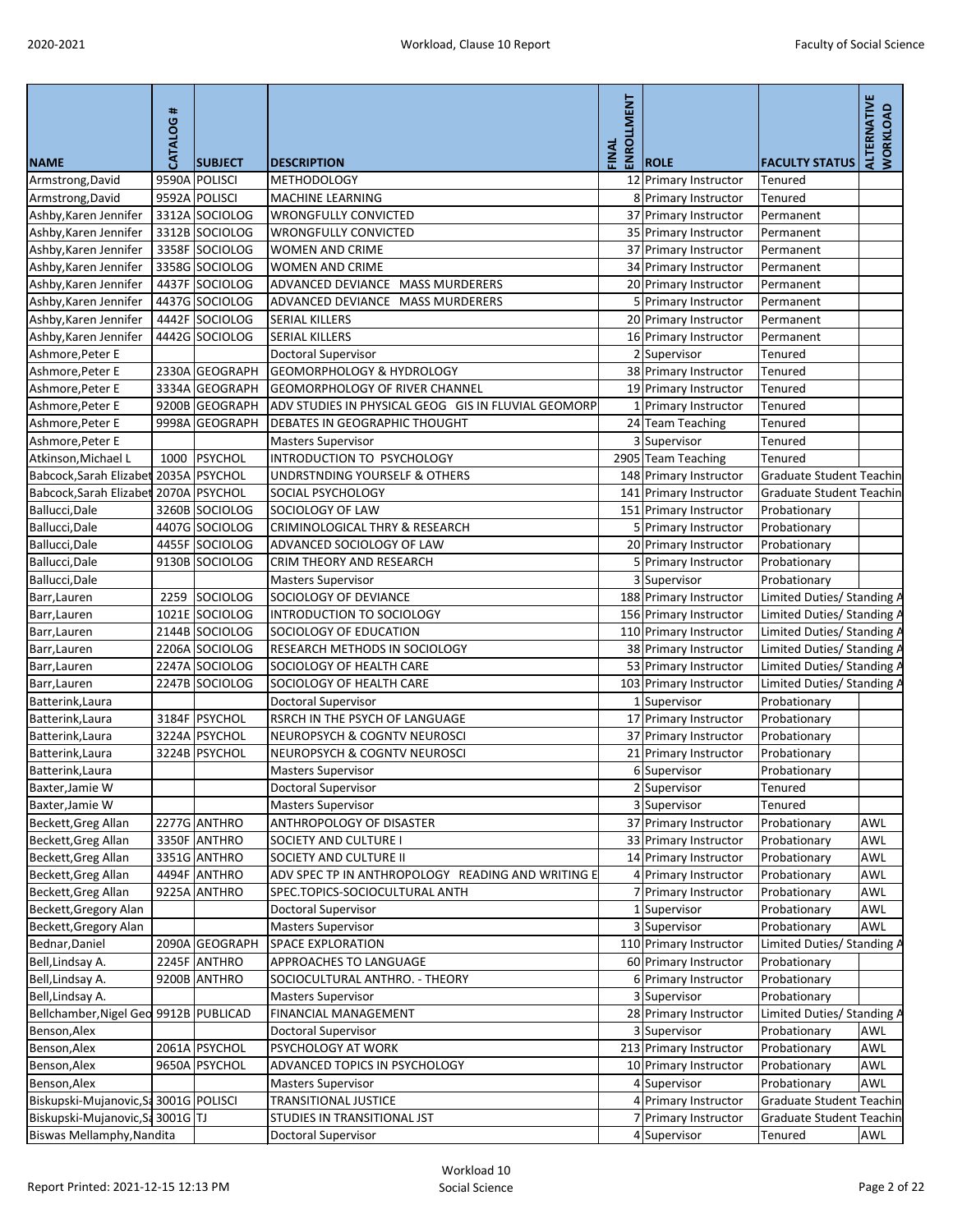| NAME | CATALOG # | SUBJECT | DESCRIPTION | FINAL ENROLLMENT | ROLE | FACULTY STATUS | ALTERNATIVE WORKLOAD |
|---|---|---|---|---|---|---|---|
| Armstrong,David | 9590A | POLISCI | METHODOLOGY | 12 | Primary Instructor | Tenured | |
| Armstrong,David | 9592A | POLISCI | MACHINE LEARNING | 8 | Primary Instructor | Tenured | |
| Ashby,Karen Jennifer | 3312A | SOCIOLOG | WRONGFULLY CONVICTED | 37 | Primary Instructor | Permanent | |
| Ashby,Karen Jennifer | 3312B | SOCIOLOG | WRONGFULLY CONVICTED | 35 | Primary Instructor | Permanent | |
| Ashby,Karen Jennifer | 3358F | SOCIOLOG | WOMEN AND CRIME | 37 | Primary Instructor | Permanent | |
| Ashby,Karen Jennifer | 3358G | SOCIOLOG | WOMEN AND CRIME | 34 | Primary Instructor | Permanent | |
| Ashby,Karen Jennifer | 4437F | SOCIOLOG | ADVANCED DEVIANCE MASS MURDERERS | 20 | Primary Instructor | Permanent | |
| Ashby,Karen Jennifer | 4437G | SOCIOLOG | ADVANCED DEVIANCE MASS MURDERERS | 5 | Primary Instructor | Permanent | |
| Ashby,Karen Jennifer | 4442F | SOCIOLOG | SERIAL KILLERS | 20 | Primary Instructor | Permanent | |
| Ashby,Karen Jennifer | 4442G | SOCIOLOG | SERIAL KILLERS | 16 | Primary Instructor | Permanent | |
| Ashmore,Peter E | | | Doctoral Supervisor | 2 | Supervisor | Tenured | |
| Ashmore,Peter E | 2330A | GEOGRAPH | GEOMORPHOLOGY & HYDROLOGY | 38 | Primary Instructor | Tenured | |
| Ashmore,Peter E | 3334A | GEOGRAPH | GEOMORPHOLOGY OF RIVER CHANNEL | 19 | Primary Instructor | Tenured | |
| Ashmore,Peter E | 9200B | GEOGRAPH | ADV STUDIES IN PHYSICAL GEOG GIS IN FLUVIAL GEOMORP | 1 | Primary Instructor | Tenured | |
| Ashmore,Peter E | 9998A | GEOGRAPH | DEBATES IN GEOGRAPHIC THOUGHT | 24 | Team Teaching | Tenured | |
| Ashmore,Peter E | | | Masters Supervisor | 3 | Supervisor | Tenured | |
| Atkinson,Michael L | 1000 | PSYCHOL | INTRODUCTION TO PSYCHOLOGY | 2905 | Team Teaching | Tenured | |
| Babcock,Sarah Elizabet | 2035A | PSYCHOL | UNDRSTNDING YOURSELF & OTHERS | 148 | Primary Instructor | Graduate Student Teachin | |
| Babcock,Sarah Elizabet | 2070A | PSYCHOL | SOCIAL PSYCHOLOGY | 141 | Primary Instructor | Graduate Student Teachin | |
| Ballucci,Dale | 3260B | SOCIOLOG | SOCIOLOGY OF LAW | 151 | Primary Instructor | Probationary | |
| Ballucci,Dale | 4407G | SOCIOLOG | CRIMINOLOGICAL THRY & RESEARCH | 5 | Primary Instructor | Probationary | |
| Ballucci,Dale | 4455F | SOCIOLOG | ADVANCED SOCIOLOGY OF LAW | 20 | Primary Instructor | Probationary | |
| Ballucci,Dale | 9130B | SOCIOLOG | CRIM THEORY AND RESEARCH | 5 | Primary Instructor | Probationary | |
| Ballucci,Dale | | | Masters Supervisor | 3 | Supervisor | Probationary | |
| Barr,Lauren | 2259 | SOCIOLOG | SOCIOLOGY OF DEVIANCE | 188 | Primary Instructor | Limited Duties/ Standing A | |
| Barr,Lauren | 1021E | SOCIOLOG | INTRODUCTION TO SOCIOLOGY | 156 | Primary Instructor | Limited Duties/ Standing A | |
| Barr,Lauren | 2144B | SOCIOLOG | SOCIOLOGY OF EDUCATION | 110 | Primary Instructor | Limited Duties/ Standing A | |
| Barr,Lauren | 2206A | SOCIOLOG | RESEARCH METHODS IN SOCIOLOGY | 38 | Primary Instructor | Limited Duties/ Standing A | |
| Barr,Lauren | 2247A | SOCIOLOG | SOCIOLOGY OF HEALTH CARE | 53 | Primary Instructor | Limited Duties/ Standing A | |
| Barr,Lauren | 2247B | SOCIOLOG | SOCIOLOGY OF HEALTH CARE | 103 | Primary Instructor | Limited Duties/ Standing A | |
| Batterink,Laura | | | Doctoral Supervisor | 1 | Supervisor | Probationary | |
| Batterink,Laura | 3184F | PSYCHOL | RSRCH IN THE PSYCH OF LANGUAGE | 17 | Primary Instructor | Probationary | |
| Batterink,Laura | 3224A | PSYCHOL | NEUROPSYCH & COGNTV NEUROSCI | 37 | Primary Instructor | Probationary | |
| Batterink,Laura | 3224B | PSYCHOL | NEUROPSYCH & COGNTV NEUROSCI | 21 | Primary Instructor | Probationary | |
| Batterink,Laura | | | Masters Supervisor | 6 | Supervisor | Probationary | |
| Baxter,Jamie W | | | Doctoral Supervisor | 2 | Supervisor | Tenured | |
| Baxter,Jamie W | | | Masters Supervisor | 3 | Supervisor | Tenured | |
| Beckett,Greg Allan | 2277G | ANTHRO | ANTHROPOLOGY OF DISASTER | 37 | Primary Instructor | Probationary | AWL |
| Beckett,Greg Allan | 3350F | ANTHRO | SOCIETY AND CULTURE I | 33 | Primary Instructor | Probationary | AWL |
| Beckett,Greg Allan | 3351G | ANTHRO | SOCIETY AND CULTURE II | 14 | Primary Instructor | Probationary | AWL |
| Beckett,Greg Allan | 4494F | ANTHRO | ADV SPEC TP IN ANTHROPOLOGY READING AND WRITING E | 4 | Primary Instructor | Probationary | AWL |
| Beckett,Greg Allan | 9225A | ANTHRO | SPEC.TOPICS-SOCIOCULTURAL ANTH | 7 | Primary Instructor | Probationary | AWL |
| Beckett,Gregory Alan | | | Doctoral Supervisor | 1 | Supervisor | Probationary | AWL |
| Beckett,Gregory Alan | | | Masters Supervisor | 3 | Supervisor | Probationary | AWL |
| Bednar,Daniel | 2090A | GEOGRAPH | SPACE EXPLORATION | 110 | Primary Instructor | Limited Duties/ Standing A | |
| Bell,Lindsay A. | 2245F | ANTHRO | APPROACHES TO LANGUAGE | 60 | Primary Instructor | Probationary | |
| Bell,Lindsay A. | 9200B | ANTHRO | SOCIOCULTURAL ANTHRO. - THEORY | 6 | Primary Instructor | Probationary | |
| Bell,Lindsay A. | | | Masters Supervisor | 3 | Supervisor | Probationary | |
| Bellchamber,Nigel Geo | 9912B | PUBLICAD | FINANCIAL MANAGEMENT | 28 | Primary Instructor | Limited Duties/ Standing A | |
| Benson,Alex | | | Doctoral Supervisor | 3 | Supervisor | Probationary | AWL |
| Benson,Alex | 2061A | PSYCHOL | PSYCHOLOGY AT WORK | 213 | Primary Instructor | Probationary | AWL |
| Benson,Alex | 9650A | PSYCHOL | ADVANCED TOPICS IN PSYCHOLOGY | 10 | Primary Instructor | Probationary | AWL |
| Benson,Alex | | | Masters Supervisor | 4 | Supervisor | Probationary | AWL |
| Biskupski-Mujanovic,Sa | 3001G | POLISCI | TRANSITIONAL JUSTICE | 4 | Primary Instructor | Graduate Student Teachin | |
| Biskupski-Mujanovic,Sa | 3001G | TJ | STUDIES IN TRANSITIONAL JST | 7 | Primary Instructor | Graduate Student Teachin | |
| Biswas Mellamphy,Nandita | | | Doctoral Supervisor | 4 | Supervisor | Tenured | AWL |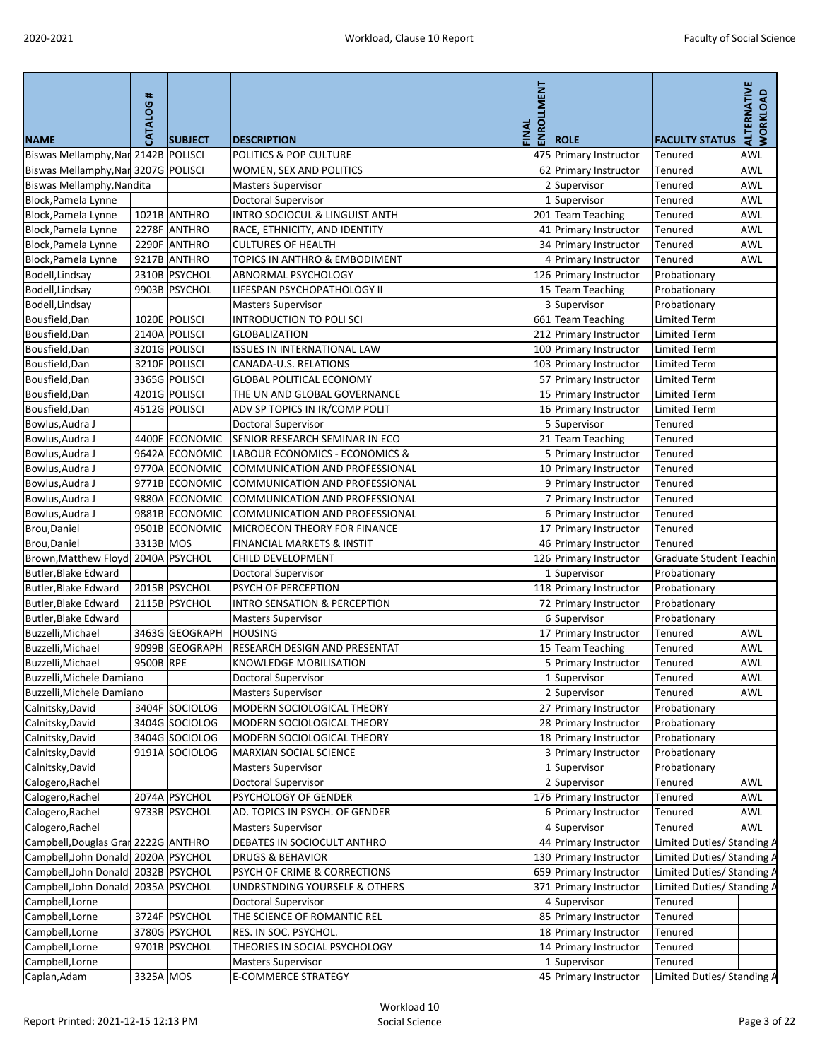| NAME | CATALOG # | SUBJECT | DESCRIPTION | FINAL ENROLLMENT | ROLE | FACULTY STATUS | ALTERNATIVE WORKLOAD |
|---|---|---|---|---|---|---|---|
| Biswas Mellamphy,Nar | 2142B | POLISCI | POLITICS & POP CULTURE | 475 | Primary Instructor | Tenured | AWL |
| Biswas Mellamphy,Nar | 3207G | POLISCI | WOMEN, SEX AND POLITICS | 62 | Primary Instructor | Tenured | AWL |
| Biswas Mellamphy,Nandita | | | Masters Supervisor | 2 | Supervisor | Tenured | AWL |
| Block,Pamela Lynne | | | Doctoral Supervisor | 1 | Supervisor | Tenured | AWL |
| Block,Pamela Lynne | 1021B | ANTHRO | INTRO SOCIOCUL & LINGUIST ANTH | 201 | Team Teaching | Tenured | AWL |
| Block,Pamela Lynne | 2278F | ANTHRO | RACE, ETHNICITY, AND IDENTITY | 41 | Primary Instructor | Tenured | AWL |
| Block,Pamela Lynne | 2290F | ANTHRO | CULTURES OF HEALTH | 34 | Primary Instructor | Tenured | AWL |
| Block,Pamela Lynne | 9217B | ANTHRO | TOPICS IN ANTHRO & EMBODIMENT | 4 | Primary Instructor | Tenured | AWL |
| Bodell,Lindsay | 2310B | PSYCHOL | ABNORMAL PSYCHOLOGY | 126 | Primary Instructor | Probationary | |
| Bodell,Lindsay | 9903B | PSYCHOL | LIFESPAN PSYCHOPATHOLOGY II | 15 | Team Teaching | Probationary | |
| Bodell,Lindsay | | | Masters Supervisor | 3 | Supervisor | Probationary | |
| Bousfield,Dan | 1020E | POLISCI | INTRODUCTION TO POLI SCI | 661 | Team Teaching | Limited Term | |
| Bousfield,Dan | 2140A | POLISCI | GLOBALIZATION | 212 | Primary Instructor | Limited Term | |
| Bousfield,Dan | 3201G | POLISCI | ISSUES IN INTERNATIONAL LAW | 100 | Primary Instructor | Limited Term | |
| Bousfield,Dan | 3210F | POLISCI | CANADA-U.S. RELATIONS | 103 | Primary Instructor | Limited Term | |
| Bousfield,Dan | 3365G | POLISCI | GLOBAL POLITICAL ECONOMY | 57 | Primary Instructor | Limited Term | |
| Bousfield,Dan | 4201G | POLISCI | THE UN AND GLOBAL GOVERNANCE | 15 | Primary Instructor | Limited Term | |
| Bousfield,Dan | 4512G | POLISCI | ADV SP TOPICS IN IR/COMP POLIT | 16 | Primary Instructor | Limited Term | |
| Bowlus,Audra J | | | Doctoral Supervisor | 5 | Supervisor | Tenured | |
| Bowlus,Audra J | 4400E | ECONOMIC | SENIOR RESEARCH SEMINAR IN ECO | 21 | Team Teaching | Tenured | |
| Bowlus,Audra J | 9642A | ECONOMIC | LABOUR ECONOMICS - ECONOMICS & | 5 | Primary Instructor | Tenured | |
| Bowlus,Audra J | 9770A | ECONOMIC | COMMUNICATION AND PROFESSIONAL | 10 | Primary Instructor | Tenured | |
| Bowlus,Audra J | 9771B | ECONOMIC | COMMUNICATION AND PROFESSIONAL | 9 | Primary Instructor | Tenured | |
| Bowlus,Audra J | 9880A | ECONOMIC | COMMUNICATION AND PROFESSIONAL | 7 | Primary Instructor | Tenured | |
| Bowlus,Audra J | 9881B | ECONOMIC | COMMUNICATION AND PROFESSIONAL | 6 | Primary Instructor | Tenured | |
| Brou,Daniel | 9501B | ECONOMIC | MICROECON THEORY FOR FINANCE | 17 | Primary Instructor | Tenured | |
| Brou,Daniel | 3313B | MOS | FINANCIAL MARKETS & INSTIT | 46 | Primary Instructor | Tenured | |
| Brown,Matthew Floyd | 2040A | PSYCHOL | CHILD DEVELOPMENT | 126 | Primary Instructor | Graduate Student Teachin | |
| Butler,Blake Edward | | | Doctoral Supervisor | 1 | Supervisor | Probationary | |
| Butler,Blake Edward | 2015B | PSYCHOL | PSYCH OF PERCEPTION | 118 | Primary Instructor | Probationary | |
| Butler,Blake Edward | 2115B | PSYCHOL | INTRO SENSATION & PERCEPTION | 72 | Primary Instructor | Probationary | |
| Butler,Blake Edward | | | Masters Supervisor | 6 | Supervisor | Probationary | |
| Buzzelli,Michael | 3463G | GEOGRAPH | HOUSING | 17 | Primary Instructor | Tenured | AWL |
| Buzzelli,Michael | 9099B | GEOGRAPH | RESEARCH DESIGN AND PRESENTAT | 15 | Team Teaching | Tenured | AWL |
| Buzzelli,Michael | 9500B | RPE | KNOWLEDGE MOBILISATION | 5 | Primary Instructor | Tenured | AWL |
| Buzzelli,Michele Damiano | | | Doctoral Supervisor | 1 | Supervisor | Tenured | AWL |
| Buzzelli,Michele Damiano | | | Masters Supervisor | 2 | Supervisor | Tenured | AWL |
| Calnitsky,David | 3404F | SOCIOLOG | MODERN SOCIOLOGICAL THEORY | 27 | Primary Instructor | Probationary | |
| Calnitsky,David | 3404G | SOCIOLOG | MODERN SOCIOLOGICAL THEORY | 28 | Primary Instructor | Probationary | |
| Calnitsky,David | 3404G | SOCIOLOG | MODERN SOCIOLOGICAL THEORY | 18 | Primary Instructor | Probationary | |
| Calnitsky,David | 9191A | SOCIOLOG | MARXIAN SOCIAL SCIENCE | 3 | Primary Instructor | Probationary | |
| Calnitsky,David | | | Masters Supervisor | 1 | Supervisor | Probationary | |
| Calogero,Rachel | | | Doctoral Supervisor | 2 | Supervisor | Tenured | AWL |
| Calogero,Rachel | 2074A | PSYCHOL | PSYCHOLOGY OF GENDER | 176 | Primary Instructor | Tenured | AWL |
| Calogero,Rachel | 9733B | PSYCHOL | AD. TOPICS IN PSYCH. OF GENDER | 6 | Primary Instructor | Tenured | AWL |
| Calogero,Rachel | | | Masters Supervisor | 4 | Supervisor | Tenured | AWL |
| Campbell,Douglas Gra | 2222G | ANTHRO | DEBATES IN SOCIOCULT ANTHRO | 44 | Primary Instructor | Limited Duties/ Standing A | |
| Campbell,John Donald | 2020A | PSYCHOL | DRUGS & BEHAVIOR | 130 | Primary Instructor | Limited Duties/ Standing A | |
| Campbell,John Donald | 2032B | PSYCHOL | PSYCH OF CRIME & CORRECTIONS | 659 | Primary Instructor | Limited Duties/ Standing A | |
| Campbell,John Donald | 2035A | PSYCHOL | UNDRSTNDING YOURSELF & OTHERS | 371 | Primary Instructor | Limited Duties/ Standing A | |
| Campbell,Lorne | | | Doctoral Supervisor | 4 | Supervisor | Tenured | |
| Campbell,Lorne | 3724F | PSYCHOL | THE SCIENCE OF ROMANTIC REL | 85 | Primary Instructor | Tenured | |
| Campbell,Lorne | 3780G | PSYCHOL | RES. IN SOC. PSYCHOL. | 18 | Primary Instructor | Tenured | |
| Campbell,Lorne | 9701B | PSYCHOL | THEORIES IN SOCIAL PSYCHOLOGY | 14 | Primary Instructor | Tenured | |
| Campbell,Lorne | | | Masters Supervisor | 1 | Supervisor | Tenured | |
| Caplan,Adam | 3325A | MOS | E-COMMERCE STRATEGY | 45 | Primary Instructor | Limited Duties/ Standing A | |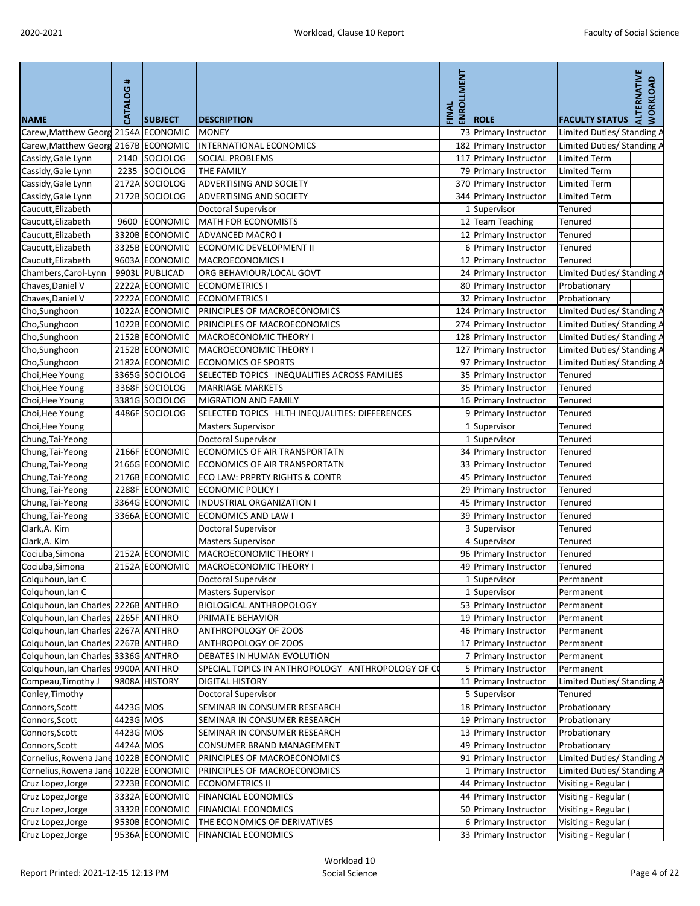| NAME | CATALOG # | SUBJECT | DESCRIPTION | FINAL ENROLLMENT | ROLE | FACULTY STATUS | ALTERNATIVE WORKLOAD |
|---|---|---|---|---|---|---|---|
| Carew,Matthew Georg | 2154A | ECONOMIC | MONEY | 73 | Primary Instructor | Limited Duties/ Standing A | |
| Carew,Matthew Georg | 2167B | ECONOMIC | INTERNATIONAL ECONOMICS | 182 | Primary Instructor | Limited Duties/ Standing A | |
| Cassidy,Gale Lynn | 2140 | SOCIOLOG | SOCIAL PROBLEMS | 117 | Primary Instructor | Limited Term | |
| Cassidy,Gale Lynn | 2235 | SOCIOLOG | THE FAMILY | 79 | Primary Instructor | Limited Term | |
| Cassidy,Gale Lynn | 2172A | SOCIOLOG | ADVERTISING AND SOCIETY | 370 | Primary Instructor | Limited Term | |
| Cassidy,Gale Lynn | 2172B | SOCIOLOG | ADVERTISING AND SOCIETY | 344 | Primary Instructor | Limited Term | |
| Caucutt,Elizabeth | | | Doctoral Supervisor | 1 | Supervisor | Tenured | |
| Caucutt,Elizabeth | 9600 | ECONOMIC | MATH FOR ECONOMISTS | 12 | Team Teaching | Tenured | |
| Caucutt,Elizabeth | 3320B | ECONOMIC | ADVANCED MACRO I | 12 | Primary Instructor | Tenured | |
| Caucutt,Elizabeth | 3325B | ECONOMIC | ECONOMIC DEVELOPMENT II | 6 | Primary Instructor | Tenured | |
| Caucutt,Elizabeth | 9603A | ECONOMIC | MACROECONOMICS I | 12 | Primary Instructor | Tenured | |
| Chambers,Carol-Lynn | 9903L | PUBLICAD | ORG BEHAVIOUR/LOCAL GOVT | 24 | Primary Instructor | Limited Duties/ Standing A | |
| Chaves,Daniel V | 2222A | ECONOMIC | ECONOMETRICS I | 80 | Primary Instructor | Probationary | |
| Chaves,Daniel V | 2222A | ECONOMIC | ECONOMETRICS I | 32 | Primary Instructor | Probationary | |
| Cho,Sunghoon | 1022A | ECONOMIC | PRINCIPLES OF MACROECONOMICS | 124 | Primary Instructor | Limited Duties/ Standing A | |
| Cho,Sunghoon | 1022B | ECONOMIC | PRINCIPLES OF MACROECONOMICS | 274 | Primary Instructor | Limited Duties/ Standing A | |
| Cho,Sunghoon | 2152B | ECONOMIC | MACROECONOMIC THEORY I | 128 | Primary Instructor | Limited Duties/ Standing A | |
| Cho,Sunghoon | 2152B | ECONOMIC | MACROECONOMIC THEORY I | 127 | Primary Instructor | Limited Duties/ Standing A | |
| Cho,Sunghoon | 2182A | ECONOMIC | ECONOMICS OF SPORTS | 97 | Primary Instructor | Limited Duties/ Standing A | |
| Choi,Hee Young | 3365G | SOCIOLOG | SELECTED TOPICS INEQUALITIES ACROSS FAMILIES | 35 | Primary Instructor | Tenured | |
| Choi,Hee Young | 3368F | SOCIOLOG | MARRIAGE MARKETS | 35 | Primary Instructor | Tenured | |
| Choi,Hee Young | 3381G | SOCIOLOG | MIGRATION AND FAMILY | 16 | Primary Instructor | Tenured | |
| Choi,Hee Young | 4486F | SOCIOLOG | SELECTED TOPICS HLTH INEQUALITIES: DIFFERENCES | 9 | Primary Instructor | Tenured | |
| Choi,Hee Young | | | Masters Supervisor | 1 | Supervisor | Tenured | |
| Chung,Tai-Yeong | | | Doctoral Supervisor | 1 | Supervisor | Tenured | |
| Chung,Tai-Yeong | 2166F | ECONOMIC | ECONOMICS OF AIR TRANSPORTATN | 34 | Primary Instructor | Tenured | |
| Chung,Tai-Yeong | 2166G | ECONOMIC | ECONOMICS OF AIR TRANSPORTATN | 33 | Primary Instructor | Tenured | |
| Chung,Tai-Yeong | 2176B | ECONOMIC | ECO LAW: PRPRTY RIGHTS & CONTR | 45 | Primary Instructor | Tenured | |
| Chung,Tai-Yeong | 2288F | ECONOMIC | ECONOMIC POLICY I | 29 | Primary Instructor | Tenured | |
| Chung,Tai-Yeong | 3364G | ECONOMIC | INDUSTRIAL ORGANIZATION I | 45 | Primary Instructor | Tenured | |
| Chung,Tai-Yeong | 3366A | ECONOMIC | ECONOMICS AND LAW I | 39 | Primary Instructor | Tenured | |
| Clark,A. Kim | | | Doctoral Supervisor | 3 | Supervisor | Tenured | |
| Clark,A. Kim | | | Masters Supervisor | 4 | Supervisor | Tenured | |
| Cociuba,Simona | 2152A | ECONOMIC | MACROECONOMIC THEORY I | 96 | Primary Instructor | Tenured | |
| Cociuba,Simona | 2152A | ECONOMIC | MACROECONOMIC THEORY I | 49 | Primary Instructor | Tenured | |
| Colquhoun,Ian C | | | Doctoral Supervisor | 1 | Supervisor | Permanent | |
| Colquhoun,Ian C | | | Masters Supervisor | 1 | Supervisor | Permanent | |
| Colquhoun,Ian Charles | 2226B | ANTHRO | BIOLOGICAL ANTHROPOLOGY | 53 | Primary Instructor | Permanent | |
| Colquhoun,Ian Charles | 2265F | ANTHRO | PRIMATE BEHAVIOR | 19 | Primary Instructor | Permanent | |
| Colquhoun,Ian Charles | 2267A | ANTHRO | ANTHROPOLOGY OF ZOOS | 46 | Primary Instructor | Permanent | |
| Colquhoun,Ian Charles | 2267B | ANTHRO | ANTHROPOLOGY OF ZOOS | 17 | Primary Instructor | Permanent | |
| Colquhoun,Ian Charles | 3336G | ANTHRO | DEBATES IN HUMAN EVOLUTION | 7 | Primary Instructor | Permanent | |
| Colquhoun,Ian Charles | 9900A | ANTHRO | SPECIAL TOPICS IN ANTHROPOLOGY ANTHROPOLOGY OF CO | 5 | Primary Instructor | Permanent | |
| Compeau,Timothy J | 9808A | HISTORY | DIGITAL HISTORY | 11 | Primary Instructor | Limited Duties/ Standing A | |
| Conley,Timothy | | | Doctoral Supervisor | 5 | Supervisor | Tenured | |
| Connors,Scott | 4423G | MOS | SEMINAR IN CONSUMER RESEARCH | 18 | Primary Instructor | Probationary | |
| Connors,Scott | 4423G | MOS | SEMINAR IN CONSUMER RESEARCH | 19 | Primary Instructor | Probationary | |
| Connors,Scott | 4423G | MOS | SEMINAR IN CONSUMER RESEARCH | 13 | Primary Instructor | Probationary | |
| Connors,Scott | 4424A | MOS | CONSUMER BRAND MANAGEMENT | 49 | Primary Instructor | Probationary | |
| Cornelius,Rowena Jane | 1022B | ECONOMIC | PRINCIPLES OF MACROECONOMICS | 91 | Primary Instructor | Limited Duties/ Standing A | |
| Cornelius,Rowena Jane | 1022B | ECONOMIC | PRINCIPLES OF MACROECONOMICS | 1 | Primary Instructor | Limited Duties/ Standing A | |
| Cruz Lopez,Jorge | 2223B | ECONOMIC | ECONOMETRICS II | 44 | Primary Instructor | Visiting - Regular ( | |
| Cruz Lopez,Jorge | 3332A | ECONOMIC | FINANCIAL ECONOMICS | 44 | Primary Instructor | Visiting - Regular ( | |
| Cruz Lopez,Jorge | 3332B | ECONOMIC | FINANCIAL ECONOMICS | 50 | Primary Instructor | Visiting - Regular ( | |
| Cruz Lopez,Jorge | 9530B | ECONOMIC | THE ECONOMICS OF DERIVATIVES | 6 | Primary Instructor | Visiting - Regular ( | |
| Cruz Lopez,Jorge | 9536A | ECONOMIC | FINANCIAL ECONOMICS | 33 | Primary Instructor | Visiting - Regular ( | |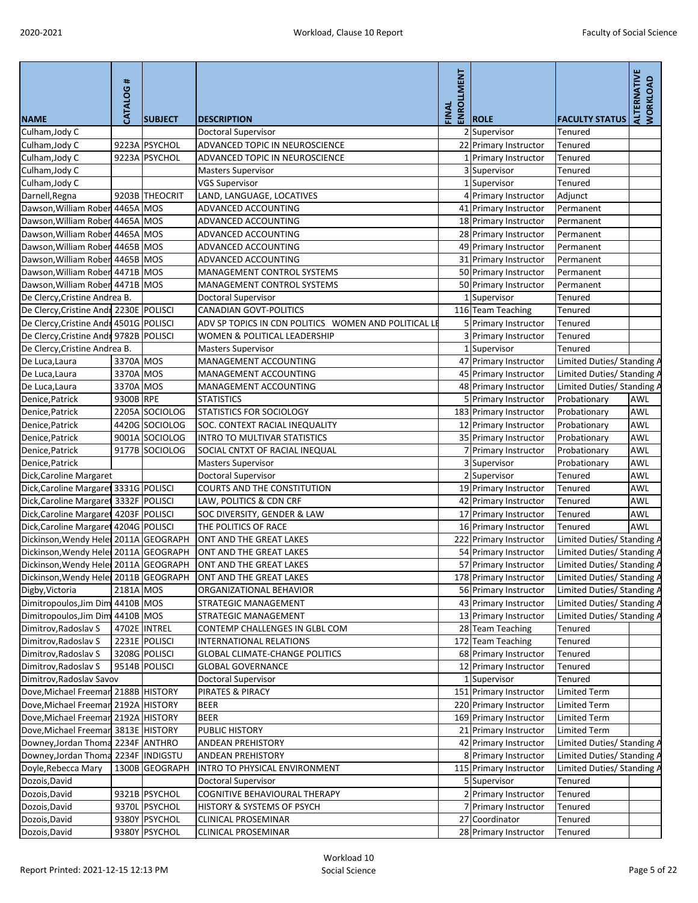| NAME | CATALOG # | SUBJECT | DESCRIPTION | FINAL ENROLLMENT | ROLE | FACULTY STATUS | ALTERNATIVE WORKLOAD |
|---|---|---|---|---|---|---|---|
| Culham,Jody C | | | Doctoral Supervisor | 2 | Supervisor | Tenured | |
| Culham,Jody C | 9223A | PSYCHOL | ADVANCED TOPIC IN NEUROSCIENCE | 22 | Primary Instructor | Tenured | |
| Culham,Jody C | 9223A | PSYCHOL | ADVANCED TOPIC IN NEUROSCIENCE | 1 | Primary Instructor | Tenured | |
| Culham,Jody C | | | Masters Supervisor | 3 | Supervisor | Tenured | |
| Culham,Jody C | | | VGS Supervisor | 1 | Supervisor | Tenured | |
| Darnell,Regna | 9203B | THEOCRIT | LAND, LANGUAGE, LOCATIVES | 4 | Primary Instructor | Adjunct | |
| Dawson,William Rober | 4465A | MOS | ADVANCED ACCOUNTING | 41 | Primary Instructor | Permanent | |
| Dawson,William Rober | 4465A | MOS | ADVANCED ACCOUNTING | 18 | Primary Instructor | Permanent | |
| Dawson,William Rober | 4465A | MOS | ADVANCED ACCOUNTING | 28 | Primary Instructor | Permanent | |
| Dawson,William Rober | 4465B | MOS | ADVANCED ACCOUNTING | 49 | Primary Instructor | Permanent | |
| Dawson,William Rober | 4465B | MOS | ADVANCED ACCOUNTING | 31 | Primary Instructor | Permanent | |
| Dawson,William Rober | 4471B | MOS | MANAGEMENT CONTROL SYSTEMS | 50 | Primary Instructor | Permanent | |
| Dawson,William Rober | 4471B | MOS | MANAGEMENT CONTROL SYSTEMS | 50 | Primary Instructor | Permanent | |
| De Clercy,Cristine Andrea B. | | | Doctoral Supervisor | 1 | Supervisor | Tenured | |
| De Clercy,Cristine Andr | 2230E | POLISCI | CANADIAN GOVT-POLITICS | 116 | Team Teaching | Tenured | |
| De Clercy,Cristine Andr | 4501G | POLISCI | ADV SP TOPICS IN CDN POLITICS WOMEN AND POLITICAL LE | 5 | Primary Instructor | Tenured | |
| De Clercy,Cristine Andr | 9782B | POLISCI | WOMEN & POLITICAL LEADERSHIP | 3 | Primary Instructor | Tenured | |
| De Clercy,Cristine Andrea B. | | | Masters Supervisor | 1 | Supervisor | Tenured | |
| De Luca,Laura | 3370A | MOS | MANAGEMENT ACCOUNTING | 47 | Primary Instructor | Limited Duties/ Standing A | |
| De Luca,Laura | 3370A | MOS | MANAGEMENT ACCOUNTING | 45 | Primary Instructor | Limited Duties/ Standing A | |
| De Luca,Laura | 3370A | MOS | MANAGEMENT ACCOUNTING | 48 | Primary Instructor | Limited Duties/ Standing A | |
| Denice,Patrick | 9300B | RPE | STATISTICS | 5 | Primary Instructor | Probationary | AWL |
| Denice,Patrick | 2205A | SOCIOLOG | STATISTICS FOR SOCIOLOGY | 183 | Primary Instructor | Probationary | AWL |
| Denice,Patrick | 4420G | SOCIOLOG | SOC. CONTEXT RACIAL INEQUALITY | 12 | Primary Instructor | Probationary | AWL |
| Denice,Patrick | 9001A | SOCIOLOG | INTRO TO MULTIVAR STATISTICS | 35 | Primary Instructor | Probationary | AWL |
| Denice,Patrick | 9177B | SOCIOLOG | SOCIAL CNTXT OF RACIAL INEQUAL | 7 | Primary Instructor | Probationary | AWL |
| Denice,Patrick | | | Masters Supervisor | 3 | Supervisor | Probationary | AWL |
| Dick,Caroline Margaret | | | Doctoral Supervisor | 2 | Supervisor | Tenured | AWL |
| Dick,Caroline Margaret | 3331G | POLISCI | COURTS AND THE CONSTITUTION | 19 | Primary Instructor | Tenured | AWL |
| Dick,Caroline Margaret | 3332F | POLISCI | LAW, POLITICS & CDN CRF | 42 | Primary Instructor | Tenured | AWL |
| Dick,Caroline Margaret | 4203F | POLISCI | SOC DIVERSITY, GENDER & LAW | 17 | Primary Instructor | Tenured | AWL |
| Dick,Caroline Margaret | 4204G | POLISCI | THE POLITICS OF RACE | 16 | Primary Instructor | Tenured | AWL |
| Dickinson,Wendy Hele | 2011A | GEOGRAPH | ONT AND THE GREAT LAKES | 222 | Primary Instructor | Limited Duties/ Standing A | |
| Dickinson,Wendy Hele | 2011A | GEOGRAPH | ONT AND THE GREAT LAKES | 54 | Primary Instructor | Limited Duties/ Standing A | |
| Dickinson,Wendy Hele | 2011A | GEOGRAPH | ONT AND THE GREAT LAKES | 57 | Primary Instructor | Limited Duties/ Standing A | |
| Dickinson,Wendy Hele | 2011B | GEOGRAPH | ONT AND THE GREAT LAKES | 178 | Primary Instructor | Limited Duties/ Standing A | |
| Digby,Victoria | 2181A | MOS | ORGANIZATIONAL BEHAVIOR | 56 | Primary Instructor | Limited Duties/ Standing A | |
| Dimitropoulos,Jim Dim | 4410B | MOS | STRATEGIC MANAGEMENT | 43 | Primary Instructor | Limited Duties/ Standing A | |
| Dimitropoulos,Jim Dim | 4410B | MOS | STRATEGIC MANAGEMENT | 13 | Primary Instructor | Limited Duties/ Standing A | |
| Dimitrov,Radoslav S | 4702E | INTREL | CONTEMP CHALLENGES IN GLBL COM | 28 | Team Teaching | Tenured | |
| Dimitrov,Radoslav S | 2231E | POLISCI | INTERNATIONAL RELATIONS | 172 | Team Teaching | Tenured | |
| Dimitrov,Radoslav S | 3208G | POLISCI | GLOBAL CLIMATE-CHANGE POLITICS | 68 | Primary Instructor | Tenured | |
| Dimitrov,Radoslav S | 9514B | POLISCI | GLOBAL GOVERNANCE | 12 | Primary Instructor | Tenured | |
| Dimitrov,Radoslav Savov | | | Doctoral Supervisor | 1 | Supervisor | Tenured | |
| Dove,Michael Freeman | 2188B | HISTORY | PIRATES & PIRACY | 151 | Primary Instructor | Limited Term | |
| Dove,Michael Freeman | 2192A | HISTORY | BEER | 220 | Primary Instructor | Limited Term | |
| Dove,Michael Freeman | 2192A | HISTORY | BEER | 169 | Primary Instructor | Limited Term | |
| Dove,Michael Freeman | 3813E | HISTORY | PUBLIC HISTORY | 21 | Primary Instructor | Limited Term | |
| Downey,Jordan Thoma | 2234F | ANTHRO | ANDEAN PREHISTORY | 42 | Primary Instructor | Limited Duties/ Standing A | |
| Downey,Jordan Thoma | 2234F | INDIGSTU | ANDEAN PREHISTORY | 8 | Primary Instructor | Limited Duties/ Standing A | |
| Doyle,Rebecca Mary | 1300B | GEOGRAPH | INTRO TO PHYSICAL ENVIRONMENT | 115 | Primary Instructor | Limited Duties/ Standing A | |
| Dozois,David | | | Doctoral Supervisor | 5 | Supervisor | Tenured | |
| Dozois,David | 9321B | PSYCHOL | COGNITIVE BEHAVIOURAL THERAPY | 2 | Primary Instructor | Tenured | |
| Dozois,David | 9370L | PSYCHOL | HISTORY & SYSTEMS OF PSYCH | 7 | Primary Instructor | Tenured | |
| Dozois,David | 9380Y | PSYCHOL | CLINICAL PROSEMINAR | 27 | Coordinator | Tenured | |
| Dozois,David | 9380Y | PSYCHOL | CLINICAL PROSEMINAR | 28 | Primary Instructor | Tenured | |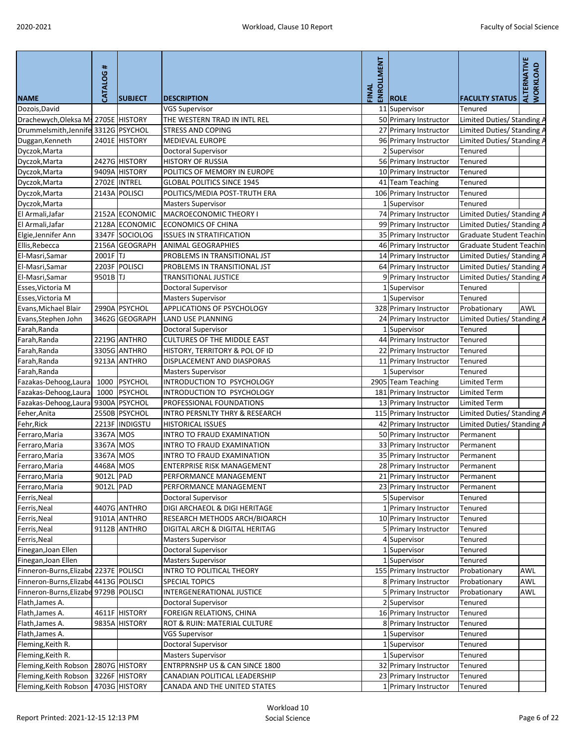| NAME | CATALOG # | SUBJECT | DESCRIPTION | FINAL ENROLLMENT | ROLE | FACULTY STATUS | ALTERNATIVE WORKLOAD |
|---|---|---|---|---|---|---|---|
| Dozois,David | | | VGS Supervisor | 11 | Supervisor | Tenured | |
| Drachewych,Oleksa Ma | 2705E | HISTORY | THE WESTERN TRAD IN INTL REL | 50 | Primary Instructor | Limited Duties/ Standing A | |
| Drummelsmith,Jennife | 3312G | PSYCHOL | STRESS AND COPING | 27 | Primary Instructor | Limited Duties/ Standing A | |
| Duggan,Kenneth | 2401E | HISTORY | MEDIEVAL EUROPE | 96 | Primary Instructor | Limited Duties/ Standing A | |
| Dyczok,Marta | | | Doctoral Supervisor | 2 | Supervisor | Tenured | |
| Dyczok,Marta | 2427G | HISTORY | HISTORY OF RUSSIA | 56 | Primary Instructor | Tenured | |
| Dyczok,Marta | 9409A | HISTORY | POLITICS OF MEMORY IN EUROPE | 10 | Primary Instructor | Tenured | |
| Dyczok,Marta | 2702E | INTREL | GLOBAL POLITICS SINCE 1945 | 41 | Team Teaching | Tenured | |
| Dyczok,Marta | 2143A | POLISCI | POLITICS/MEDIA POST-TRUTH ERA | 106 | Primary Instructor | Tenured | |
| Dyczok,Marta | | | Masters Supervisor | 1 | Supervisor | Tenured | |
| El Armali,Jafar | 2152A | ECONOMIC | MACROECONOMIC THEORY I | 74 | Primary Instructor | Limited Duties/ Standing A | |
| El Armali,Jafar | 2128A | ECONOMIC | ECONOMICS OF CHINA | 99 | Primary Instructor | Limited Duties/ Standing A | |
| Elgie,Jennifer Ann | 3347F | SOCIOLOG | ISSUES IN STRATIFICATION | 35 | Primary Instructor | Graduate Student Teachin | |
| Ellis,Rebecca | 2156A | GEOGRAPH | ANIMAL GEOGRAPHIES | 46 | Primary Instructor | Graduate Student Teachin | |
| El-Masri,Samar | 2001F | TJ | PROBLEMS IN TRANSITIONAL JST | 14 | Primary Instructor | Limited Duties/ Standing A | |
| El-Masri,Samar | 2203F | POLISCI | PROBLEMS IN TRANSITIONAL JST | 64 | Primary Instructor | Limited Duties/ Standing A | |
| El-Masri,Samar | 9501B | TJ | TRANSITIONAL JUSTICE | 9 | Primary Instructor | Limited Duties/ Standing A | |
| Esses,Victoria M | | | Doctoral Supervisor | 1 | Supervisor | Tenured | |
| Esses,Victoria M | | | Masters Supervisor | 1 | Supervisor | Tenured | |
| Evans,Michael Blair | 2990A | PSYCHOL | APPLICATIONS OF PSYCHOLOGY | 328 | Primary Instructor | Probationary | AWL |
| Evans,Stephen John | 3462G | GEOGRAPH | LAND USE PLANNING | 24 | Primary Instructor | Limited Duties/ Standing A | |
| Farah,Randa | | | Doctoral Supervisor | 1 | Supervisor | Tenured | |
| Farah,Randa | 2219G | ANTHRO | CULTURES OF THE MIDDLE EAST | 44 | Primary Instructor | Tenured | |
| Farah,Randa | 3305G | ANTHRO | HISTORY, TERRITORY & POL OF ID | 22 | Primary Instructor | Tenured | |
| Farah,Randa | 9213A | ANTHRO | DISPLACEMENT AND DIASPORAS | 11 | Primary Instructor | Tenured | |
| Farah,Randa | | | Masters Supervisor | 1 | Supervisor | Tenured | |
| Fazakas-Dehoog,Laura | 1000 | PSYCHOL | INTRODUCTION TO PSYCHOLOGY | 2905 | Team Teaching | Limited Term | |
| Fazakas-Dehoog,Laura | 1000 | PSYCHOL | INTRODUCTION TO PSYCHOLOGY | 181 | Primary Instructor | Limited Term | |
| Fazakas-Dehoog,Laura | 9300A | PSYCHOL | PROFESSIONAL FOUNDATIONS | 13 | Primary Instructor | Limited Term | |
| Feher,Anita | 2550B | PSYCHOL | INTRO PERSNLTY THRY & RESEARCH | 115 | Primary Instructor | Limited Duties/ Standing A | |
| Fehr,Rick | 2213F | INDIGSTU | HISTORICAL ISSUES | 42 | Primary Instructor | Limited Duties/ Standing A | |
| Ferraro,Maria | 3367A | MOS | INTRO TO FRAUD EXAMINATION | 50 | Primary Instructor | Permanent | |
| Ferraro,Maria | 3367A | MOS | INTRO TO FRAUD EXAMINATION | 33 | Primary Instructor | Permanent | |
| Ferraro,Maria | 3367A | MOS | INTRO TO FRAUD EXAMINATION | 35 | Primary Instructor | Permanent | |
| Ferraro,Maria | 4468A | MOS | ENTERPRISE RISK MANAGEMENT | 28 | Primary Instructor | Permanent | |
| Ferraro,Maria | 9012L | PAD | PERFORMANCE MANAGEMENT | 21 | Primary Instructor | Permanent | |
| Ferraro,Maria | 9012L | PAD | PERFORMANCE MANAGEMENT | 23 | Primary Instructor | Permanent | |
| Ferris,Neal | | | Doctoral Supervisor | 5 | Supervisor | Tenured | |
| Ferris,Neal | 4407G | ANTHRO | DIGI ARCHAEOL & DIGI HERITAGE | 1 | Primary Instructor | Tenured | |
| Ferris,Neal | 9101A | ANTHRO | RESEARCH METHODS ARCH/BIOARCH | 10 | Primary Instructor | Tenured | |
| Ferris,Neal | 9112B | ANTHRO | DIGITAL ARCH & DIGITAL HERITAG | 5 | Primary Instructor | Tenured | |
| Ferris,Neal | | | Masters Supervisor | 4 | Supervisor | Tenured | |
| Finegan,Joan Ellen | | | Doctoral Supervisor | 1 | Supervisor | Tenured | |
| Finegan,Joan Ellen | | | Masters Supervisor | 1 | Supervisor | Tenured | |
| Finneron-Burns,Elizabe | 2237E | POLISCI | INTRO TO POLITICAL THEORY | 155 | Primary Instructor | Probationary | AWL |
| Finneron-Burns,Elizabe | 4413G | POLISCI | SPECIAL TOPICS | 8 | Primary Instructor | Probationary | AWL |
| Finneron-Burns,Elizabe | 9729B | POLISCI | INTERGENERATIONAL JUSTICE | 5 | Primary Instructor | Probationary | AWL |
| Flath,James A. | | | Doctoral Supervisor | 2 | Supervisor | Tenured | |
| Flath,James A. | 4611F | HISTORY | FOREIGN RELATIONS, CHINA | 16 | Primary Instructor | Tenured | |
| Flath,James A. | 9835A | HISTORY | ROT & RUIN: MATERIAL CULTURE | 8 | Primary Instructor | Tenured | |
| Flath,James A. | | | VGS Supervisor | 1 | Supervisor | Tenured | |
| Fleming,Keith R. | | | Doctoral Supervisor | 1 | Supervisor | Tenured | |
| Fleming,Keith R. | | | Masters Supervisor | 1 | Supervisor | Tenured | |
| Fleming,Keith Robson | 2807G | HISTORY | ENTRPRNSHP US & CAN SINCE 1800 | 32 | Primary Instructor | Tenured | |
| Fleming,Keith Robson | 3226F | HISTORY | CANADIAN POLITICAL LEADERSHIP | 23 | Primary Instructor | Tenured | |
| Fleming,Keith Robson | 4703G | HISTORY | CANADA AND THE UNITED STATES | 1 | Primary Instructor | Tenured | |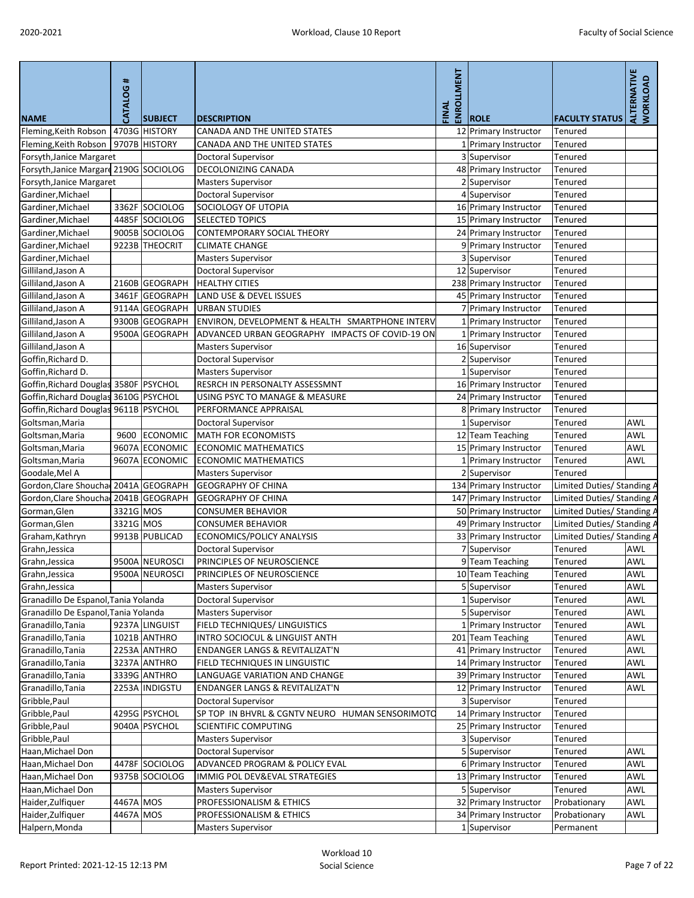| NAME | CATALOG # | SUBJECT | DESCRIPTION | FINAL ENROLLMENT | ROLE | FACULTY STATUS | ALTERNATIVE WORKLOAD |
|---|---|---|---|---|---|---|---|
| Fleming,Keith Robson | 4703G | HISTORY | CANADA AND THE UNITED STATES | 12 | Primary Instructor | Tenured | |
| Fleming,Keith Robson | 9707B | HISTORY | CANADA AND THE UNITED STATES | 1 | Primary Instructor | Tenured | |
| Forsyth,Janice Margaret | | | Doctoral Supervisor | 3 | Supervisor | Tenured | |
| Forsyth,Janice Margare | 2190G | SOCIOLOG | DECOLONIZING CANADA | 48 | Primary Instructor | Tenured | |
| Forsyth,Janice Margaret | | | Masters Supervisor | 2 | Supervisor | Tenured | |
| Gardiner,Michael | | | Doctoral Supervisor | 4 | Supervisor | Tenured | |
| Gardiner,Michael | 3362F | SOCIOLOG | SOCIOLOGY OF UTOPIA | 16 | Primary Instructor | Tenured | |
| Gardiner,Michael | 4485F | SOCIOLOG | SELECTED TOPICS | 15 | Primary Instructor | Tenured | |
| Gardiner,Michael | 9005B | SOCIOLOG | CONTEMPORARY SOCIAL THEORY | 24 | Primary Instructor | Tenured | |
| Gardiner,Michael | 9223B | THEOCRIT | CLIMATE CHANGE | 9 | Primary Instructor | Tenured | |
| Gardiner,Michael | | | Masters Supervisor | 3 | Supervisor | Tenured | |
| Gilliland,Jason A | | | Doctoral Supervisor | 12 | Supervisor | Tenured | |
| Gilliland,Jason A | 2160B | GEOGRAPH | HEALTHY CITIES | 238 | Primary Instructor | Tenured | |
| Gilliland,Jason A | 3461F | GEOGRAPH | LAND USE & DEVEL ISSUES | 45 | Primary Instructor | Tenured | |
| Gilliland,Jason A | 9114A | GEOGRAPH | URBAN STUDIES | 7 | Primary Instructor | Tenured | |
| Gilliland,Jason A | 9300B | GEOGRAPH | ENVIRON, DEVELOPMENT & HEALTH SMARTPHONE INTERV | 1 | Primary Instructor | Tenured | |
| Gilliland,Jason A | 9500A | GEOGRAPH | ADVANCED URBAN GEOGRAPHY IMPACTS OF COVID-19 ON | 1 | Primary Instructor | Tenured | |
| Gilliland,Jason A | | | Masters Supervisor | 16 | Supervisor | Tenured | |
| Goffin,Richard D. | | | Doctoral Supervisor | 2 | Supervisor | Tenured | |
| Goffin,Richard D. | | | Masters Supervisor | 1 | Supervisor | Tenured | |
| Goffin,Richard Douglas | 3580F | PSYCHOL | RESRCH IN PERSONALTY ASSESSMNT | 16 | Primary Instructor | Tenured | |
| Goffin,Richard Douglas | 3610G | PSYCHOL | USING PSYC TO MANAGE & MEASURE | 24 | Primary Instructor | Tenured | |
| Goffin,Richard Douglas | 9611B | PSYCHOL | PERFORMANCE APPRAISAL | 8 | Primary Instructor | Tenured | |
| Goltsman,Maria | | | Doctoral Supervisor | 1 | Supervisor | Tenured | AWL |
| Goltsman,Maria | 9600 | ECONOMIC | MATH FOR ECONOMISTS | 12 | Team Teaching | Tenured | AWL |
| Goltsman,Maria | 9607A | ECONOMIC | ECONOMIC MATHEMATICS | 15 | Primary Instructor | Tenured | AWL |
| Goltsman,Maria | 9607A | ECONOMIC | ECONOMIC MATHEMATICS | 1 | Primary Instructor | Tenured | AWL |
| Goodale,Mel A | | | Masters Supervisor | 2 | Supervisor | Tenured | |
| Gordon,Clare Shouchai | 2041A | GEOGRAPH | GEOGRAPHY OF CHINA | 134 | Primary Instructor | Limited Duties/ Standing A | |
| Gordon,Clare Shouchai | 2041B | GEOGRAPH | GEOGRAPHY OF CHINA | 147 | Primary Instructor | Limited Duties/ Standing A | |
| Gorman,Glen | 3321G | MOS | CONSUMER BEHAVIOR | 50 | Primary Instructor | Limited Duties/ Standing A | |
| Gorman,Glen | 3321G | MOS | CONSUMER BEHAVIOR | 49 | Primary Instructor | Limited Duties/ Standing A | |
| Graham,Kathryn | 9913B | PUBLICAD | ECONOMICS/POLICY ANALYSIS | 33 | Primary Instructor | Limited Duties/ Standing A | |
| Grahn,Jessica | | | Doctoral Supervisor | 7 | Supervisor | Tenured | AWL |
| Grahn,Jessica | 9500A | NEUROSCI | PRINCIPLES OF NEUROSCIENCE | 9 | Team Teaching | Tenured | AWL |
| Grahn,Jessica | 9500A | NEUROSCI | PRINCIPLES OF NEUROSCIENCE | 10 | Team Teaching | Tenured | AWL |
| Grahn,Jessica | | | Masters Supervisor | 5 | Supervisor | Tenured | AWL |
| Granadillo De Espanol,Tania Yolanda | | | Doctoral Supervisor | 1 | Supervisor | Tenured | AWL |
| Granadillo De Espanol,Tania Yolanda | | | Masters Supervisor | 5 | Supervisor | Tenured | AWL |
| Granadillo,Tania | 9237A | LINGUIST | FIELD TECHNIQUES/ LINGUISTICS | 1 | Primary Instructor | Tenured | AWL |
| Granadillo,Tania | 1021B | ANTHRO | INTRO SOCIOCUL & LINGUIST ANTH | 201 | Team Teaching | Tenured | AWL |
| Granadillo,Tania | 2253A | ANTHRO | ENDANGER LANGS & REVITALIZAT'N | 41 | Primary Instructor | Tenured | AWL |
| Granadillo,Tania | 3237A | ANTHRO | FIELD TECHNIQUES IN LINGUISTIC | 14 | Primary Instructor | Tenured | AWL |
| Granadillo,Tania | 3339G | ANTHRO | LANGUAGE VARIATION AND CHANGE | 39 | Primary Instructor | Tenured | AWL |
| Granadillo,Tania | 2253A | INDIGSTU | ENDANGER LANGS & REVITALIZAT'N | 12 | Primary Instructor | Tenured | AWL |
| Gribble,Paul | | | Doctoral Supervisor | 3 | Supervisor | Tenured | |
| Gribble,Paul | 4295G | PSYCHOL | SP TOP IN BHVRL & CGNTV NEURO HUMAN SENSORIMOTO | 14 | Primary Instructor | Tenured | |
| Gribble,Paul | 9040A | PSYCHOL | SCIENTIFIC COMPUTING | 25 | Primary Instructor | Tenured | |
| Gribble,Paul | | | Masters Supervisor | 3 | Supervisor | Tenured | |
| Haan,Michael Don | | | Doctoral Supervisor | 5 | Supervisor | Tenured | AWL |
| Haan,Michael Don | 4478F | SOCIOLOG | ADVANCED PROGRAM & POLICY EVAL | 6 | Primary Instructor | Tenured | AWL |
| Haan,Michael Don | 9375B | SOCIOLOG | IMMIG POL DEV&EVAL STRATEGIES | 13 | Primary Instructor | Tenured | AWL |
| Haan,Michael Don | | | Masters Supervisor | 5 | Supervisor | Tenured | AWL |
| Haider,Zulfiquer | 4467A | MOS | PROFESSIONALISM & ETHICS | 32 | Primary Instructor | Probationary | AWL |
| Haider,Zulfiquer | 4467A | MOS | PROFESSIONALISM & ETHICS | 34 | Primary Instructor | Probationary | AWL |
| Halpern,Monda | | | Masters Supervisor | 1 | Supervisor | Permanent | |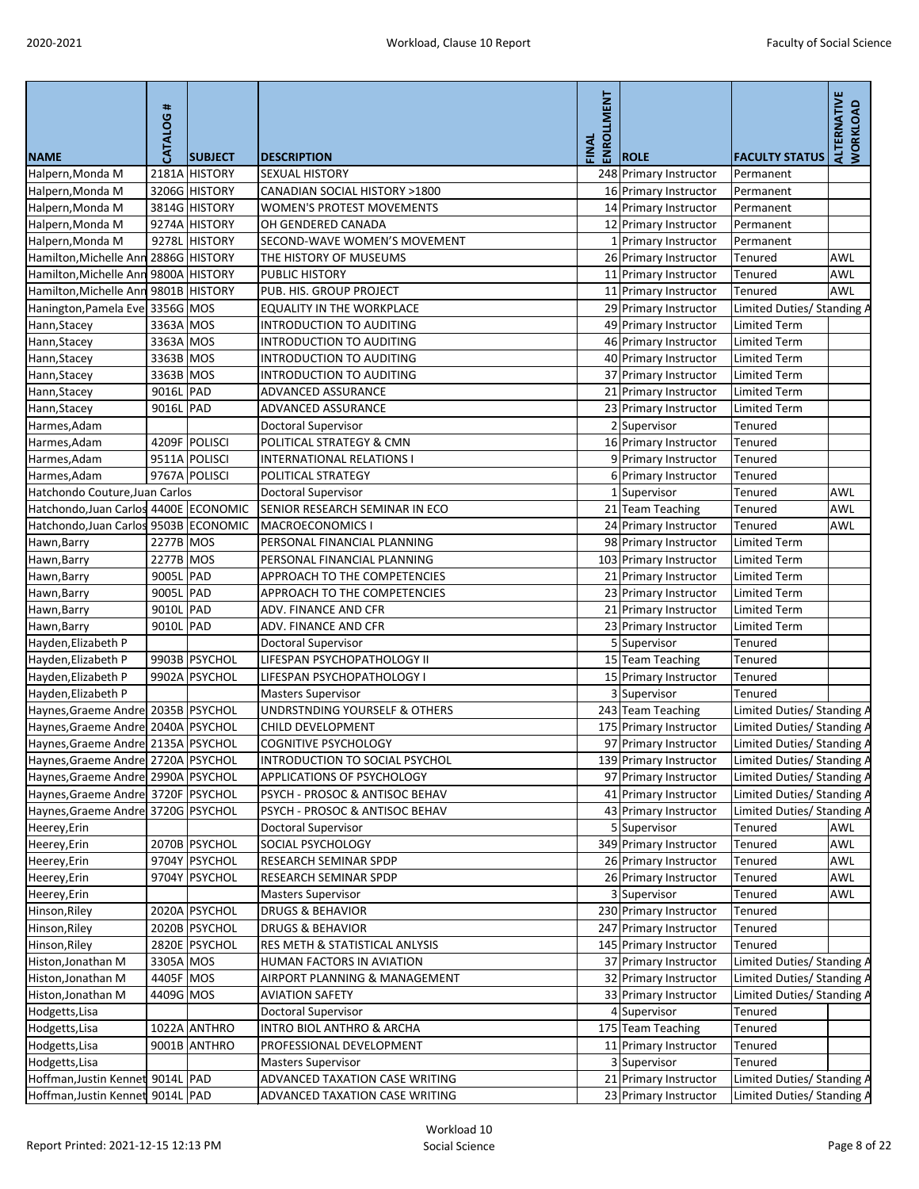| NAME | CATALOG # | SUBJECT | DESCRIPTION | FINAL ENROLLMENT | ROLE | FACULTY STATUS | ALTERNATIVE WORKLOAD |
|---|---|---|---|---|---|---|---|
| Halpern,Monda M | 2181A | HISTORY | SEXUAL HISTORY | 248 | Primary Instructor | Permanent | |
| Halpern,Monda M | 3206G | HISTORY | CANADIAN SOCIAL HISTORY >1800 | 16 | Primary Instructor | Permanent | |
| Halpern,Monda M | 3814G | HISTORY | WOMEN'S PROTEST MOVEMENTS | 14 | Primary Instructor | Permanent | |
| Halpern,Monda M | 9274A | HISTORY | OH GENDERED CANADA | 12 | Primary Instructor | Permanent | |
| Halpern,Monda M | 9278L | HISTORY | SECOND-WAVE WOMEN'S MOVEMENT | 1 | Primary Instructor | Permanent | |
| Hamilton,Michelle Ann | 2886G | HISTORY | THE HISTORY OF MUSEUMS | 26 | Primary Instructor | Tenured | AWL |
| Hamilton,Michelle Ann | 9800A | HISTORY | PUBLIC HISTORY | 11 | Primary Instructor | Tenured | AWL |
| Hamilton,Michelle Ann | 9801B | HISTORY | PUB. HIS. GROUP PROJECT | 11 | Primary Instructor | Tenured | AWL |
| Hanington,Pamela Eve | 3356G | MOS | EQUALITY IN THE WORKPLACE | 29 | Primary Instructor | Limited Duties/ Standing A | |
| Hann,Stacey | 3363A | MOS | INTRODUCTION TO AUDITING | 49 | Primary Instructor | Limited Term | |
| Hann,Stacey | 3363A | MOS | INTRODUCTION TO AUDITING | 46 | Primary Instructor | Limited Term | |
| Hann,Stacey | 3363B | MOS | INTRODUCTION TO AUDITING | 40 | Primary Instructor | Limited Term | |
| Hann,Stacey | 3363B | MOS | INTRODUCTION TO AUDITING | 37 | Primary Instructor | Limited Term | |
| Hann,Stacey | 9016L | PAD | ADVANCED ASSURANCE | 21 | Primary Instructor | Limited Term | |
| Hann,Stacey | 9016L | PAD | ADVANCED ASSURANCE | 23 | Primary Instructor | Limited Term | |
| Harmes,Adam | | | Doctoral Supervisor | 2 | Supervisor | Tenured | |
| Harmes,Adam | 4209F | POLISCI | POLITICAL STRATEGY & CMN | 16 | Primary Instructor | Tenured | |
| Harmes,Adam | 9511A | POLISCI | INTERNATIONAL RELATIONS I | 9 | Primary Instructor | Tenured | |
| Harmes,Adam | 9767A | POLISCI | POLITICAL STRATEGY | 6 | Primary Instructor | Tenured | |
| Hatchondo Couture,Juan Carlos | | | Doctoral Supervisor | 1 | Supervisor | Tenured | AWL |
| Hatchondo,Juan Carlos | 4400E | ECONOMIC | SENIOR RESEARCH SEMINAR IN ECO | 21 | Team Teaching | Tenured | AWL |
| Hatchondo,Juan Carlos | 9503B | ECONOMIC | MACROECONOMICS I | 24 | Primary Instructor | Tenured | AWL |
| Hawn,Barry | 2277B | MOS | PERSONAL FINANCIAL PLANNING | 98 | Primary Instructor | Limited Term | |
| Hawn,Barry | 2277B | MOS | PERSONAL FINANCIAL PLANNING | 103 | Primary Instructor | Limited Term | |
| Hawn,Barry | 9005L | PAD | APPROACH TO THE COMPETENCIES | 21 | Primary Instructor | Limited Term | |
| Hawn,Barry | 9005L | PAD | APPROACH TO THE COMPETENCIES | 23 | Primary Instructor | Limited Term | |
| Hawn,Barry | 9010L | PAD | ADV. FINANCE AND CFR | 21 | Primary Instructor | Limited Term | |
| Hawn,Barry | 9010L | PAD | ADV. FINANCE AND CFR | 23 | Primary Instructor | Limited Term | |
| Hayden,Elizabeth P | | | Doctoral Supervisor | 5 | Supervisor | Tenured | |
| Hayden,Elizabeth P | 9903B | PSYCHOL | LIFESPAN PSYCHOPATHOLOGY II | 15 | Team Teaching | Tenured | |
| Hayden,Elizabeth P | 9902A | PSYCHOL | LIFESPAN PSYCHOPATHOLOGY I | 15 | Primary Instructor | Tenured | |
| Hayden,Elizabeth P | | | Masters Supervisor | 3 | Supervisor | Tenured | |
| Haynes,Graeme Andre | 2035B | PSYCHOL | UNDRSTNDING YOURSELF & OTHERS | 243 | Team Teaching | Limited Duties/ Standing A | |
| Haynes,Graeme Andre | 2040A | PSYCHOL | CHILD DEVELOPMENT | 175 | Primary Instructor | Limited Duties/ Standing A | |
| Haynes,Graeme Andre | 2135A | PSYCHOL | COGNITIVE PSYCHOLOGY | 97 | Primary Instructor | Limited Duties/ Standing A | |
| Haynes,Graeme Andre | 2720A | PSYCHOL | INTRODUCTION TO SOCIAL PSYCHOL | 139 | Primary Instructor | Limited Duties/ Standing A | |
| Haynes,Graeme Andre | 2990A | PSYCHOL | APPLICATIONS OF PSYCHOLOGY | 97 | Primary Instructor | Limited Duties/ Standing A | |
| Haynes,Graeme Andre | 3720F | PSYCHOL | PSYCH - PROSOC & ANTISOC BEHAV | 41 | Primary Instructor | Limited Duties/ Standing A | |
| Haynes,Graeme Andre | 3720G | PSYCHOL | PSYCH - PROSOC & ANTISOC BEHAV | 43 | Primary Instructor | Limited Duties/ Standing A | |
| Heerey,Erin | | | Doctoral Supervisor | 5 | Supervisor | Tenured | AWL |
| Heerey,Erin | 2070B | PSYCHOL | SOCIAL PSYCHOLOGY | 349 | Primary Instructor | Tenured | AWL |
| Heerey,Erin | 9704Y | PSYCHOL | RESEARCH SEMINAR SPDP | 26 | Primary Instructor | Tenured | AWL |
| Heerey,Erin | 9704Y | PSYCHOL | RESEARCH SEMINAR SPDP | 26 | Primary Instructor | Tenured | AWL |
| Heerey,Erin | | | Masters Supervisor | 3 | Supervisor | Tenured | AWL |
| Hinson,Riley | 2020A | PSYCHOL | DRUGS & BEHAVIOR | 230 | Primary Instructor | Tenured | |
| Hinson,Riley | 2020B | PSYCHOL | DRUGS & BEHAVIOR | 247 | Primary Instructor | Tenured | |
| Hinson,Riley | 2820E | PSYCHOL | RES METH & STATISTICAL ANLYSIS | 145 | Primary Instructor | Tenured | |
| Histon,Jonathan M | 3305A | MOS | HUMAN FACTORS IN AVIATION | 37 | Primary Instructor | Limited Duties/ Standing A | |
| Histon,Jonathan M | 4405F | MOS | AIRPORT PLANNING & MANAGEMENT | 32 | Primary Instructor | Limited Duties/ Standing A | |
| Histon,Jonathan M | 4409G | MOS | AVIATION SAFETY | 33 | Primary Instructor | Limited Duties/ Standing A | |
| Hodgetts,Lisa | | | Doctoral Supervisor | 4 | Supervisor | Tenured | |
| Hodgetts,Lisa | 1022A | ANTHRO | INTRO BIOL ANTHRO & ARCHA | 175 | Team Teaching | Tenured | |
| Hodgetts,Lisa | 9001B | ANTHRO | PROFESSIONAL DEVELOPMENT | 11 | Primary Instructor | Tenured | |
| Hodgetts,Lisa | | | Masters Supervisor | 3 | Supervisor | Tenured | |
| Hoffman,Justin Kennet | 9014L | PAD | ADVANCED TAXATION CASE WRITING | 21 | Primary Instructor | Limited Duties/ Standing A | |
| Hoffman,Justin Kennet | 9014L | PAD | ADVANCED TAXATION CASE WRITING | 23 | Primary Instructor | Limited Duties/ Standing A | |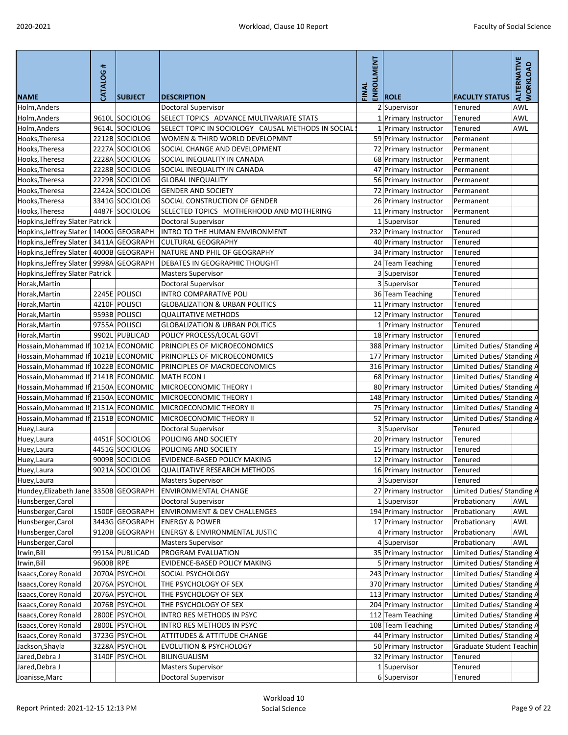| NAME | CATALOG # | SUBJECT | DESCRIPTION | FINAL ENROLLMENT | ROLE | FACULTY STATUS | ALTERNATIVE WORKLOAD |
|---|---|---|---|---|---|---|---|
| Holm,Anders | | | Doctoral Supervisor | 2 | Supervisor | Tenured | AWL |
| Holm,Anders | 9610L | SOCIOLOG | SELECT TOPICS ADVANCE MULTIVARIATE STATS | 1 | Primary Instructor | Tenured | AWL |
| Holm,Anders | 9614L | SOCIOLOG | SELECT TOPIC IN SOCIOLOGY CAUSAL METHODS IN SOCIAL | 1 | Primary Instructor | Tenured | AWL |
| Hooks,Theresa | 2212B | SOCIOLOG | WOMEN & THIRD WORLD DEVELOPMNT | 59 | Primary Instructor | Permanent | |
| Hooks,Theresa | 2227A | SOCIOLOG | SOCIAL CHANGE AND DEVELOPMENT | 72 | Primary Instructor | Permanent | |
| Hooks,Theresa | 2228A | SOCIOLOG | SOCIAL INEQUALITY IN CANADA | 68 | Primary Instructor | Permanent | |
| Hooks,Theresa | 2228B | SOCIOLOG | SOCIAL INEQUALITY IN CANADA | 47 | Primary Instructor | Permanent | |
| Hooks,Theresa | 2229B | SOCIOLOG | GLOBAL INEQUALITY | 56 | Primary Instructor | Permanent | |
| Hooks,Theresa | 2242A | SOCIOLOG | GENDER AND SOCIETY | 72 | Primary Instructor | Permanent | |
| Hooks,Theresa | 3341G | SOCIOLOG | SOCIAL CONSTRUCTION OF GENDER | 26 | Primary Instructor | Permanent | |
| Hooks,Theresa | 4487F | SOCIOLOG | SELECTED TOPICS MOTHERHOOD AND MOTHERING | 11 | Primary Instructor | Permanent | |
| Hopkins,Jeffrey Slater Patrick | | | Doctoral Supervisor | 1 | Supervisor | Tenured | |
| Hopkins,Jeffrey Slater | 1400G | GEOGRAPH | INTRO TO THE HUMAN ENVIRONMENT | 232 | Primary Instructor | Tenured | |
| Hopkins,Jeffrey Slater | 3411A | GEOGRAPH | CULTURAL GEOGRAPHY | 40 | Primary Instructor | Tenured | |
| Hopkins,Jeffrey Slater | 4000B | GEOGRAPH | NATURE AND PHIL OF GEOGRAPHY | 34 | Primary Instructor | Tenured | |
| Hopkins,Jeffrey Slater | 9998A | GEOGRAPH | DEBATES IN GEOGRAPHIC THOUGHT | 24 | Team Teaching | Tenured | |
| Hopkins,Jeffrey Slater Patrick | | | Masters Supervisor | 3 | Supervisor | Tenured | |
| Horak,Martin | | | Doctoral Supervisor | 3 | Supervisor | Tenured | |
| Horak,Martin | 2245E | POLISCI | INTRO COMPARATIVE POLI | 36 | Team Teaching | Tenured | |
| Horak,Martin | 4210F | POLISCI | GLOBALIZATION & URBAN POLITICS | 11 | Primary Instructor | Tenured | |
| Horak,Martin | 9593B | POLISCI | QUALITATIVE METHODS | 12 | Primary Instructor | Tenured | |
| Horak,Martin | 9755A | POLISCI | GLOBALIZATION & URBAN POLITICS | 1 | Primary Instructor | Tenured | |
| Horak,Martin | 9902L | PUBLICAD | POLICY PROCESS/LOCAL GOVT | 18 | Primary Instructor | Tenured | |
| Hossain,Mohammad If | 1021A | ECONOMIC | PRINCIPLES OF MICROECONOMICS | 388 | Primary Instructor | Limited Duties/ Standing A | |
| Hossain,Mohammad If | 1021B | ECONOMIC | PRINCIPLES OF MICROECONOMICS | 177 | Primary Instructor | Limited Duties/ Standing A | |
| Hossain,Mohammad If | 1022B | ECONOMIC | PRINCIPLES OF MACROECONOMICS | 316 | Primary Instructor | Limited Duties/ Standing A | |
| Hossain,Mohammad If | 2141B | ECONOMIC | MATH ECON I | 68 | Primary Instructor | Limited Duties/ Standing A | |
| Hossain,Mohammad If | 2150A | ECONOMIC | MICROECONOMIC THEORY I | 80 | Primary Instructor | Limited Duties/ Standing A | |
| Hossain,Mohammad If | 2150A | ECONOMIC | MICROECONOMIC THEORY I | 148 | Primary Instructor | Limited Duties/ Standing A | |
| Hossain,Mohammad If | 2151A | ECONOMIC | MICROECONOMIC THEORY II | 75 | Primary Instructor | Limited Duties/ Standing A | |
| Hossain,Mohammad If | 2151B | ECONOMIC | MICROECONOMIC THEORY II | 52 | Primary Instructor | Limited Duties/ Standing A | |
| Huey,Laura | | | Doctoral Supervisor | 3 | Supervisor | Tenured | |
| Huey,Laura | 4451F | SOCIOLOG | POLICING AND SOCIETY | 20 | Primary Instructor | Tenured | |
| Huey,Laura | 4451G | SOCIOLOG | POLICING AND SOCIETY | 15 | Primary Instructor | Tenured | |
| Huey,Laura | 9009B | SOCIOLOG | EVIDENCE-BASED POLICY MAKING | 12 | Primary Instructor | Tenured | |
| Huey,Laura | 9021A | SOCIOLOG | QUALITATIVE RESEARCH METHODS | 16 | Primary Instructor | Tenured | |
| Huey,Laura | | | Masters Supervisor | 3 | Supervisor | Tenured | |
| Hundey,Elizabeth Jane | 3350B | GEOGRAPH | ENVIRONMENTAL CHANGE | 27 | Primary Instructor | Limited Duties/ Standing A | |
| Hunsberger,Carol | | | Doctoral Supervisor | 1 | Supervisor | Probationary | AWL |
| Hunsberger,Carol | 1500F | GEOGRAPH | ENVIRONMENT & DEV CHALLENGES | 194 | Primary Instructor | Probationary | AWL |
| Hunsberger,Carol | 3443G | GEOGRAPH | ENERGY & POWER | 17 | Primary Instructor | Probationary | AWL |
| Hunsberger,Carol | 9120B | GEOGRAPH | ENERGY & ENVIRONMENTAL JUSTIC | 4 | Primary Instructor | Probationary | AWL |
| Hunsberger,Carol | | | Masters Supervisor | 4 | Supervisor | Probationary | AWL |
| Irwin,Bill | 9915A | PUBLICAD | PROGRAM EVALUATION | 35 | Primary Instructor | Limited Duties/ Standing A | |
| Irwin,Bill | 9600B | RPE | EVIDENCE-BASED POLICY MAKING | 5 | Primary Instructor | Limited Duties/ Standing A | |
| Isaacs,Corey Ronald | 2070A | PSYCHOL | SOCIAL PSYCHOLOGY | 243 | Primary Instructor | Limited Duties/ Standing A | |
| Isaacs,Corey Ronald | 2076A | PSYCHOL | THE PSYCHOLOGY OF SEX | 370 | Primary Instructor | Limited Duties/ Standing A | |
| Isaacs,Corey Ronald | 2076A | PSYCHOL | THE PSYCHOLOGY OF SEX | 113 | Primary Instructor | Limited Duties/ Standing A | |
| Isaacs,Corey Ronald | 2076B | PSYCHOL | THE PSYCHOLOGY OF SEX | 204 | Primary Instructor | Limited Duties/ Standing A | |
| Isaacs,Corey Ronald | 2800E | PSYCHOL | INTRO RES METHODS IN PSYC | 112 | Team Teaching | Limited Duties/ Standing A | |
| Isaacs,Corey Ronald | 2800E | PSYCHOL | INTRO RES METHODS IN PSYC | 108 | Team Teaching | Limited Duties/ Standing A | |
| Isaacs,Corey Ronald | 3723G | PSYCHOL | ATTITUDES & ATTITUDE CHANGE | 44 | Primary Instructor | Limited Duties/ Standing A | |
| Jackson,Shayla | 3228A | PSYCHOL | EVOLUTION & PSYCHOLOGY | 50 | Primary Instructor | Graduate Student Teachin | |
| Jared,Debra J | 3140F | PSYCHOL | BILINGUALISM | 32 | Primary Instructor | Tenured | |
| Jared,Debra J | | | Masters Supervisor | 1 | Supervisor | Tenured | |
| Joanisse,Marc | | | Doctoral Supervisor | 6 | Supervisor | Tenured | |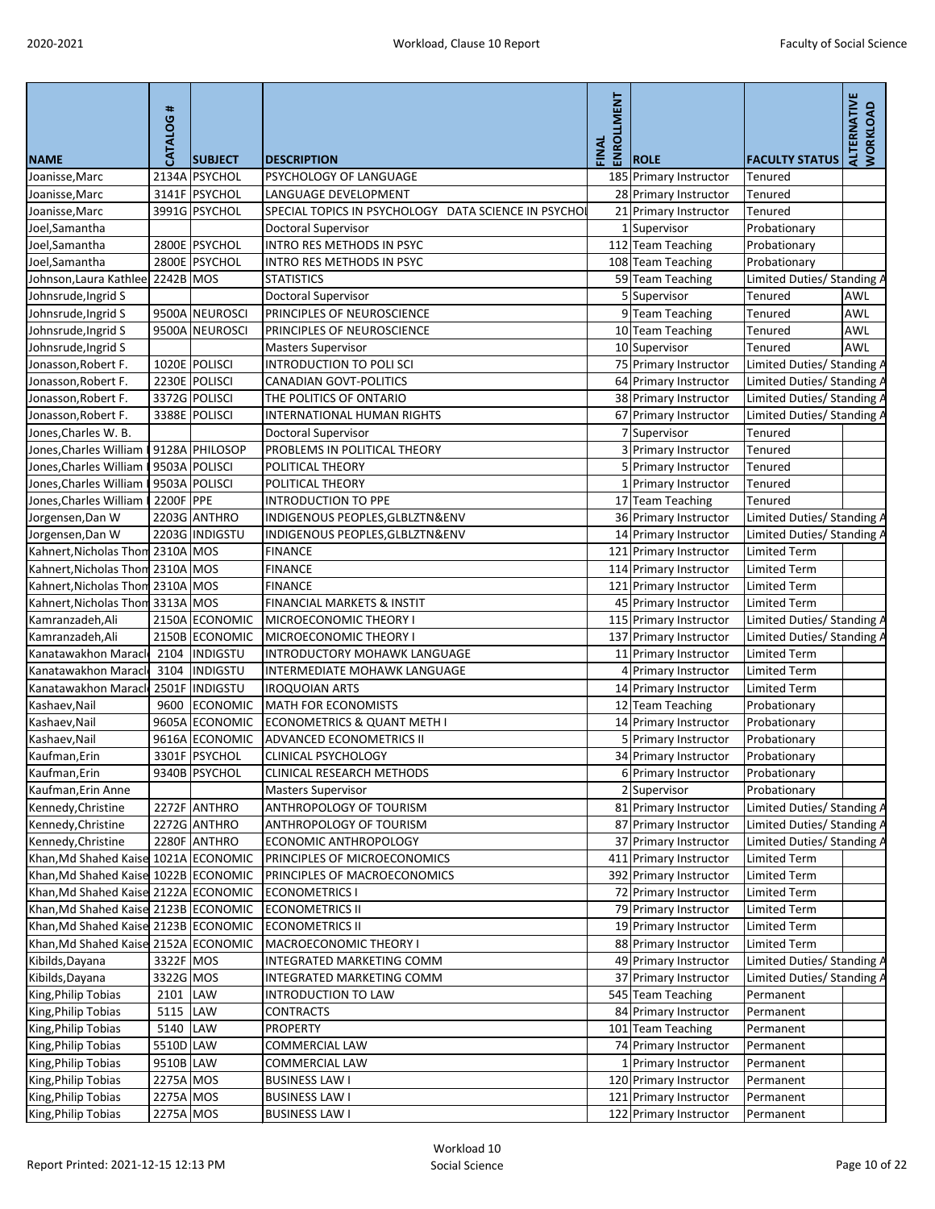| NAME | CATALOG # | SUBJECT | DESCRIPTION | FINAL ENROLLMENT | ROLE | FACULTY STATUS | ALTERNATIVE WORKLOAD |
|---|---|---|---|---|---|---|---|
| Joanisse,Marc | 2134A | PSYCHOL | PSYCHOLOGY OF LANGUAGE | 185 | Primary Instructor | Tenured | |
| Joanisse,Marc | 3141F | PSYCHOL | LANGUAGE DEVELOPMENT | 28 | Primary Instructor | Tenured | |
| Joanisse,Marc | 3991G | PSYCHOL | SPECIAL TOPICS IN PSYCHOLOGY DATA SCIENCE IN PSYCHOL | 21 | Primary Instructor | Tenured | |
| Joel,Samantha | | | Doctoral Supervisor | 1 | Supervisor | Probationary | |
| Joel,Samantha | 2800E | PSYCHOL | INTRO RES METHODS IN PSYC | 112 | Team Teaching | Probationary | |
| Joel,Samantha | 2800E | PSYCHOL | INTRO RES METHODS IN PSYC | 108 | Team Teaching | Probationary | |
| Johnson,Laura Kathlee | 2242B | MOS | STATISTICS | 59 | Team Teaching | Limited Duties/ Standing A | |
| Johnsrude,Ingrid S | | | Doctoral Supervisor | 5 | Supervisor | Tenured | AWL |
| Johnsrude,Ingrid S | 9500A | NEUROSCI | PRINCIPLES OF NEUROSCIENCE | 9 | Team Teaching | Tenured | AWL |
| Johnsrude,Ingrid S | 9500A | NEUROSCI | PRINCIPLES OF NEUROSCIENCE | 10 | Team Teaching | Tenured | AWL |
| Johnsrude,Ingrid S | | | Masters Supervisor | 10 | Supervisor | Tenured | AWL |
| Jonasson,Robert F. | 1020E | POLISCI | INTRODUCTION TO POLI SCI | 75 | Primary Instructor | Limited Duties/ Standing A | |
| Jonasson,Robert F. | 2230E | POLISCI | CANADIAN GOVT-POLITICS | 64 | Primary Instructor | Limited Duties/ Standing A | |
| Jonasson,Robert F. | 3372G | POLISCI | THE POLITICS OF ONTARIO | 38 | Primary Instructor | Limited Duties/ Standing A | |
| Jonasson,Robert F. | 3388E | POLISCI | INTERNATIONAL HUMAN RIGHTS | 67 | Primary Instructor | Limited Duties/ Standing A | |
| Jones,Charles W. B. | | | Doctoral Supervisor | 7 | Supervisor | Tenured | |
| Jones,Charles William | 9128A | PHILOSOP | PROBLEMS IN POLITICAL THEORY | 3 | Primary Instructor | Tenured | |
| Jones,Charles William | 9503A | POLISCI | POLITICAL THEORY | 5 | Primary Instructor | Tenured | |
| Jones,Charles William | 9503A | POLISCI | POLITICAL THEORY | 1 | Primary Instructor | Tenured | |
| Jones,Charles William | 2200F | PPE | INTRODUCTION TO PPE | 17 | Team Teaching | Tenured | |
| Jorgensen,Dan W | 2203G | ANTHRO | INDIGENOUS PEOPLES,GLBLZTN&ENV | 36 | Primary Instructor | Limited Duties/ Standing A | |
| Jorgensen,Dan W | 2203G | INDIGSTU | INDIGENOUS PEOPLES,GLBLZTN&ENV | 14 | Primary Instructor | Limited Duties/ Standing A | |
| Kahnert,Nicholas Thom | 2310A | MOS | FINANCE | 121 | Primary Instructor | Limited Term | |
| Kahnert,Nicholas Thom | 2310A | MOS | FINANCE | 114 | Primary Instructor | Limited Term | |
| Kahnert,Nicholas Thom | 2310A | MOS | FINANCE | 121 | Primary Instructor | Limited Term | |
| Kahnert,Nicholas Thom | 3313A | MOS | FINANCIAL MARKETS & INSTIT | 45 | Primary Instructor | Limited Term | |
| Kamranzadeh,Ali | 2150A | ECONOMIC | MICROECONOMIC THEORY I | 115 | Primary Instructor | Limited Duties/ Standing A | |
| Kamranzadeh,Ali | 2150B | ECONOMIC | MICROECONOMIC THEORY I | 137 | Primary Instructor | Limited Duties/ Standing A | |
| Kanatawakhon Maracl | 2104 | INDIGSTU | INTRODUCTORY MOHAWK LANGUAGE | 11 | Primary Instructor | Limited Term | |
| Kanatawakhon Maracl | 3104 | INDIGSTU | INTERMEDIATE MOHAWK LANGUAGE | 4 | Primary Instructor | Limited Term | |
| Kanatawakhon Maracl | 2501F | INDIGSTU | IROQUOIAN ARTS | 14 | Primary Instructor | Limited Term | |
| Kashaev,Nail | 9600 | ECONOMIC | MATH FOR ECONOMISTS | 12 | Team Teaching | Probationary | |
| Kashaev,Nail | 9605A | ECONOMIC | ECONOMETRICS & QUANT METH I | 14 | Primary Instructor | Probationary | |
| Kashaev,Nail | 9616A | ECONOMIC | ADVANCED ECONOMETRICS II | 5 | Primary Instructor | Probationary | |
| Kaufman,Erin | 3301F | PSYCHOL | CLINICAL PSYCHOLOGY | 34 | Primary Instructor | Probationary | |
| Kaufman,Erin | 9340B | PSYCHOL | CLINICAL RESEARCH METHODS | 6 | Primary Instructor | Probationary | |
| Kaufman,Erin Anne | | | Masters Supervisor | 2 | Supervisor | Probationary | |
| Kennedy,Christine | 2272F | ANTHRO | ANTHROPOLOGY OF TOURISM | 81 | Primary Instructor | Limited Duties/ Standing A | |
| Kennedy,Christine | 2272G | ANTHRO | ANTHROPOLOGY OF TOURISM | 87 | Primary Instructor | Limited Duties/ Standing A | |
| Kennedy,Christine | 2280F | ANTHRO | ECONOMIC ANTHROPOLOGY | 37 | Primary Instructor | Limited Duties/ Standing A | |
| Khan,Md Shahed Kaise | 1021A | ECONOMIC | PRINCIPLES OF MICROECONOMICS | 411 | Primary Instructor | Limited Term | |
| Khan,Md Shahed Kaise | 1022B | ECONOMIC | PRINCIPLES OF MACROECONOMICS | 392 | Primary Instructor | Limited Term | |
| Khan,Md Shahed Kaise | 2122A | ECONOMIC | ECONOMETRICS I | 72 | Primary Instructor | Limited Term | |
| Khan,Md Shahed Kaise | 2123B | ECONOMIC | ECONOMETRICS II | 79 | Primary Instructor | Limited Term | |
| Khan,Md Shahed Kaise | 2123B | ECONOMIC | ECONOMETRICS II | 19 | Primary Instructor | Limited Term | |
| Khan,Md Shahed Kaise | 2152A | ECONOMIC | MACROECONOMIC THEORY I | 88 | Primary Instructor | Limited Term | |
| Kibilds,Dayana | 3322F | MOS | INTEGRATED MARKETING COMM | 49 | Primary Instructor | Limited Duties/ Standing A | |
| Kibilds,Dayana | 3322G | MOS | INTEGRATED MARKETING COMM | 37 | Primary Instructor | Limited Duties/ Standing A | |
| King,Philip Tobias | 2101 | LAW | INTRODUCTION TO LAW | 545 | Team Teaching | Permanent | |
| King,Philip Tobias | 5115 | LAW | CONTRACTS | 84 | Primary Instructor | Permanent | |
| King,Philip Tobias | 5140 | LAW | PROPERTY | 101 | Team Teaching | Permanent | |
| King,Philip Tobias | 5510D | LAW | COMMERCIAL LAW | 74 | Primary Instructor | Permanent | |
| King,Philip Tobias | 9510B | LAW | COMMERCIAL LAW | 1 | Primary Instructor | Permanent | |
| King,Philip Tobias | 2275A | MOS | BUSINESS LAW I | 120 | Primary Instructor | Permanent | |
| King,Philip Tobias | 2275A | MOS | BUSINESS LAW I | 121 | Primary Instructor | Permanent | |
| King,Philip Tobias | 2275A | MOS | BUSINESS LAW I | 122 | Primary Instructor | Permanent | |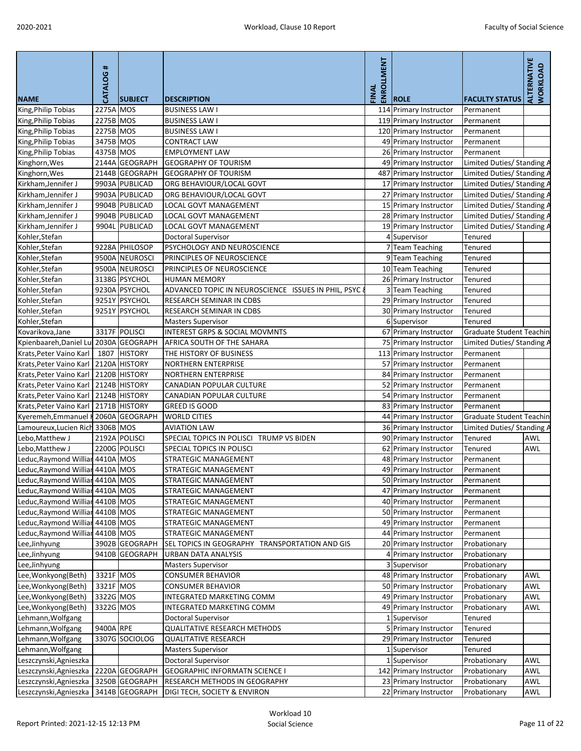| NAME | CATALOG # | SUBJECT | DESCRIPTION | FINAL ENROLLMENT | ROLE | FACULTY STATUS | ALTERNATIVE WORKLOAD |
|---|---|---|---|---|---|---|---|
| King,Philip Tobias | 2275A | MOS | BUSINESS LAW I | 114 | Primary Instructor | Permanent | |
| King,Philip Tobias | 2275B | MOS | BUSINESS LAW I | 119 | Primary Instructor | Permanent | |
| King,Philip Tobias | 2275B | MOS | BUSINESS LAW I | 120 | Primary Instructor | Permanent | |
| King,Philip Tobias | 3475B | MOS | CONTRACT LAW | 49 | Primary Instructor | Permanent | |
| King,Philip Tobias | 4375B | MOS | EMPLOYMENT LAW | 26 | Primary Instructor | Permanent | |
| Kinghorn,Wes | 2144A | GEOGRAPH | GEOGRAPHY OF TOURISM | 49 | Primary Instructor | Limited Duties/ Standing A | |
| Kinghorn,Wes | 2144B | GEOGRAPH | GEOGRAPHY OF TOURISM | 487 | Primary Instructor | Limited Duties/ Standing A | |
| Kirkham,Jennifer J | 9903A | PUBLICAD | ORG BEHAVIOUR/LOCAL GOVT | 17 | Primary Instructor | Limited Duties/ Standing A | |
| Kirkham,Jennifer J | 9903A | PUBLICAD | ORG BEHAVIOUR/LOCAL GOVT | 27 | Primary Instructor | Limited Duties/ Standing A | |
| Kirkham,Jennifer J | 9904B | PUBLICAD | LOCAL GOVT MANAGEMENT | 15 | Primary Instructor | Limited Duties/ Standing A | |
| Kirkham,Jennifer J | 9904B | PUBLICAD | LOCAL GOVT MANAGEMENT | 28 | Primary Instructor | Limited Duties/ Standing A | |
| Kirkham,Jennifer J | 9904L | PUBLICAD | LOCAL GOVT MANAGEMENT | 19 | Primary Instructor | Limited Duties/ Standing A | |
| Kohler,Stefan | | | Doctoral Supervisor | 4 | Supervisor | Tenured | |
| Kohler,Stefan | 9228A | PHILOSOP | PSYCHOLOGY AND NEUROSCIENCE | 7 | Team Teaching | Tenured | |
| Kohler,Stefan | 9500A | NEUROSCI | PRINCIPLES OF NEUROSCIENCE | 9 | Team Teaching | Tenured | |
| Kohler,Stefan | 9500A | NEUROSCI | PRINCIPLES OF NEUROSCIENCE | 10 | Team Teaching | Tenured | |
| Kohler,Stefan | 3138G | PSYCHOL | HUMAN MEMORY | 26 | Primary Instructor | Tenured | |
| Kohler,Stefan | 9230A | PSYCHOL | ADVANCED TOPIC IN NEUROSCIENCE ISSUES IN PHIL, PSYC & | 3 | Team Teaching | Tenured | |
| Kohler,Stefan | 9251Y | PSYCHOL | RESEARCH SEMINAR IN CDBS | 29 | Primary Instructor | Tenured | |
| Kohler,Stefan | 9251Y | PSYCHOL | RESEARCH SEMINAR IN CDBS | 30 | Primary Instructor | Tenured | |
| Kohler,Stefan | | | Masters Supervisor | 6 | Supervisor | Tenured | |
| Kovarikova,Jane | 3317F | POLISCI | INTEREST GRPS & SOCIAL MOVMNTS | 67 | Primary Instructor | Graduate Student Teachin | |
| Kpienbaareh,Daniel Lu | 2030A | GEOGRAPH | AFRICA SOUTH OF THE SAHARA | 75 | Primary Instructor | Limited Duties/ Standing A | |
| Krats,Peter Vaino Karl | 1807 | HISTORY | THE HISTORY OF BUSINESS | 113 | Primary Instructor | Permanent | |
| Krats,Peter Vaino Karl | 2120A | HISTORY | NORTHERN ENTERPRISE | 57 | Primary Instructor | Permanent | |
| Krats,Peter Vaino Karl | 2120B | HISTORY | NORTHERN ENTERPRISE | 84 | Primary Instructor | Permanent | |
| Krats,Peter Vaino Karl | 2124B | HISTORY | CANADIAN POPULAR CULTURE | 52 | Primary Instructor | Permanent | |
| Krats,Peter Vaino Karl | 2124B | HISTORY | CANADIAN POPULAR CULTURE | 54 | Primary Instructor | Permanent | |
| Krats,Peter Vaino Karl | 2171B | HISTORY | GREED IS GOOD | 83 | Primary Instructor | Permanent | |
| Kyeremeh,Emmanuel K | 2060A | GEOGRAPH | WORLD CITIES | 44 | Primary Instructor | Graduate Student Teachin | |
| Lamoureux,Lucien Rich | 3306B | MOS | AVIATION LAW | 36 | Primary Instructor | Limited Duties/ Standing A | |
| Lebo,Matthew J | 2192A | POLISCI | SPECIAL TOPICS IN POLISCI TRUMP VS BIDEN | 90 | Primary Instructor | Tenured | AWL |
| Lebo,Matthew J | 2200G | POLISCI | SPECIAL TOPICS IN POLISCI | 62 | Primary Instructor | Tenured | AWL |
| Leduc,Raymond Willian | 4410A | MOS | STRATEGIC MANAGEMENT | 48 | Primary Instructor | Permanent | |
| Leduc,Raymond Willian | 4410A | MOS | STRATEGIC MANAGEMENT | 49 | Primary Instructor | Permanent | |
| Leduc,Raymond Willian | 4410A | MOS | STRATEGIC MANAGEMENT | 50 | Primary Instructor | Permanent | |
| Leduc,Raymond Willian | 4410A | MOS | STRATEGIC MANAGEMENT | 47 | Primary Instructor | Permanent | |
| Leduc,Raymond Willian | 4410B | MOS | STRATEGIC MANAGEMENT | 40 | Primary Instructor | Permanent | |
| Leduc,Raymond Willian | 4410B | MOS | STRATEGIC MANAGEMENT | 50 | Primary Instructor | Permanent | |
| Leduc,Raymond Willian | 4410B | MOS | STRATEGIC MANAGEMENT | 49 | Primary Instructor | Permanent | |
| Leduc,Raymond Willian | 4410B | MOS | STRATEGIC MANAGEMENT | 44 | Primary Instructor | Permanent | |
| Lee,Jinhyung | 3902B | GEOGRAPH | SEL TOPICS IN GEOGRAPHY TRANSPORTATION AND GIS | 20 | Primary Instructor | Probationary | |
| Lee,Jinhyung | 9410B | GEOGRAPH | URBAN DATA ANALYSIS | 4 | Primary Instructor | Probationary | |
| Lee,Jinhyung | | | Masters Supervisor | 3 | Supervisor | Probationary | |
| Lee,Wonkyong(Beth) | 3321F | MOS | CONSUMER BEHAVIOR | 48 | Primary Instructor | Probationary | AWL |
| Lee,Wonkyong(Beth) | 3321F | MOS | CONSUMER BEHAVIOR | 50 | Primary Instructor | Probationary | AWL |
| Lee,Wonkyong(Beth) | 3322G | MOS | INTEGRATED MARKETING COMM | 49 | Primary Instructor | Probationary | AWL |
| Lee,Wonkyong(Beth) | 3322G | MOS | INTEGRATED MARKETING COMM | 49 | Primary Instructor | Probationary | AWL |
| Lehmann,Wolfgang | | | Doctoral Supervisor | 1 | Supervisor | Tenured | |
| Lehmann,Wolfgang | 9400A | RPE | QUALITATIVE RESEARCH METHODS | 5 | Primary Instructor | Tenured | |
| Lehmann,Wolfgang | 3307G | SOCIOLOG | QUALITATIVE RESEARCH | 29 | Primary Instructor | Tenured | |
| Lehmann,Wolfgang | | | Masters Supervisor | 1 | Supervisor | Tenured | |
| Leszczynski,Agnieszka | | | Doctoral Supervisor | 1 | Supervisor | Probationary | AWL |
| Leszczynski,Agnieszka | 2220A | GEOGRAPH | GEOGRAPHIC INFORMATN SCIENCE I | 142 | Primary Instructor | Probationary | AWL |
| Leszczynski,Agnieszka | 3250B | GEOGRAPH | RESEARCH METHODS IN GEOGRAPHY | 23 | Primary Instructor | Probationary | AWL |
| Leszczynski,Agnieszka | 3414B | GEOGRAPH | DIGI TECH, SOCIETY & ENVIRON | 22 | Primary Instructor | Probationary | AWL |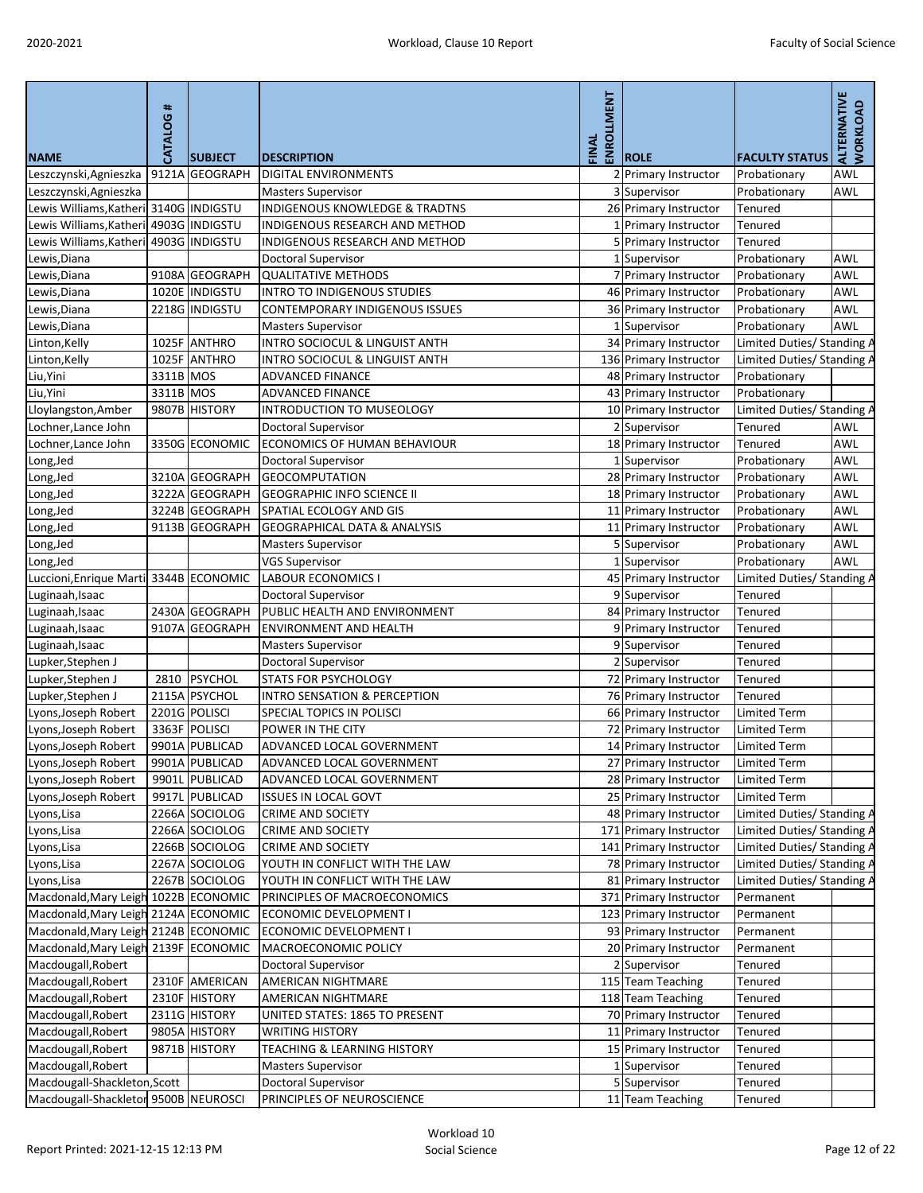| NAME | CATALOG # | SUBJECT | DESCRIPTION | FINAL ENROLLMENT | ROLE | FACULTY STATUS | ALTERNATIVE WORKLOAD |
|---|---|---|---|---|---|---|---|
| Leszczynski,Agnieszka | 9121A | GEOGRAPH | DIGITAL ENVIRONMENTS | 2 | Primary Instructor | Probationary | AWL |
| Leszczynski,Agnieszka | | | Masters Supervisor | 3 | Supervisor | Probationary | AWL |
| Lewis Williams,Katheri | 3140G | INDIGSTU | INDIGENOUS KNOWLEDGE & TRADTNS | 26 | Primary Instructor | Tenured | |
| Lewis Williams,Katheri | 4903G | INDIGSTU | INDIGENOUS RESEARCH AND METHOD | 1 | Primary Instructor | Tenured | |
| Lewis Williams,Katheri | 4903G | INDIGSTU | INDIGENOUS RESEARCH AND METHOD | 5 | Primary Instructor | Tenured | |
| Lewis,Diana | | | Doctoral Supervisor | 1 | Supervisor | Probationary | AWL |
| Lewis,Diana | 9108A | GEOGRAPH | QUALITATIVE METHODS | 7 | Primary Instructor | Probationary | AWL |
| Lewis,Diana | 1020E | INDIGSTU | INTRO TO INDIGENOUS STUDIES | 46 | Primary Instructor | Probationary | AWL |
| Lewis,Diana | 2218G | INDIGSTU | CONTEMPORARY INDIGENOUS ISSUES | 36 | Primary Instructor | Probationary | AWL |
| Lewis,Diana | | | Masters Supervisor | 1 | Supervisor | Probationary | AWL |
| Linton,Kelly | 1025F | ANTHRO | INTRO SOCIOCUL & LINGUIST ANTH | 34 | Primary Instructor | Limited Duties/ Standing A | |
| Linton,Kelly | 1025F | ANTHRO | INTRO SOCIOCUL & LINGUIST ANTH | 136 | Primary Instructor | Limited Duties/ Standing A | |
| Liu,Yini | 3311B | MOS | ADVANCED FINANCE | 48 | Primary Instructor | Probationary | |
| Liu,Yini | 3311B | MOS | ADVANCED FINANCE | 43 | Primary Instructor | Probationary | |
| Lloylangston,Amber | 9807B | HISTORY | INTRODUCTION TO MUSEOLOGY | 10 | Primary Instructor | Limited Duties/ Standing A | |
| Lochner,Lance John | | | Doctoral Supervisor | 2 | Supervisor | Tenured | AWL |
| Lochner,Lance John | 3350G | ECONOMIC | ECONOMICS OF HUMAN BEHAVIOUR | 18 | Primary Instructor | Tenured | AWL |
| Long,Jed | | | Doctoral Supervisor | 1 | Supervisor | Probationary | AWL |
| Long,Jed | 3210A | GEOGRAPH | GEOCOMPUTATION | 28 | Primary Instructor | Probationary | AWL |
| Long,Jed | 3222A | GEOGRAPH | GEOGRAPHIC INFO SCIENCE II | 18 | Primary Instructor | Probationary | AWL |
| Long,Jed | 3224B | GEOGRAPH | SPATIAL ECOLOGY AND GIS | 11 | Primary Instructor | Probationary | AWL |
| Long,Jed | 9113B | GEOGRAPH | GEOGRAPHICAL DATA & ANALYSIS | 11 | Primary Instructor | Probationary | AWL |
| Long,Jed | | | Masters Supervisor | 5 | Supervisor | Probationary | AWL |
| Long,Jed | | | VGS Supervisor | 1 | Supervisor | Probationary | AWL |
| Luccioni,Enrique Marti | 3344B | ECONOMIC | LABOUR ECONOMICS I | 45 | Primary Instructor | Limited Duties/ Standing A | |
| Luginaah,Isaac | | | Doctoral Supervisor | 9 | Supervisor | Tenured | |
| Luginaah,Isaac | 2430A | GEOGRAPH | PUBLIC HEALTH AND ENVIRONMENT | 84 | Primary Instructor | Tenured | |
| Luginaah,Isaac | 9107A | GEOGRAPH | ENVIRONMENT AND HEALTH | 9 | Primary Instructor | Tenured | |
| Luginaah,Isaac | | | Masters Supervisor | 9 | Supervisor | Tenured | |
| Lupker,Stephen J | | | Doctoral Supervisor | 2 | Supervisor | Tenured | |
| Lupker,Stephen J | 2810 | PSYCHOL | STATS FOR PSYCHOLOGY | 72 | Primary Instructor | Tenured | |
| Lupker,Stephen J | 2115A | PSYCHOL | INTRO SENSATION & PERCEPTION | 76 | Primary Instructor | Tenured | |
| Lyons,Joseph Robert | 2201G | POLISCI | SPECIAL TOPICS IN POLISCI | 66 | Primary Instructor | Limited Term | |
| Lyons,Joseph Robert | 3363F | POLISCI | POWER IN THE CITY | 72 | Primary Instructor | Limited Term | |
| Lyons,Joseph Robert | 9901A | PUBLICAD | ADVANCED LOCAL GOVERNMENT | 14 | Primary Instructor | Limited Term | |
| Lyons,Joseph Robert | 9901A | PUBLICAD | ADVANCED LOCAL GOVERNMENT | 27 | Primary Instructor | Limited Term | |
| Lyons,Joseph Robert | 9901L | PUBLICAD | ADVANCED LOCAL GOVERNMENT | 28 | Primary Instructor | Limited Term | |
| Lyons,Joseph Robert | 9917L | PUBLICAD | ISSUES IN LOCAL GOVT | 25 | Primary Instructor | Limited Term | |
| Lyons,Lisa | 2266A | SOCIOLOG | CRIME AND SOCIETY | 48 | Primary Instructor | Limited Duties/ Standing A | |
| Lyons,Lisa | 2266A | SOCIOLOG | CRIME AND SOCIETY | 171 | Primary Instructor | Limited Duties/ Standing A | |
| Lyons,Lisa | 2266B | SOCIOLOG | CRIME AND SOCIETY | 141 | Primary Instructor | Limited Duties/ Standing A | |
| Lyons,Lisa | 2267A | SOCIOLOG | YOUTH IN CONFLICT WITH THE LAW | 78 | Primary Instructor | Limited Duties/ Standing A | |
| Lyons,Lisa | 2267B | SOCIOLOG | YOUTH IN CONFLICT WITH THE LAW | 81 | Primary Instructor | Limited Duties/ Standing A | |
| Macdonald,Mary Leigh | 1022B | ECONOMIC | PRINCIPLES OF MACROECONOMICS | 371 | Primary Instructor | Permanent | |
| Macdonald,Mary Leigh | 2124A | ECONOMIC | ECONOMIC DEVELOPMENT I | 123 | Primary Instructor | Permanent | |
| Macdonald,Mary Leigh | 2124B | ECONOMIC | ECONOMIC DEVELOPMENT I | 93 | Primary Instructor | Permanent | |
| Macdonald,Mary Leigh | 2139F | ECONOMIC | MACROECONOMIC POLICY | 20 | Primary Instructor | Permanent | |
| Macdougall,Robert | | | Doctoral Supervisor | 2 | Supervisor | Tenured | |
| Macdougall,Robert | 2310F | AMERICAN | AMERICAN NIGHTMARE | 115 | Team Teaching | Tenured | |
| Macdougall,Robert | 2310F | HISTORY | AMERICAN NIGHTMARE | 118 | Team Teaching | Tenured | |
| Macdougall,Robert | 2311G | HISTORY | UNITED STATES: 1865 TO PRESENT | 70 | Primary Instructor | Tenured | |
| Macdougall,Robert | 9805A | HISTORY | WRITING HISTORY | 11 | Primary Instructor | Tenured | |
| Macdougall,Robert | 9871B | HISTORY | TEACHING & LEARNING HISTORY | 15 | Primary Instructor | Tenured | |
| Macdougall,Robert | | | Masters Supervisor | 1 | Supervisor | Tenured | |
| Macdougall-Shackleton,Scott | | | Doctoral Supervisor | 5 | Supervisor | Tenured | |
| Macdougall-Shackleton | 9500B | NEUROSCI | PRINCIPLES OF NEUROSCIENCE | 11 | Team Teaching | Tenured | |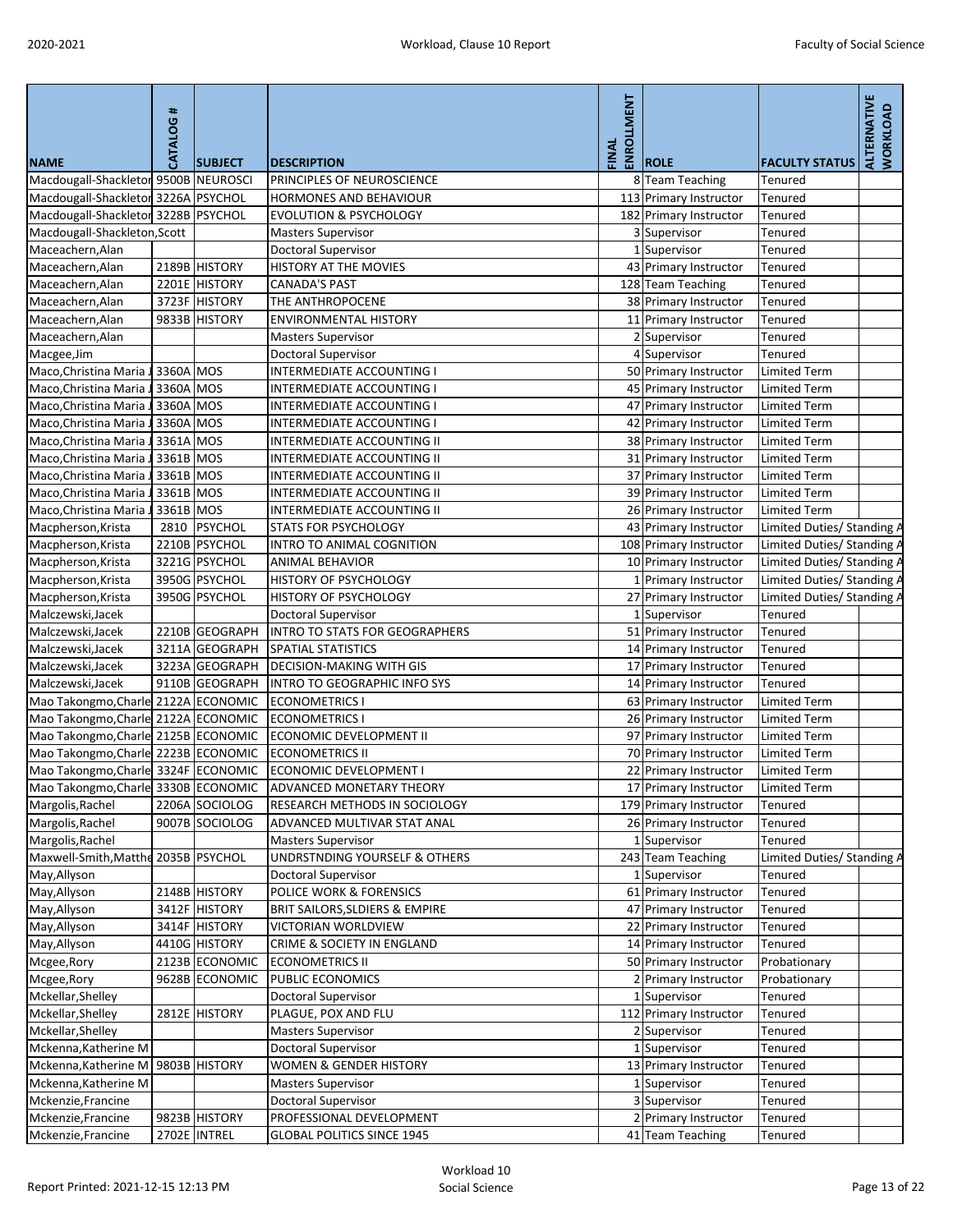| NAME | CATALOG # | SUBJECT | DESCRIPTION | FINAL ENROLLMENT | ROLE | FACULTY STATUS | ALTERNATIVE WORKLOAD |
|---|---|---|---|---|---|---|---|
| Macdougall-Shackleton | 9500B | NEUROSCI | PRINCIPLES OF NEUROSCIENCE | 8 | Team Teaching | Tenured | |
| Macdougall-Shackleton | 3226A | PSYCHOL | HORMONES AND BEHAVIOUR | 113 | Primary Instructor | Tenured | |
| Macdougall-Shackleton | 3228B | PSYCHOL | EVOLUTION & PSYCHOLOGY | 182 | Primary Instructor | Tenured | |
| Macdougall-Shackleton,Scott | | | Masters Supervisor | 3 | Supervisor | Tenured | |
| Maceachern,Alan | | | Doctoral Supervisor | 1 | Supervisor | Tenured | |
| Maceachern,Alan | 2189B | HISTORY | HISTORY AT THE MOVIES | 43 | Primary Instructor | Tenured | |
| Maceachern,Alan | 2201E | HISTORY | CANADA'S PAST | 128 | Team Teaching | Tenured | |
| Maceachern,Alan | 3723F | HISTORY | THE ANTHROPOCENE | 38 | Primary Instructor | Tenured | |
| Maceachern,Alan | 9833B | HISTORY | ENVIRONMENTAL HISTORY | 11 | Primary Instructor | Tenured | |
| Maceachern,Alan | | | Masters Supervisor | 2 | Supervisor | Tenured | |
| Macgee,Jim | | | Doctoral Supervisor | 4 | Supervisor | Tenured | |
| Maco,Christina Maria J | 3360A | MOS | INTERMEDIATE ACCOUNTING I | 50 | Primary Instructor | Limited Term | |
| Maco,Christina Maria J | 3360A | MOS | INTERMEDIATE ACCOUNTING I | 45 | Primary Instructor | Limited Term | |
| Maco,Christina Maria J | 3360A | MOS | INTERMEDIATE ACCOUNTING I | 47 | Primary Instructor | Limited Term | |
| Maco,Christina Maria J | 3360A | MOS | INTERMEDIATE ACCOUNTING I | 42 | Primary Instructor | Limited Term | |
| Maco,Christina Maria J | 3361A | MOS | INTERMEDIATE ACCOUNTING II | 38 | Primary Instructor | Limited Term | |
| Maco,Christina Maria J | 3361B | MOS | INTERMEDIATE ACCOUNTING II | 31 | Primary Instructor | Limited Term | |
| Maco,Christina Maria J | 3361B | MOS | INTERMEDIATE ACCOUNTING II | 37 | Primary Instructor | Limited Term | |
| Maco,Christina Maria J | 3361B | MOS | INTERMEDIATE ACCOUNTING II | 39 | Primary Instructor | Limited Term | |
| Maco,Christina Maria J | 3361B | MOS | INTERMEDIATE ACCOUNTING II | 26 | Primary Instructor | Limited Term | |
| Macpherson,Krista | 2810 | PSYCHOL | STATS FOR PSYCHOLOGY | 43 | Primary Instructor | Limited Duties/ Standing A | |
| Macpherson,Krista | 2210B | PSYCHOL | INTRO TO ANIMAL COGNITION | 108 | Primary Instructor | Limited Duties/ Standing A | |
| Macpherson,Krista | 3221G | PSYCHOL | ANIMAL BEHAVIOR | 10 | Primary Instructor | Limited Duties/ Standing A | |
| Macpherson,Krista | 3950G | PSYCHOL | HISTORY OF PSYCHOLOGY | 1 | Primary Instructor | Limited Duties/ Standing A | |
| Macpherson,Krista | 3950G | PSYCHOL | HISTORY OF PSYCHOLOGY | 27 | Primary Instructor | Limited Duties/ Standing A | |
| Malczewski,Jacek | | | Doctoral Supervisor | 1 | Supervisor | Tenured | |
| Malczewski,Jacek | 2210B | GEOGRAPH | INTRO TO STATS FOR GEOGRAPHERS | 51 | Primary Instructor | Tenured | |
| Malczewski,Jacek | 3211A | GEOGRAPH | SPATIAL STATISTICS | 14 | Primary Instructor | Tenured | |
| Malczewski,Jacek | 3223A | GEOGRAPH | DECISION-MAKING WITH GIS | 17 | Primary Instructor | Tenured | |
| Malczewski,Jacek | 9110B | GEOGRAPH | INTRO TO GEOGRAPHIC INFO SYS | 14 | Primary Instructor | Tenured | |
| Mao Takongmo,Charle | 2122A | ECONOMIC | ECONOMETRICS I | 63 | Primary Instructor | Limited Term | |
| Mao Takongmo,Charle | 2122A | ECONOMIC | ECONOMETRICS I | 26 | Primary Instructor | Limited Term | |
| Mao Takongmo,Charle | 2125B | ECONOMIC | ECONOMIC DEVELOPMENT II | 97 | Primary Instructor | Limited Term | |
| Mao Takongmo,Charle | 2223B | ECONOMIC | ECONOMETRICS II | 70 | Primary Instructor | Limited Term | |
| Mao Takongmo,Charle | 3324F | ECONOMIC | ECONOMIC DEVELOPMENT I | 22 | Primary Instructor | Limited Term | |
| Mao Takongmo,Charle | 3330B | ECONOMIC | ADVANCED MONETARY THEORY | 17 | Primary Instructor | Limited Term | |
| Margolis,Rachel | 2206A | SOCIOLOG | RESEARCH METHODS IN SOCIOLOGY | 179 | Primary Instructor | Tenured | |
| Margolis,Rachel | 9007B | SOCIOLOG | ADVANCED MULTIVAR STAT ANAL | 26 | Primary Instructor | Tenured | |
| Margolis,Rachel | | | Masters Supervisor | 1 | Supervisor | Tenured | |
| Maxwell-Smith,Matthe | 2035B | PSYCHOL | UNDRSTNDING YOURSELF & OTHERS | 243 | Team Teaching | Limited Duties/ Standing A | |
| May,Allyson | | | Doctoral Supervisor | 1 | Supervisor | Tenured | |
| May,Allyson | 2148B | HISTORY | POLICE WORK & FORENSICS | 61 | Primary Instructor | Tenured | |
| May,Allyson | 3412F | HISTORY | BRIT SAILORS,SLDIERS & EMPIRE | 47 | Primary Instructor | Tenured | |
| May,Allyson | 3414F | HISTORY | VICTORIAN WORLDVIEW | 22 | Primary Instructor | Tenured | |
| May,Allyson | 4410G | HISTORY | CRIME & SOCIETY IN ENGLAND | 14 | Primary Instructor | Tenured | |
| Mcgee,Rory | 2123B | ECONOMIC | ECONOMETRICS II | 50 | Primary Instructor | Probationary | |
| Mcgee,Rory | 9628B | ECONOMIC | PUBLIC ECONOMICS | 2 | Primary Instructor | Probationary | |
| Mckellar,Shelley | | | Doctoral Supervisor | 1 | Supervisor | Tenured | |
| Mckellar,Shelley | 2812E | HISTORY | PLAGUE, POX AND FLU | 112 | Primary Instructor | Tenured | |
| Mckellar,Shelley | | | Masters Supervisor | 2 | Supervisor | Tenured | |
| Mckenna,Katherine M | | | Doctoral Supervisor | 1 | Supervisor | Tenured | |
| Mckenna,Katherine M | 9803B | HISTORY | WOMEN & GENDER HISTORY | 13 | Primary Instructor | Tenured | |
| Mckenna,Katherine M | | | Masters Supervisor | 1 | Supervisor | Tenured | |
| Mckenzie,Francine | | | Doctoral Supervisor | 3 | Supervisor | Tenured | |
| Mckenzie,Francine | 9823B | HISTORY | PROFESSIONAL DEVELOPMENT | 2 | Primary Instructor | Tenured | |
| Mckenzie,Francine | 2702E | INTREL | GLOBAL POLITICS SINCE 1945 | 41 | Team Teaching | Tenured | |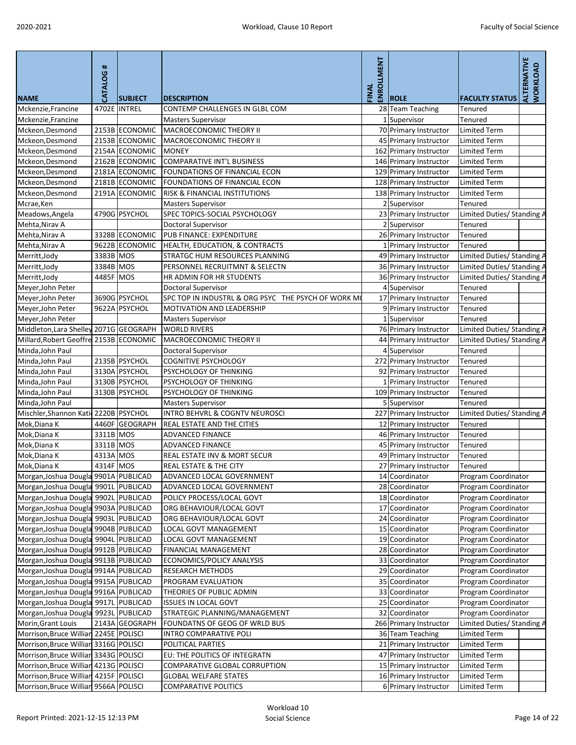| NAME | CATALOG # | SUBJECT | DESCRIPTION | FINAL ENROLLMENT | ROLE | FACULTY STATUS | ALTERNATIVE WORKLOAD |
|---|---|---|---|---|---|---|---|
| Mckenzie,Francine | 4702E | INTREL | CONTEMP CHALLENGES IN GLBL COM | 28 | Team Teaching | Tenured | |
| Mckenzie,Francine | | | Masters Supervisor | 1 | Supervisor | Tenured | |
| Mckeon,Desmond | 2153B | ECONOMIC | MACROECONOMIC THEORY II | 70 | Primary Instructor | Limited Term | |
| Mckeon,Desmond | 2153B | ECONOMIC | MACROECONOMIC THEORY II | 45 | Primary Instructor | Limited Term | |
| Mckeon,Desmond | 2154A | ECONOMIC | MONEY | 162 | Primary Instructor | Limited Term | |
| Mckeon,Desmond | 2162B | ECONOMIC | COMPARATIVE INT'L BUSINESS | 146 | Primary Instructor | Limited Term | |
| Mckeon,Desmond | 2181A | ECONOMIC | FOUNDATIONS OF FINANCIAL ECON | 129 | Primary Instructor | Limited Term | |
| Mckeon,Desmond | 2181B | ECONOMIC | FOUNDATIONS OF FINANCIAL ECON | 128 | Primary Instructor | Limited Term | |
| Mckeon,Desmond | 2191A | ECONOMIC | RISK & FINANCIAL INSTITUTIONS | 138 | Primary Instructor | Limited Term | |
| Mcrae,Ken | | | Masters Supervisor | 2 | Supervisor | Tenured | |
| Meadows,Angela | 4790G | PSYCHOL | SPEC TOPICS-SOCIAL PSYCHOLOGY | 23 | Primary Instructor | Limited Duties/ Standing A | |
| Mehta,Nirav A | | | Doctoral Supervisor | 2 | Supervisor | Tenured | |
| Mehta,Nirav A | 3328B | ECONOMIC | PUB FINANCE: EXPENDITURE | 26 | Primary Instructor | Tenured | |
| Mehta,Nirav A | 9622B | ECONOMIC | HEALTH, EDUCATION, & CONTRACTS | 1 | Primary Instructor | Tenured | |
| Merritt,Jody | 3383B | MOS | STRATGC HUM RESOURCES PLANNING | 49 | Primary Instructor | Limited Duties/ Standing A | |
| Merritt,Jody | 3384B | MOS | PERSONNEL RECRUITMNT & SELECTN | 36 | Primary Instructor | Limited Duties/ Standing A | |
| Merritt,Jody | 4485F | MOS | HR ADMIN FOR HR STUDENTS | 36 | Primary Instructor | Limited Duties/ Standing A | |
| Meyer,John Peter | | | Doctoral Supervisor | 4 | Supervisor | Tenured | |
| Meyer,John Peter | 3690G | PSYCHOL | SPC TOP IN INDUSTRL & ORG PSYC THE PSYCH OF WORK MO | 17 | Primary Instructor | Tenured | |
| Meyer,John Peter | 9622A | PSYCHOL | MOTIVATION AND LEADERSHIP | 9 | Primary Instructor | Tenured | |
| Meyer,John Peter | | | Masters Supervisor | 1 | Supervisor | Tenured | |
| Middleton,Lara Shelley | 2071G | GEOGRAPH | WORLD RIVERS | 76 | Primary Instructor | Limited Duties/ Standing A | |
| Millard,Robert Geoffre | 2153B | ECONOMIC | MACROECONOMIC THEORY II | 44 | Primary Instructor | Limited Duties/ Standing A | |
| Minda,John Paul | | | Doctoral Supervisor | 4 | Supervisor | Tenured | |
| Minda,John Paul | 2135B | PSYCHOL | COGNITIVE PSYCHOLOGY | 272 | Primary Instructor | Tenured | |
| Minda,John Paul | 3130A | PSYCHOL | PSYCHOLOGY OF THINKING | 92 | Primary Instructor | Tenured | |
| Minda,John Paul | 3130B | PSYCHOL | PSYCHOLOGY OF THINKING | 1 | Primary Instructor | Tenured | |
| Minda,John Paul | 3130B | PSYCHOL | PSYCHOLOGY OF THINKING | 109 | Primary Instructor | Tenured | |
| Minda,John Paul | | | Masters Supervisor | 5 | Supervisor | Tenured | |
| Mischler,Shannon Kati | 2220B | PSYCHOL | INTRO BEHVRL & COGNTV NEUROSCI | 227 | Primary Instructor | Limited Duties/ Standing A | |
| Mok,Diana K | 4460F | GEOGRAPH | REAL ESTATE AND THE CITIES | 12 | Primary Instructor | Tenured | |
| Mok,Diana K | 3311B | MOS | ADVANCED FINANCE | 46 | Primary Instructor | Tenured | |
| Mok,Diana K | 3311B | MOS | ADVANCED FINANCE | 45 | Primary Instructor | Tenured | |
| Mok,Diana K | 4313A | MOS | REAL ESTATE INV & MORT SECUR | 49 | Primary Instructor | Tenured | |
| Mok,Diana K | 4314F | MOS | REAL ESTATE & THE CITY | 27 | Primary Instructor | Tenured | |
| Morgan,Joshua Dougla | 9901A | PUBLICAD | ADVANCED LOCAL GOVERNMENT | 14 | Coordinator | Program Coordinator | |
| Morgan,Joshua Dougla | 9901L | PUBLICAD | ADVANCED LOCAL GOVERNMENT | 28 | Coordinator | Program Coordinator | |
| Morgan,Joshua Dougla | 9902L | PUBLICAD | POLICY PROCESS/LOCAL GOVT | 18 | Coordinator | Program Coordinator | |
| Morgan,Joshua Dougla | 9903A | PUBLICAD | ORG BEHAVIOUR/LOCAL GOVT | 17 | Coordinator | Program Coordinator | |
| Morgan,Joshua Dougla | 9903L | PUBLICAD | ORG BEHAVIOUR/LOCAL GOVT | 24 | Coordinator | Program Coordinator | |
| Morgan,Joshua Dougla | 9904B | PUBLICAD | LOCAL GOVT MANAGEMENT | 15 | Coordinator | Program Coordinator | |
| Morgan,Joshua Dougla | 9904L | PUBLICAD | LOCAL GOVT MANAGEMENT | 19 | Coordinator | Program Coordinator | |
| Morgan,Joshua Dougla | 9912B | PUBLICAD | FINANCIAL MANAGEMENT | 28 | Coordinator | Program Coordinator | |
| Morgan,Joshua Dougla | 9913B | PUBLICAD | ECONOMICS/POLICY ANALYSIS | 33 | Coordinator | Program Coordinator | |
| Morgan,Joshua Dougla | 9914A | PUBLICAD | RESEARCH METHODS | 29 | Coordinator | Program Coordinator | |
| Morgan,Joshua Dougla | 9915A | PUBLICAD | PROGRAM EVALUATION | 35 | Coordinator | Program Coordinator | |
| Morgan,Joshua Dougla | 9916A | PUBLICAD | THEORIES OF PUBLIC ADMIN | 33 | Coordinator | Program Coordinator | |
| Morgan,Joshua Dougla | 9917L | PUBLICAD | ISSUES IN LOCAL GOVT | 25 | Coordinator | Program Coordinator | |
| Morgan,Joshua Dougla | 9923L | PUBLICAD | STRATEGIC PLANNING/MANAGEMENT | 32 | Coordinator | Program Coordinator | |
| Morin,Grant Louis | 2143A | GEOGRAPH | FOUNDATNS OF GEOG OF WRLD BUS | 266 | Primary Instructor | Limited Duties/ Standing A | |
| Morrison,Bruce Willian | 2245E | POLISCI | INTRO COMPARATIVE POLI | 36 | Team Teaching | Limited Term | |
| Morrison,Bruce Willian | 3316G | POLISCI | POLITICAL PARTIES | 21 | Primary Instructor | Limited Term | |
| Morrison,Bruce Willian | 3343G | POLISCI | EU: THE POLITICS OF INTEGRATN | 47 | Primary Instructor | Limited Term | |
| Morrison,Bruce Willian | 4213G | POLISCI | COMPARATIVE GLOBAL CORRUPTION | 15 | Primary Instructor | Limited Term | |
| Morrison,Bruce Willian | 4215F | POLISCI | GLOBAL WELFARE STATES | 16 | Primary Instructor | Limited Term | |
| Morrison,Bruce Willian | 9566A | POLISCI | COMPARATIVE POLITICS | 6 | Primary Instructor | Limited Term | |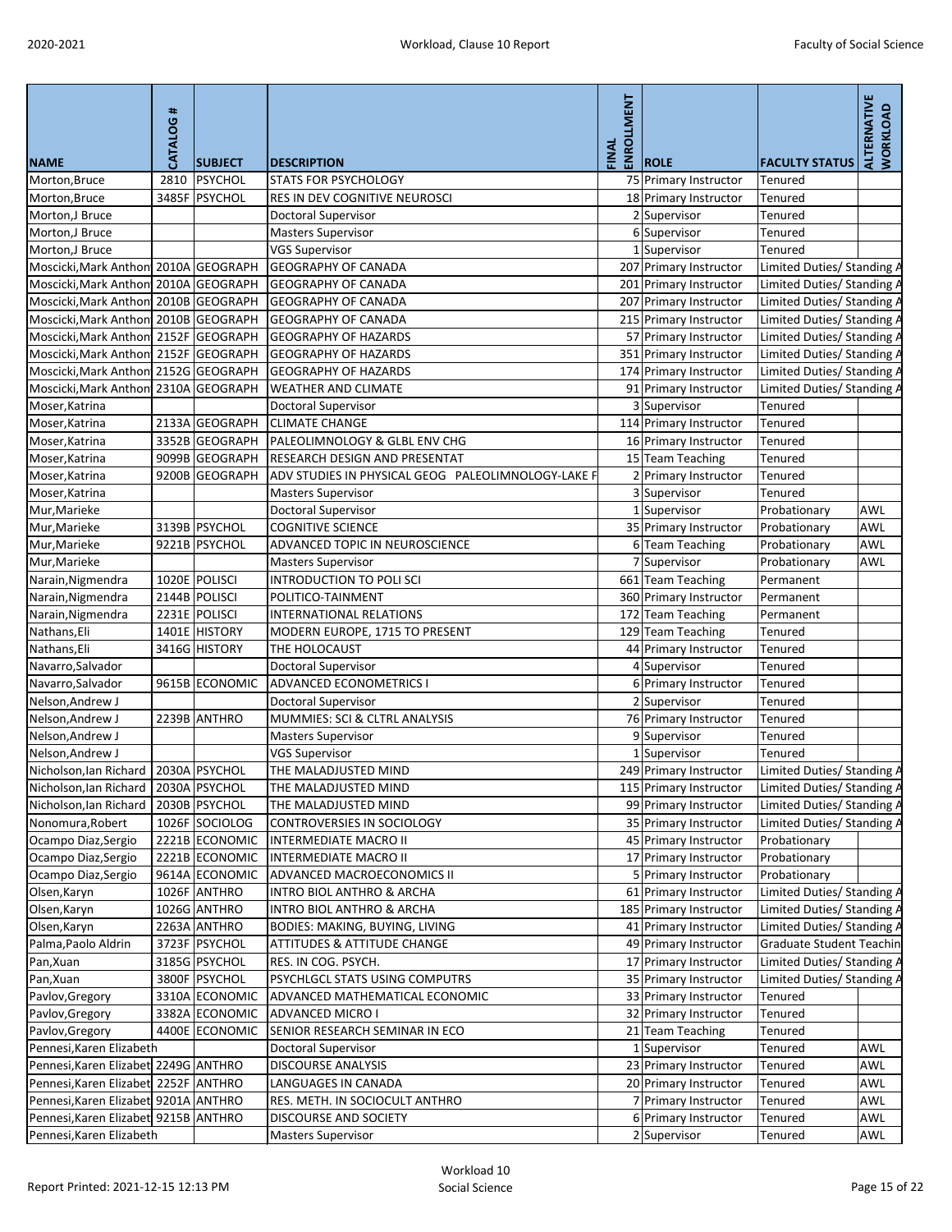| NAME | CATALOG # | SUBJECT | DESCRIPTION | FINAL ENROLLMENT | ROLE | FACULTY STATUS | ALTERNATIVE WORKLOAD |
|---|---|---|---|---|---|---|---|
| Morton,Bruce | 2810 | PSYCHOL | STATS FOR PSYCHOLOGY | 75 | Primary Instructor | Tenured | |
| Morton,Bruce | 3485F | PSYCHOL | RES IN DEV COGNITIVE NEUROSCI | 18 | Primary Instructor | Tenured | |
| Morton,J Bruce | | | Doctoral Supervisor | 2 | Supervisor | Tenured | |
| Morton,J Bruce | | | Masters Supervisor | 6 | Supervisor | Tenured | |
| Morton,J Bruce | | | VGS Supervisor | 1 | Supervisor | Tenured | |
| Moscicki,Mark Anthon | 2010A | GEOGRAPH | GEOGRAPHY OF CANADA | 207 | Primary Instructor | Limited Duties/ Standing A | |
| Moscicki,Mark Anthon | 2010A | GEOGRAPH | GEOGRAPHY OF CANADA | 201 | Primary Instructor | Limited Duties/ Standing A | |
| Moscicki,Mark Anthon | 2010B | GEOGRAPH | GEOGRAPHY OF CANADA | 207 | Primary Instructor | Limited Duties/ Standing A | |
| Moscicki,Mark Anthon | 2010B | GEOGRAPH | GEOGRAPHY OF CANADA | 215 | Primary Instructor | Limited Duties/ Standing A | |
| Moscicki,Mark Anthon | 2152F | GEOGRAPH | GEOGRAPHY OF HAZARDS | 57 | Primary Instructor | Limited Duties/ Standing A | |
| Moscicki,Mark Anthon | 2152F | GEOGRAPH | GEOGRAPHY OF HAZARDS | 351 | Primary Instructor | Limited Duties/ Standing A | |
| Moscicki,Mark Anthon | 2152G | GEOGRAPH | GEOGRAPHY OF HAZARDS | 174 | Primary Instructor | Limited Duties/ Standing A | |
| Moscicki,Mark Anthon | 2310A | GEOGRAPH | WEATHER AND CLIMATE | 91 | Primary Instructor | Limited Duties/ Standing A | |
| Moser,Katrina | | | Doctoral Supervisor | 3 | Supervisor | Tenured | |
| Moser,Katrina | 2133A | GEOGRAPH | CLIMATE CHANGE | 114 | Primary Instructor | Tenured | |
| Moser,Katrina | 3352B | GEOGRAPH | PALEOLIMNOLOGY & GLBL ENV CHG | 16 | Primary Instructor | Tenured | |
| Moser,Katrina | 9099B | GEOGRAPH | RESEARCH DESIGN AND PRESENTAT | 15 | Team Teaching | Tenured | |
| Moser,Katrina | 9200B | GEOGRAPH | ADV STUDIES IN PHYSICAL GEOG PALEOLIMNOLOGY-LAKE F | 2 | Primary Instructor | Tenured | |
| Moser,Katrina | | | Masters Supervisor | 3 | Supervisor | Tenured | |
| Mur,Marieke | | | Doctoral Supervisor | 1 | Supervisor | Probationary | AWL |
| Mur,Marieke | 3139B | PSYCHOL | COGNITIVE SCIENCE | 35 | Primary Instructor | Probationary | AWL |
| Mur,Marieke | 9221B | PSYCHOL | ADVANCED TOPIC IN NEUROSCIENCE | 6 | Team Teaching | Probationary | AWL |
| Mur,Marieke | | | Masters Supervisor | 7 | Supervisor | Probationary | AWL |
| Narain,Nigmendra | 1020E | POLISCI | INTRODUCTION TO POLI SCI | 661 | Team Teaching | Permanent | |
| Narain,Nigmendra | 2144B | POLISCI | POLITICO-TAINMENT | 360 | Primary Instructor | Permanent | |
| Narain,Nigmendra | 2231E | POLISCI | INTERNATIONAL RELATIONS | 172 | Team Teaching | Permanent | |
| Nathans,Eli | 1401E | HISTORY | MODERN EUROPE, 1715 TO PRESENT | 129 | Team Teaching | Tenured | |
| Nathans,Eli | 3416G | HISTORY | THE HOLOCAUST | 44 | Primary Instructor | Tenured | |
| Navarro,Salvador | | | Doctoral Supervisor | 4 | Supervisor | Tenured | |
| Navarro,Salvador | 9615B | ECONOMIC | ADVANCED ECONOMETRICS I | 6 | Primary Instructor | Tenured | |
| Nelson,Andrew J | | | Doctoral Supervisor | 2 | Supervisor | Tenured | |
| Nelson,Andrew J | 2239B | ANTHRO | MUMMIES: SCI & CLTRL ANALYSIS | 76 | Primary Instructor | Tenured | |
| Nelson,Andrew J | | | Masters Supervisor | 9 | Supervisor | Tenured | |
| Nelson,Andrew J | | | VGS Supervisor | 1 | Supervisor | Tenured | |
| Nicholson,Ian Richard | 2030A | PSYCHOL | THE MALADJUSTED MIND | 249 | Primary Instructor | Limited Duties/ Standing A | |
| Nicholson,Ian Richard | 2030A | PSYCHOL | THE MALADJUSTED MIND | 115 | Primary Instructor | Limited Duties/ Standing A | |
| Nicholson,Ian Richard | 2030B | PSYCHOL | THE MALADJUSTED MIND | 99 | Primary Instructor | Limited Duties/ Standing A | |
| Nonomura,Robert | 1026F | SOCIOLOG | CONTROVERSIES IN SOCIOLOGY | 35 | Primary Instructor | Limited Duties/ Standing A | |
| Ocampo Diaz,Sergio | 2221B | ECONOMIC | INTERMEDIATE MACRO II | 45 | Primary Instructor | Probationary | |
| Ocampo Diaz,Sergio | 2221B | ECONOMIC | INTERMEDIATE MACRO II | 17 | Primary Instructor | Probationary | |
| Ocampo Diaz,Sergio | 9614A | ECONOMIC | ADVANCED MACROECONOMICS II | 5 | Primary Instructor | Probationary | |
| Olsen,Karyn | 1026F | ANTHRO | INTRO BIOL ANTHRO & ARCHA | 61 | Primary Instructor | Limited Duties/ Standing A | |
| Olsen,Karyn | 1026G | ANTHRO | INTRO BIOL ANTHRO & ARCHA | 185 | Primary Instructor | Limited Duties/ Standing A | |
| Olsen,Karyn | 2263A | ANTHRO | BODIES: MAKING, BUYING, LIVING | 41 | Primary Instructor | Limited Duties/ Standing A | |
| Palma,Paolo Aldrin | 3723F | PSYCHOL | ATTITUDES & ATTITUDE CHANGE | 49 | Primary Instructor | Graduate Student Teachin | |
| Pan,Xuan | 3185G | PSYCHOL | RES. IN COG. PSYCH. | 17 | Primary Instructor | Limited Duties/ Standing A | |
| Pan,Xuan | 3800F | PSYCHOL | PSYCHLGCL STATS USING COMPUTRS | 35 | Primary Instructor | Limited Duties/ Standing A | |
| Pavlov,Gregory | 3310A | ECONOMIC | ADVANCED MATHEMATICAL ECONOMIC | 33 | Primary Instructor | Tenured | |
| Pavlov,Gregory | 3382A | ECONOMIC | ADVANCED MICRO I | 32 | Primary Instructor | Tenured | |
| Pavlov,Gregory | 4400E | ECONOMIC | SENIOR RESEARCH SEMINAR IN ECO | 21 | Team Teaching | Tenured | |
| Pennesi,Karen Elizabeth | | | Doctoral Supervisor | 1 | Supervisor | Tenured | AWL |
| Pennesi,Karen Elizabet | 2249G | ANTHRO | DISCOURSE ANALYSIS | 23 | Primary Instructor | Tenured | AWL |
| Pennesi,Karen Elizabet | 2252F | ANTHRO | LANGUAGES IN CANADA | 20 | Primary Instructor | Tenured | AWL |
| Pennesi,Karen Elizabet | 9201A | ANTHRO | RES. METH. IN SOCIOCULT ANTHRO | 7 | Primary Instructor | Tenured | AWL |
| Pennesi,Karen Elizabet | 9215B | ANTHRO | DISCOURSE AND SOCIETY | 6 | Primary Instructor | Tenured | AWL |
| Pennesi,Karen Elizabeth | | | Masters Supervisor | 2 | Supervisor | Tenured | AWL |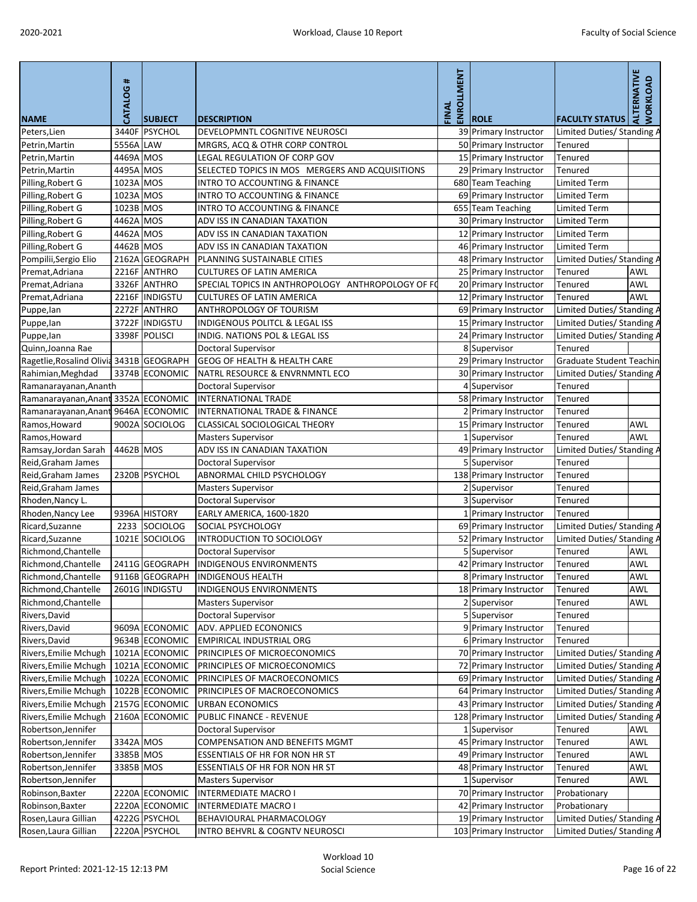| NAME | CATALOG # | SUBJECT | DESCRIPTION | FINAL ENROLLMENT | ROLE | FACULTY STATUS | ALTERNATIVE WORKLOAD |
|---|---|---|---|---|---|---|---|
| Peters,Lien | 3440F | PSYCHOL | DEVELOPMNTL COGNITIVE NEUROSCI | 39 | Primary Instructor | Limited Duties/ Standing A | |
| Petrin,Martin | 5556A | LAW | MRGRS, ACQ & OTHR CORP CONTROL | 50 | Primary Instructor | Tenured | |
| Petrin,Martin | 4469A | MOS | LEGAL REGULATION OF CORP GOV | 15 | Primary Instructor | Tenured | |
| Petrin,Martin | 4495A | MOS | SELECTED TOPICS IN MOS MERGERS AND ACQUISITIONS | 29 | Primary Instructor | Tenured | |
| Pilling,Robert G | 1023A | MOS | INTRO TO ACCOUNTING & FINANCE | 680 | Team Teaching | Limited Term | |
| Pilling,Robert G | 1023A | MOS | INTRO TO ACCOUNTING & FINANCE | 69 | Primary Instructor | Limited Term | |
| Pilling,Robert G | 1023B | MOS | INTRO TO ACCOUNTING & FINANCE | 655 | Team Teaching | Limited Term | |
| Pilling,Robert G | 4462A | MOS | ADV ISS IN CANADIAN TAXATION | 30 | Primary Instructor | Limited Term | |
| Pilling,Robert G | 4462A | MOS | ADV ISS IN CANADIAN TAXATION | 12 | Primary Instructor | Limited Term | |
| Pilling,Robert G | 4462B | MOS | ADV ISS IN CANADIAN TAXATION | 46 | Primary Instructor | Limited Term | |
| Pompilii,Sergio Elio | 2162A | GEOGRAPH | PLANNING SUSTAINABLE CITIES | 48 | Primary Instructor | Limited Duties/ Standing A | |
| Premat,Adriana | 2216F | ANTHRO | CULTURES OF LATIN AMERICA | 25 | Primary Instructor | Tenured | AWL |
| Premat,Adriana | 3326F | ANTHRO | SPECIAL TOPICS IN ANTHROPOLOGY ANTHROPOLOGY OF FO | 20 | Primary Instructor | Tenured | AWL |
| Premat,Adriana | 2216F | INDIGSTU | CULTURES OF LATIN AMERICA | 12 | Primary Instructor | Tenured | AWL |
| Puppe,Ian | 2272F | ANTHRO | ANTHROPOLOGY OF TOURISM | 69 | Primary Instructor | Limited Duties/ Standing A | |
| Puppe,Ian | 3722F | INDIGSTU | INDIGENOUS POLITCL & LEGAL ISS | 15 | Primary Instructor | Limited Duties/ Standing A | |
| Puppe,Ian | 3398F | POLISCI | INDIG. NATIONS POL & LEGAL ISS | 24 | Primary Instructor | Limited Duties/ Standing A | |
| Quinn,Joanna Rae | | | Doctoral Supervisor | 8 | Supervisor | Tenured | |
| Ragetlie,Rosalind Olivia | 3431B | GEOGRAPH | GEOG OF HEALTH & HEALTH CARE | 29 | Primary Instructor | Graduate Student Teachin | |
| Rahimian,Meghdad | 3374B | ECONOMIC | NATRL RESOURCE & ENVRNMNTL ECO | 30 | Primary Instructor | Limited Duties/ Standing A | |
| Ramanarayanan,Ananth | | | Doctoral Supervisor | 4 | Supervisor | Tenured | |
| Ramanarayanan,Ananth | 3352A | ECONOMIC | INTERNATIONAL TRADE | 58 | Primary Instructor | Tenured | |
| Ramanarayanan,Ananth | 9646A | ECONOMIC | INTERNATIONAL TRADE & FINANCE | 2 | Primary Instructor | Tenured | |
| Ramos,Howard | 9002A | SOCIOLOG | CLASSICAL SOCIOLOGICAL THEORY | 15 | Primary Instructor | Tenured | AWL |
| Ramos,Howard | | | Masters Supervisor | 1 | Supervisor | Tenured | AWL |
| Ramsay,Jordan Sarah | 4462B | MOS | ADV ISS IN CANADIAN TAXATION | 49 | Primary Instructor | Limited Duties/ Standing A | |
| Reid,Graham James | | | Doctoral Supervisor | 5 | Supervisor | Tenured | |
| Reid,Graham James | 2320B | PSYCHOL | ABNORMAL CHILD PSYCHOLOGY | 138 | Primary Instructor | Tenured | |
| Reid,Graham James | | | Masters Supervisor | 2 | Supervisor | Tenured | |
| Rhoden,Nancy L. | | | Doctoral Supervisor | 3 | Supervisor | Tenured | |
| Rhoden,Nancy Lee | 9396A | HISTORY | EARLY AMERICA, 1600-1820 | 1 | Primary Instructor | Tenured | |
| Ricard,Suzanne | 2233 | SOCIOLOG | SOCIAL PSYCHOLOGY | 69 | Primary Instructor | Limited Duties/ Standing A | |
| Ricard,Suzanne | 1021E | SOCIOLOG | INTRODUCTION TO SOCIOLOGY | 52 | Primary Instructor | Limited Duties/ Standing A | |
| Richmond,Chantelle | | | Doctoral Supervisor | 5 | Supervisor | Tenured | AWL |
| Richmond,Chantelle | 2411G | GEOGRAPH | INDIGENOUS ENVIRONMENTS | 42 | Primary Instructor | Tenured | AWL |
| Richmond,Chantelle | 9116B | GEOGRAPH | INDIGENOUS HEALTH | 8 | Primary Instructor | Tenured | AWL |
| Richmond,Chantelle | 2601G | INDIGSTU | INDIGENOUS ENVIRONMENTS | 18 | Primary Instructor | Tenured | AWL |
| Richmond,Chantelle | | | Masters Supervisor | 2 | Supervisor | Tenured | AWL |
| Rivers,David | | | Doctoral Supervisor | 5 | Supervisor | Tenured | |
| Rivers,David | 9609A | ECONOMIC | ADV. APPLIED ECONOMICS | 9 | Primary Instructor | Tenured | |
| Rivers,David | 9634B | ECONOMIC | EMPIRICAL INDUSTRIAL ORG | 6 | Primary Instructor | Tenured | |
| Rivers,Emilie Mchugh | 1021A | ECONOMIC | PRINCIPLES OF MICROECONOMICS | 70 | Primary Instructor | Limited Duties/ Standing A | |
| Rivers,Emilie Mchugh | 1021A | ECONOMIC | PRINCIPLES OF MICROECONOMICS | 72 | Primary Instructor | Limited Duties/ Standing A | |
| Rivers,Emilie Mchugh | 1022A | ECONOMIC | PRINCIPLES OF MACROECONOMICS | 69 | Primary Instructor | Limited Duties/ Standing A | |
| Rivers,Emilie Mchugh | 1022B | ECONOMIC | PRINCIPLES OF MACROECONOMICS | 64 | Primary Instructor | Limited Duties/ Standing A | |
| Rivers,Emilie Mchugh | 2157G | ECONOMIC | URBAN ECONOMICS | 43 | Primary Instructor | Limited Duties/ Standing A | |
| Rivers,Emilie Mchugh | 2160A | ECONOMIC | PUBLIC FINANCE - REVENUE | 128 | Primary Instructor | Limited Duties/ Standing A | |
| Robertson,Jennifer | | | Doctoral Supervisor | 1 | Supervisor | Tenured | AWL |
| Robertson,Jennifer | 3342A | MOS | COMPENSATION AND BENEFITS MGMT | 45 | Primary Instructor | Tenured | AWL |
| Robertson,Jennifer | 3385B | MOS | ESSENTIALS OF HR FOR NON HR ST | 49 | Primary Instructor | Tenured | AWL |
| Robertson,Jennifer | 3385B | MOS | ESSENTIALS OF HR FOR NON HR ST | 48 | Primary Instructor | Tenured | AWL |
| Robertson,Jennifer | | | Masters Supervisor | 1 | Supervisor | Tenured | AWL |
| Robinson,Baxter | 2220A | ECONOMIC | INTERMEDIATE MACRO I | 70 | Primary Instructor | Probationary | |
| Robinson,Baxter | 2220A | ECONOMIC | INTERMEDIATE MACRO I | 42 | Primary Instructor | Probationary | |
| Rosen,Laura Gillian | 4222G | PSYCHOL | BEHAVIOURAL PHARMACOLOGY | 19 | Primary Instructor | Limited Duties/ Standing A | |
| Rosen,Laura Gillian | 2220A | PSYCHOL | INTRO BEHVRL & COGNTV NEUROSCI | 103 | Primary Instructor | Limited Duties/ Standing A | |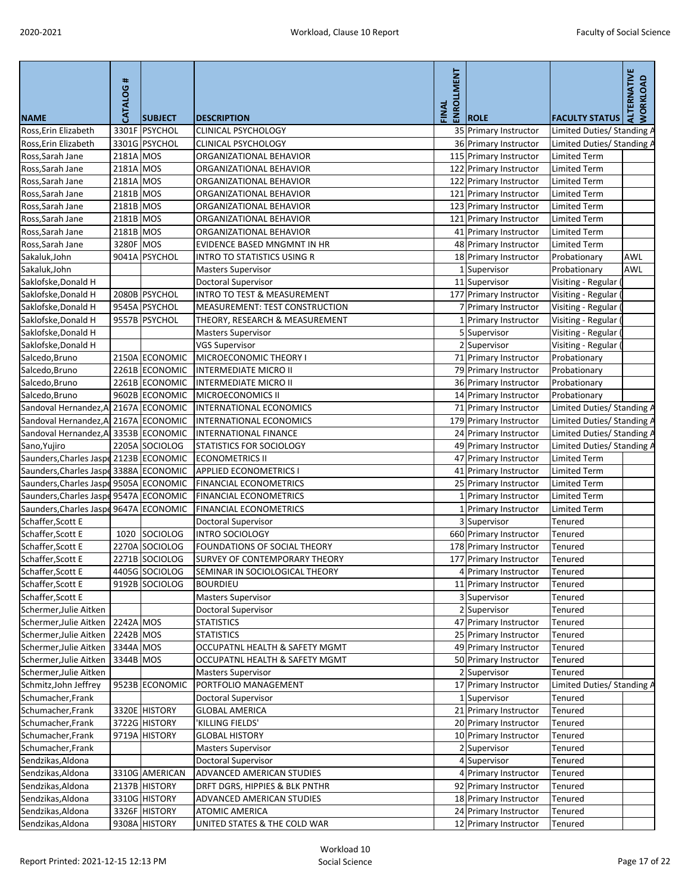| NAME | CATALOG # | SUBJECT | DESCRIPTION | FINAL ENROLLMENT | ROLE | FACULTY STATUS | ALTERNATIVE WORKLOAD |
|---|---|---|---|---|---|---|---|
| Ross,Erin Elizabeth | 3301F | PSYCHOL | CLINICAL PSYCHOLOGY | 35 | Primary Instructor | Limited Duties/ Standing A | |
| Ross,Erin Elizabeth | 3301G | PSYCHOL | CLINICAL PSYCHOLOGY | 36 | Primary Instructor | Limited Duties/ Standing A | |
| Ross,Sarah Jane | 2181A | MOS | ORGANIZATIONAL BEHAVIOR | 115 | Primary Instructor | Limited Term | |
| Ross,Sarah Jane | 2181A | MOS | ORGANIZATIONAL BEHAVIOR | 122 | Primary Instructor | Limited Term | |
| Ross,Sarah Jane | 2181A | MOS | ORGANIZATIONAL BEHAVIOR | 122 | Primary Instructor | Limited Term | |
| Ross,Sarah Jane | 2181B | MOS | ORGANIZATIONAL BEHAVIOR | 121 | Primary Instructor | Limited Term | |
| Ross,Sarah Jane | 2181B | MOS | ORGANIZATIONAL BEHAVIOR | 123 | Primary Instructor | Limited Term | |
| Ross,Sarah Jane | 2181B | MOS | ORGANIZATIONAL BEHAVIOR | 121 | Primary Instructor | Limited Term | |
| Ross,Sarah Jane | 2181B | MOS | ORGANIZATIONAL BEHAVIOR | 41 | Primary Instructor | Limited Term | |
| Ross,Sarah Jane | 3280F | MOS | EVIDENCE BASED MNGMNT IN HR | 48 | Primary Instructor | Limited Term | |
| Sakaluk,John | 9041A | PSYCHOL | INTRO TO STATISTICS USING R | 18 | Primary Instructor | Probationary | AWL |
| Sakaluk,John | | | Masters Supervisor | 1 | Supervisor | Probationary | AWL |
| Saklofske,Donald H | | | Doctoral Supervisor | 11 | Supervisor | Visiting - Regular ( | |
| Saklofske,Donald H | 2080B | PSYCHOL | INTRO TO TEST & MEASUREMENT | 177 | Primary Instructor | Visiting - Regular ( | |
| Saklofske,Donald H | 9545A | PSYCHOL | MEASUREMENT: TEST CONSTRUCTION | 7 | Primary Instructor | Visiting - Regular ( | |
| Saklofske,Donald H | 9557B | PSYCHOL | THEORY, RESEARCH & MEASUREMENT | 1 | Primary Instructor | Visiting - Regular ( | |
| Saklofske,Donald H | | | Masters Supervisor | 5 | Supervisor | Visiting - Regular ( | |
| Saklofske,Donald H | | | VGS Supervisor | 2 | Supervisor | Visiting - Regular ( | |
| Salcedo,Bruno | 2150A | ECONOMIC | MICROECONOMIC THEORY I | 71 | Primary Instructor | Probationary | |
| Salcedo,Bruno | 2261B | ECONOMIC | INTERMEDIATE MICRO II | 79 | Primary Instructor | Probationary | |
| Salcedo,Bruno | 2261B | ECONOMIC | INTERMEDIATE MICRO II | 36 | Primary Instructor | Probationary | |
| Salcedo,Bruno | 9602B | ECONOMIC | MICROECONOMICS II | 14 | Primary Instructor | Probationary | |
| Sandoval Hernandez,A | 2167A | ECONOMIC | INTERNATIONAL ECONOMICS | 71 | Primary Instructor | Limited Duties/ Standing A | |
| Sandoval Hernandez,A | 2167A | ECONOMIC | INTERNATIONAL ECONOMICS | 179 | Primary Instructor | Limited Duties/ Standing A | |
| Sandoval Hernandez,A | 3353B | ECONOMIC | INTERNATIONAL FINANCE | 24 | Primary Instructor | Limited Duties/ Standing A | |
| Sano,Yujiro | 2205A | SOCIOLOG | STATISTICS FOR SOCIOLOGY | 49 | Primary Instructor | Limited Duties/ Standing A | |
| Saunders,Charles Jaspe | 2123B | ECONOMIC | ECONOMETRICS II | 47 | Primary Instructor | Limited Term | |
| Saunders,Charles Jaspe | 3388A | ECONOMIC | APPLIED ECONOMETRICS I | 41 | Primary Instructor | Limited Term | |
| Saunders,Charles Jaspe | 9505A | ECONOMIC | FINANCIAL ECONOMETRICS | 25 | Primary Instructor | Limited Term | |
| Saunders,Charles Jaspe | 9547A | ECONOMIC | FINANCIAL ECONOMETRICS | 1 | Primary Instructor | Limited Term | |
| Saunders,Charles Jaspe | 9647A | ECONOMIC | FINANCIAL ECONOMETRICS | 1 | Primary Instructor | Limited Term | |
| Schaffer,Scott E | | | Doctoral Supervisor | 3 | Supervisor | Tenured | |
| Schaffer,Scott E | 1020 | SOCIOLOG | INTRO SOCIOLOGY | 660 | Primary Instructor | Tenured | |
| Schaffer,Scott E | 2270A | SOCIOLOG | FOUNDATIONS OF SOCIAL THEORY | 178 | Primary Instructor | Tenured | |
| Schaffer,Scott E | 2271B | SOCIOLOG | SURVEY OF CONTEMPORARY THEORY | 177 | Primary Instructor | Tenured | |
| Schaffer,Scott E | 4405G | SOCIOLOG | SEMINAR IN SOCIOLOGICAL THEORY | 4 | Primary Instructor | Tenured | |
| Schaffer,Scott E | 9192B | SOCIOLOG | BOURDIEU | 11 | Primary Instructor | Tenured | |
| Schaffer,Scott E | | | Masters Supervisor | 3 | Supervisor | Tenured | |
| Schermer,Julie Aitken | | | Doctoral Supervisor | 2 | Supervisor | Tenured | |
| Schermer,Julie Aitken | 2242A | MOS | STATISTICS | 47 | Primary Instructor | Tenured | |
| Schermer,Julie Aitken | 2242B | MOS | STATISTICS | 25 | Primary Instructor | Tenured | |
| Schermer,Julie Aitken | 3344A | MOS | OCCUPATNL HEALTH & SAFETY MGMT | 49 | Primary Instructor | Tenured | |
| Schermer,Julie Aitken | 3344B | MOS | OCCUPATNL HEALTH & SAFETY MGMT | 50 | Primary Instructor | Tenured | |
| Schermer,Julie Aitken | | | Masters Supervisor | 2 | Supervisor | Tenured | |
| Schmitz,John Jeffrey | 9523B | ECONOMIC | PORTFOLIO MANAGEMENT | 17 | Primary Instructor | Limited Duties/ Standing A | |
| Schumacher,Frank | | | Doctoral Supervisor | 1 | Supervisor | Tenured | |
| Schumacher,Frank | 3320E | HISTORY | GLOBAL AMERICA | 21 | Primary Instructor | Tenured | |
| Schumacher,Frank | 3722G | HISTORY | 'KILLING FIELDS' | 20 | Primary Instructor | Tenured | |
| Schumacher,Frank | 9719A | HISTORY | GLOBAL HISTORY | 10 | Primary Instructor | Tenured | |
| Schumacher,Frank | | | Masters Supervisor | 2 | Supervisor | Tenured | |
| Sendzikas,Aldona | | | Doctoral Supervisor | 4 | Supervisor | Tenured | |
| Sendzikas,Aldona | 3310G | AMERICAN | ADVANCED AMERICAN STUDIES | 4 | Primary Instructor | Tenured | |
| Sendzikas,Aldona | 2137B | HISTORY | DRFT DGRS, HIPPIES & BLK PNTHR | 92 | Primary Instructor | Tenured | |
| Sendzikas,Aldona | 3310G | HISTORY | ADVANCED AMERICAN STUDIES | 18 | Primary Instructor | Tenured | |
| Sendzikas,Aldona | 3326F | HISTORY | ATOMIC AMERICA | 24 | Primary Instructor | Tenured | |
| Sendzikas,Aldona | 9308A | HISTORY | UNITED STATES & THE COLD WAR | 12 | Primary Instructor | Tenured | |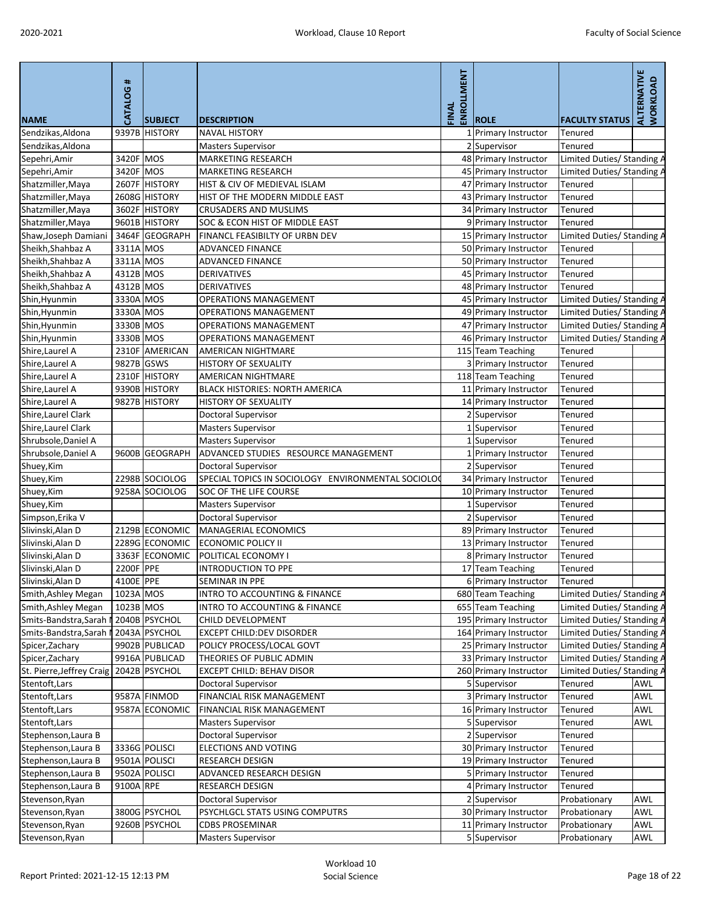| NAME | CATALOG # | SUBJECT | DESCRIPTION | FINAL ENROLLMENT | ROLE | FACULTY STATUS | ALTERNATIVE WORKLOAD |
|---|---|---|---|---|---|---|---|
| Sendzikas,Aldona | 9397B | HISTORY | NAVAL HISTORY | 1 | Primary Instructor | Tenured | |
| Sendzikas,Aldona | | | Masters Supervisor | 2 | Supervisor | Tenured | |
| Sepehri,Amir | 3420F | MOS | MARKETING RESEARCH | 48 | Primary Instructor | Limited Duties/ Standing A | |
| Sepehri,Amir | 3420F | MOS | MARKETING RESEARCH | 45 | Primary Instructor | Limited Duties/ Standing A | |
| Shatzmiller,Maya | 2607F | HISTORY | HIST & CIV OF MEDIEVAL ISLAM | 47 | Primary Instructor | Tenured | |
| Shatzmiller,Maya | 2608G | HISTORY | HIST OF THE MODERN MIDDLE EAST | 43 | Primary Instructor | Tenured | |
| Shatzmiller,Maya | 3602F | HISTORY | CRUSADERS AND MUSLIMS | 34 | Primary Instructor | Tenured | |
| Shatzmiller,Maya | 9601B | HISTORY | SOC & ECON HIST OF MIDDLE EAST | 9 | Primary Instructor | Tenured | |
| Shaw,Joseph Damiani | 3464F | GEOGRAPH | FINANCL FEASIBILTY OF URBN DEV | 15 | Primary Instructor | Limited Duties/ Standing A | |
| Sheikh,Shahbaz A | 3311A | MOS | ADVANCED FINANCE | 50 | Primary Instructor | Tenured | |
| Sheikh,Shahbaz A | 3311A | MOS | ADVANCED FINANCE | 50 | Primary Instructor | Tenured | |
| Sheikh,Shahbaz A | 4312B | MOS | DERIVATIVES | 45 | Primary Instructor | Tenured | |
| Sheikh,Shahbaz A | 4312B | MOS | DERIVATIVES | 48 | Primary Instructor | Tenured | |
| Shin,Hyunmin | 3330A | MOS | OPERATIONS MANAGEMENT | 45 | Primary Instructor | Limited Duties/ Standing A | |
| Shin,Hyunmin | 3330A | MOS | OPERATIONS MANAGEMENT | 49 | Primary Instructor | Limited Duties/ Standing A | |
| Shin,Hyunmin | 3330B | MOS | OPERATIONS MANAGEMENT | 47 | Primary Instructor | Limited Duties/ Standing A | |
| Shin,Hyunmin | 3330B | MOS | OPERATIONS MANAGEMENT | 46 | Primary Instructor | Limited Duties/ Standing A | |
| Shire,Laurel A | 2310F | AMERICAN | AMERICAN NIGHTMARE | 115 | Team Teaching | Tenured | |
| Shire,Laurel A | 9827B | GSWS | HISTORY OF SEXUALITY | 3 | Primary Instructor | Tenured | |
| Shire,Laurel A | 2310F | HISTORY | AMERICAN NIGHTMARE | 118 | Team Teaching | Tenured | |
| Shire,Laurel A | 9390B | HISTORY | BLACK HISTORIES: NORTH AMERICA | 11 | Primary Instructor | Tenured | |
| Shire,Laurel A | 9827B | HISTORY | HISTORY OF SEXUALITY | 14 | Primary Instructor | Tenured | |
| Shire,Laurel Clark | | | Doctoral Supervisor | 2 | Supervisor | Tenured | |
| Shire,Laurel Clark | | | Masters Supervisor | 1 | Supervisor | Tenured | |
| Shrubsole,Daniel A | | | Masters Supervisor | 1 | Supervisor | Tenured | |
| Shrubsole,Daniel A | 9600B | GEOGRAPH | ADVANCED STUDIES RESOURCE MANAGEMENT | 1 | Primary Instructor | Tenured | |
| Shuey,Kim | | | Doctoral Supervisor | 2 | Supervisor | Tenured | |
| Shuey,Kim | 2298B | SOCIOLOG | SPECIAL TOPICS IN SOCIOLOGY ENVIRONMENTAL SOCIOLOG | 34 | Primary Instructor | Tenured | |
| Shuey,Kim | 9258A | SOCIOLOG | SOC OF THE LIFE COURSE | 10 | Primary Instructor | Tenured | |
| Shuey,Kim | | | Masters Supervisor | 1 | Supervisor | Tenured | |
| Simpson,Erika V | | | Doctoral Supervisor | 2 | Supervisor | Tenured | |
| Slivinski,Alan D | 2129B | ECONOMIC | MANAGERIAL ECONOMICS | 89 | Primary Instructor | Tenured | |
| Slivinski,Alan D | 2289G | ECONOMIC | ECONOMIC POLICY II | 13 | Primary Instructor | Tenured | |
| Slivinski,Alan D | 3363F | ECONOMIC | POLITICAL ECONOMY I | 8 | Primary Instructor | Tenured | |
| Slivinski,Alan D | 2200F | PPE | INTRODUCTION TO PPE | 17 | Team Teaching | Tenured | |
| Slivinski,Alan D | 4100E | PPE | SEMINAR IN PPE | 6 | Primary Instructor | Tenured | |
| Smith,Ashley Megan | 1023A | MOS | INTRO TO ACCOUNTING & FINANCE | 680 | Team Teaching | Limited Duties/ Standing A | |
| Smith,Ashley Megan | 1023B | MOS | INTRO TO ACCOUNTING & FINANCE | 655 | Team Teaching | Limited Duties/ Standing A | |
| Smits-Bandstra,Sarah M | 2040B | PSYCHOL | CHILD DEVELOPMENT | 195 | Primary Instructor | Limited Duties/ Standing A | |
| Smits-Bandstra,Sarah M | 2043A | PSYCHOL | EXCEPT CHILD:DEV DISORDER | 164 | Primary Instructor | Limited Duties/ Standing A | |
| Spicer,Zachary | 9902B | PUBLICAD | POLICY PROCESS/LOCAL GOVT | 25 | Primary Instructor | Limited Duties/ Standing A | |
| Spicer,Zachary | 9916A | PUBLICAD | THEORIES OF PUBLIC ADMIN | 33 | Primary Instructor | Limited Duties/ Standing A | |
| St. Pierre,Jeffrey Craig | 2042B | PSYCHOL | EXCEPT CHILD: BEHAV DISOR | 260 | Primary Instructor | Limited Duties/ Standing A | |
| Stentoft,Lars | | | Doctoral Supervisor | 5 | Supervisor | Tenured | AWL |
| Stentoft,Lars | 9587A | FINMOD | FINANCIAL RISK MANAGEMENT | 3 | Primary Instructor | Tenured | AWL |
| Stentoft,Lars | 9587A | ECONOMIC | FINANCIAL RISK MANAGEMENT | 16 | Primary Instructor | Tenured | AWL |
| Stentoft,Lars | | | Masters Supervisor | 5 | Supervisor | Tenured | AWL |
| Stephenson,Laura B | | | Doctoral Supervisor | 2 | Supervisor | Tenured | |
| Stephenson,Laura B | 3336G | POLISCI | ELECTIONS AND VOTING | 30 | Primary Instructor | Tenured | |
| Stephenson,Laura B | 9501A | POLISCI | RESEARCH DESIGN | 19 | Primary Instructor | Tenured | |
| Stephenson,Laura B | 9502A | POLISCI | ADVANCED RESEARCH DESIGN | 5 | Primary Instructor | Tenured | |
| Stephenson,Laura B | 9100A | RPE | RESEARCH DESIGN | 4 | Primary Instructor | Tenured | |
| Stevenson,Ryan | | | Doctoral Supervisor | 2 | Supervisor | Probationary | AWL |
| Stevenson,Ryan | 3800G | PSYCHOL | PSYCHLGCL STATS USING COMPUTRS | 30 | Primary Instructor | Probationary | AWL |
| Stevenson,Ryan | 9260B | PSYCHOL | CDBS PROSEMINAR | 11 | Primary Instructor | Probationary | AWL |
| Stevenson,Ryan | | | Masters Supervisor | 5 | Supervisor | Probationary | AWL |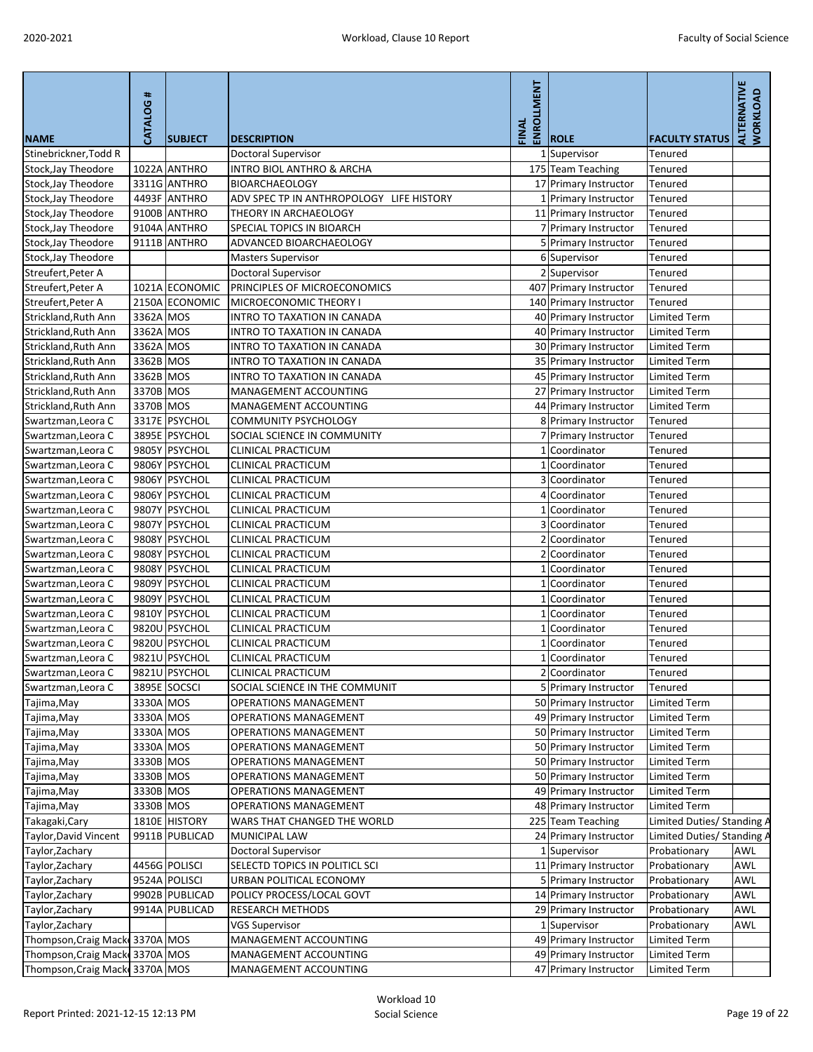| NAME | CATALOG # | SUBJECT | DESCRIPTION | FINAL ENROLLMENT | ROLE | FACULTY STATUS | ALTERNATIVE WORKLOAD |
|---|---|---|---|---|---|---|---|
| Stinebrickner,Todd R | | | Doctoral Supervisor | 1 | Supervisor | Tenured | |
| Stock,Jay Theodore | 1022A | ANTHRO | INTRO BIOL ANTHRO & ARCHA | 175 | Team Teaching | Tenured | |
| Stock,Jay Theodore | 3311G | ANTHRO | BIOARCHAEOLOGY | 17 | Primary Instructor | Tenured | |
| Stock,Jay Theodore | 4493F | ANTHRO | ADV SPEC TP IN ANTHROPOLOGY LIFE HISTORY | 1 | Primary Instructor | Tenured | |
| Stock,Jay Theodore | 9100B | ANTHRO | THEORY IN ARCHAEOLOGY | 11 | Primary Instructor | Tenured | |
| Stock,Jay Theodore | 9104A | ANTHRO | SPECIAL TOPICS IN BIOARCH | 7 | Primary Instructor | Tenured | |
| Stock,Jay Theodore | 9111B | ANTHRO | ADVANCED BIOARCHAEOLOGY | 5 | Primary Instructor | Tenured | |
| Stock,Jay Theodore | | | Masters Supervisor | 6 | Supervisor | Tenured | |
| Streufert,Peter A | | | Doctoral Supervisor | 2 | Supervisor | Tenured | |
| Streufert,Peter A | 1021A | ECONOMIC | PRINCIPLES OF MICROECONOMICS | 407 | Primary Instructor | Tenured | |
| Streufert,Peter A | 2150A | ECONOMIC | MICROECONOMIC THEORY I | 140 | Primary Instructor | Tenured | |
| Strickland,Ruth Ann | 3362A | MOS | INTRO TO TAXATION IN CANADA | 40 | Primary Instructor | Limited Term | |
| Strickland,Ruth Ann | 3362A | MOS | INTRO TO TAXATION IN CANADA | 40 | Primary Instructor | Limited Term | |
| Strickland,Ruth Ann | 3362A | MOS | INTRO TO TAXATION IN CANADA | 30 | Primary Instructor | Limited Term | |
| Strickland,Ruth Ann | 3362B | MOS | INTRO TO TAXATION IN CANADA | 35 | Primary Instructor | Limited Term | |
| Strickland,Ruth Ann | 3362B | MOS | INTRO TO TAXATION IN CANADA | 45 | Primary Instructor | Limited Term | |
| Strickland,Ruth Ann | 3370B | MOS | MANAGEMENT ACCOUNTING | 27 | Primary Instructor | Limited Term | |
| Strickland,Ruth Ann | 3370B | MOS | MANAGEMENT ACCOUNTING | 44 | Primary Instructor | Limited Term | |
| Swartzman,Leora C | 3317E | PSYCHOL | COMMUNITY PSYCHOLOGY | 8 | Primary Instructor | Tenured | |
| Swartzman,Leora C | 3895E | PSYCHOL | SOCIAL SCIENCE IN COMMUNITY | 7 | Primary Instructor | Tenured | |
| Swartzman,Leora C | 9805Y | PSYCHOL | CLINICAL PRACTICUM | 1 | Coordinator | Tenured | |
| Swartzman,Leora C | 9806Y | PSYCHOL | CLINICAL PRACTICUM | 1 | Coordinator | Tenured | |
| Swartzman,Leora C | 9806Y | PSYCHOL | CLINICAL PRACTICUM | 3 | Coordinator | Tenured | |
| Swartzman,Leora C | 9806Y | PSYCHOL | CLINICAL PRACTICUM | 4 | Coordinator | Tenured | |
| Swartzman,Leora C | 9807Y | PSYCHOL | CLINICAL PRACTICUM | 1 | Coordinator | Tenured | |
| Swartzman,Leora C | 9807Y | PSYCHOL | CLINICAL PRACTICUM | 3 | Coordinator | Tenured | |
| Swartzman,Leora C | 9808Y | PSYCHOL | CLINICAL PRACTICUM | 2 | Coordinator | Tenured | |
| Swartzman,Leora C | 9808Y | PSYCHOL | CLINICAL PRACTICUM | 2 | Coordinator | Tenured | |
| Swartzman,Leora C | 9808Y | PSYCHOL | CLINICAL PRACTICUM | 1 | Coordinator | Tenured | |
| Swartzman,Leora C | 9809Y | PSYCHOL | CLINICAL PRACTICUM | 1 | Coordinator | Tenured | |
| Swartzman,Leora C | 9809Y | PSYCHOL | CLINICAL PRACTICUM | 1 | Coordinator | Tenured | |
| Swartzman,Leora C | 9810Y | PSYCHOL | CLINICAL PRACTICUM | 1 | Coordinator | Tenured | |
| Swartzman,Leora C | 9820U | PSYCHOL | CLINICAL PRACTICUM | 1 | Coordinator | Tenured | |
| Swartzman,Leora C | 9820U | PSYCHOL | CLINICAL PRACTICUM | 1 | Coordinator | Tenured | |
| Swartzman,Leora C | 9821U | PSYCHOL | CLINICAL PRACTICUM | 1 | Coordinator | Tenured | |
| Swartzman,Leora C | 9821U | PSYCHOL | CLINICAL PRACTICUM | 2 | Coordinator | Tenured | |
| Swartzman,Leora C | 3895E | SOCSCI | SOCIAL SCIENCE IN THE COMMUNIT | 5 | Primary Instructor | Tenured | |
| Tajima,May | 3330A | MOS | OPERATIONS MANAGEMENT | 50 | Primary Instructor | Limited Term | |
| Tajima,May | 3330A | MOS | OPERATIONS MANAGEMENT | 49 | Primary Instructor | Limited Term | |
| Tajima,May | 3330A | MOS | OPERATIONS MANAGEMENT | 50 | Primary Instructor | Limited Term | |
| Tajima,May | 3330A | MOS | OPERATIONS MANAGEMENT | 50 | Primary Instructor | Limited Term | |
| Tajima,May | 3330B | MOS | OPERATIONS MANAGEMENT | 50 | Primary Instructor | Limited Term | |
| Tajima,May | 3330B | MOS | OPERATIONS MANAGEMENT | 50 | Primary Instructor | Limited Term | |
| Tajima,May | 3330B | MOS | OPERATIONS MANAGEMENT | 49 | Primary Instructor | Limited Term | |
| Tajima,May | 3330B | MOS | OPERATIONS MANAGEMENT | 48 | Primary Instructor | Limited Term | |
| Takagaki,Cary | 1810E | HISTORY | WARS THAT CHANGED THE WORLD | 225 | Team Teaching | Limited Duties/ Standing A | |
| Taylor,David Vincent | 9911B | PUBLICAD | MUNICIPAL LAW | 24 | Primary Instructor | Limited Duties/ Standing A | |
| Taylor,Zachary | | | Doctoral Supervisor | 1 | Supervisor | Probationary | AWL |
| Taylor,Zachary | 4456G | POLISCI | SELECTD TOPICS IN POLITICL SCI | 11 | Primary Instructor | Probationary | AWL |
| Taylor,Zachary | 9524A | POLISCI | URBAN POLITICAL ECONOMY | 5 | Primary Instructor | Probationary | AWL |
| Taylor,Zachary | 9902B | PUBLICAD | POLICY PROCESS/LOCAL GOVT | 14 | Primary Instructor | Probationary | AWL |
| Taylor,Zachary | 9914A | PUBLICAD | RESEARCH METHODS | 29 | Primary Instructor | Probationary | AWL |
| Taylor,Zachary | | | VGS Supervisor | 1 | Supervisor | Probationary | AWL |
| Thompson,Craig Macke | 3370A | MOS | MANAGEMENT ACCOUNTING | 49 | Primary Instructor | Limited Term | |
| Thompson,Craig Macke | 3370A | MOS | MANAGEMENT ACCOUNTING | 49 | Primary Instructor | Limited Term | |
| Thompson,Craig Macke | 3370A | MOS | MANAGEMENT ACCOUNTING | 47 | Primary Instructor | Limited Term | |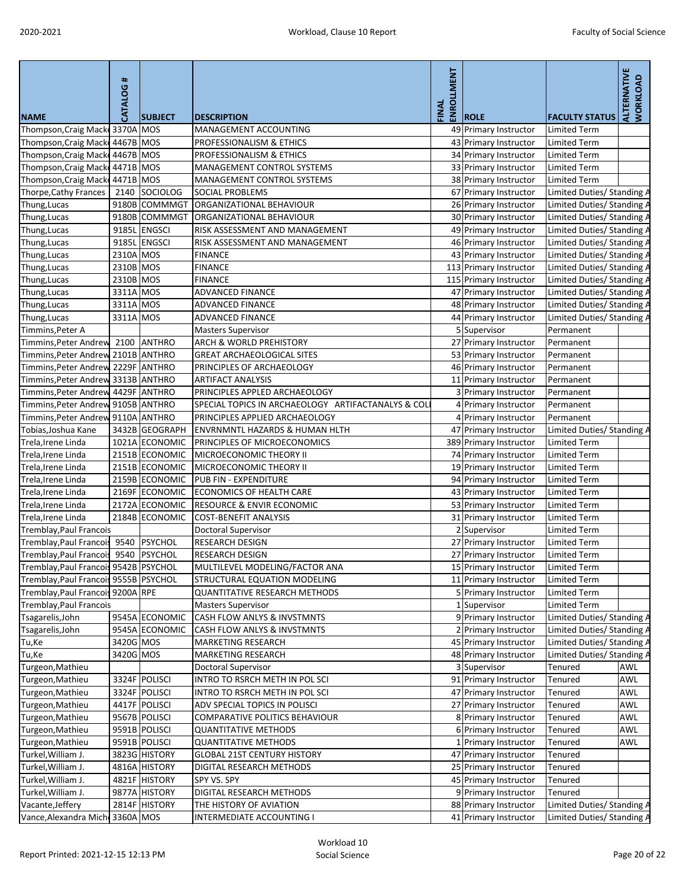| NAME | CATALOG # | SUBJECT | DESCRIPTION | FINAL ENROLLMENT | ROLE | FACULTY STATUS | ALTERNATIVE WORKLOAD |
|---|---|---|---|---|---|---|---|
| Thompson,Craig Macke | 3370A | MOS | MANAGEMENT ACCOUNTING | 49 | Primary Instructor | Limited Term | |
| Thompson,Craig Macke | 4467B | MOS | PROFESSIONALISM & ETHICS | 43 | Primary Instructor | Limited Term | |
| Thompson,Craig Macke | 4467B | MOS | PROFESSIONALISM & ETHICS | 34 | Primary Instructor | Limited Term | |
| Thompson,Craig Macke | 4471B | MOS | MANAGEMENT CONTROL SYSTEMS | 33 | Primary Instructor | Limited Term | |
| Thompson,Craig Macke | 4471B | MOS | MANAGEMENT CONTROL SYSTEMS | 38 | Primary Instructor | Limited Term | |
| Thorpe,Cathy Frances | 2140 | SOCIOLOG | SOCIAL PROBLEMS | 67 | Primary Instructor | Limited Duties/ Standing A | |
| Thung,Lucas | 9180B | COMMMGT | ORGANIZATIONAL BEHAVIOUR | 26 | Primary Instructor | Limited Duties/ Standing A | |
| Thung,Lucas | 9180B | COMMMGT | ORGANIZATIONAL BEHAVIOUR | 30 | Primary Instructor | Limited Duties/ Standing A | |
| Thung,Lucas | 9185L | ENGSCI | RISK ASSESSMENT AND MANAGEMENT | 49 | Primary Instructor | Limited Duties/ Standing A | |
| Thung,Lucas | 9185L | ENGSCI | RISK ASSESSMENT AND MANAGEMENT | 46 | Primary Instructor | Limited Duties/ Standing A | |
| Thung,Lucas | 2310A | MOS | FINANCE | 43 | Primary Instructor | Limited Duties/ Standing A | |
| Thung,Lucas | 2310B | MOS | FINANCE | 113 | Primary Instructor | Limited Duties/ Standing A | |
| Thung,Lucas | 2310B | MOS | FINANCE | 115 | Primary Instructor | Limited Duties/ Standing A | |
| Thung,Lucas | 3311A | MOS | ADVANCED FINANCE | 47 | Primary Instructor | Limited Duties/ Standing A | |
| Thung,Lucas | 3311A | MOS | ADVANCED FINANCE | 48 | Primary Instructor | Limited Duties/ Standing A | |
| Thung,Lucas | 3311A | MOS | ADVANCED FINANCE | 44 | Primary Instructor | Limited Duties/ Standing A | |
| Timmins,Peter A | | | Masters Supervisor | 5 | Supervisor | Permanent | |
| Timmins,Peter Andrew | 2100 | ANTHRO | ARCH & WORLD PREHISTORY | 27 | Primary Instructor | Permanent | |
| Timmins,Peter Andrew | 2101B | ANTHRO | GREAT ARCHAEOLOGICAL SITES | 53 | Primary Instructor | Permanent | |
| Timmins,Peter Andrew | 2229F | ANTHRO | PRINCIPLES OF ARCHAEOLOGY | 46 | Primary Instructor | Permanent | |
| Timmins,Peter Andrew | 3313B | ANTHRO | ARTIFACT ANALYSIS | 11 | Primary Instructor | Permanent | |
| Timmins,Peter Andrew | 4429F | ANTHRO | PRINCIPLES APPLED ARCHAEOLOGY | 3 | Primary Instructor | Permanent | |
| Timmins,Peter Andrew | 9105B | ANTHRO | SPECIAL TOPICS IN ARCHAEOLOGY ARTIFACTANALYS & COL | 4 | Primary Instructor | Permanent | |
| Timmins,Peter Andrew | 9110A | ANTHRO | PRINCIPLES APPLIED ARCHAEOLOGY | 4 | Primary Instructor | Permanent | |
| Tobias,Joshua Kane | 3432B | GEOGRAPH | ENVRNMNTL HAZARDS & HUMAN HLTH | 47 | Primary Instructor | Limited Duties/ Standing A | |
| Trela,Irene Linda | 1021A | ECONOMIC | PRINCIPLES OF MICROECONOMICS | 389 | Primary Instructor | Limited Term | |
| Trela,Irene Linda | 2151B | ECONOMIC | MICROECONOMIC THEORY II | 74 | Primary Instructor | Limited Term | |
| Trela,Irene Linda | 2151B | ECONOMIC | MICROECONOMIC THEORY II | 19 | Primary Instructor | Limited Term | |
| Trela,Irene Linda | 2159B | ECONOMIC | PUB FIN - EXPENDITURE | 94 | Primary Instructor | Limited Term | |
| Trela,Irene Linda | 2169F | ECONOMIC | ECONOMICS OF HEALTH CARE | 43 | Primary Instructor | Limited Term | |
| Trela,Irene Linda | 2172A | ECONOMIC | RESOURCE & ENVIR ECONOMIC | 53 | Primary Instructor | Limited Term | |
| Trela,Irene Linda | 2184B | ECONOMIC | COST-BENEFIT ANALYSIS | 31 | Primary Instructor | Limited Term | |
| Tremblay,Paul Francois | | | Doctoral Supervisor | 2 | Supervisor | Limited Term | |
| Tremblay,Paul Francois | 9540 | PSYCHOL | RESEARCH DESIGN | 27 | Primary Instructor | Limited Term | |
| Tremblay,Paul Francois | 9540 | PSYCHOL | RESEARCH DESIGN | 27 | Primary Instructor | Limited Term | |
| Tremblay,Paul Francois | 9542B | PSYCHOL | MULTILEVEL MODELING/FACTOR ANA | 15 | Primary Instructor | Limited Term | |
| Tremblay,Paul Francois | 9555B | PSYCHOL | STRUCTURAL EQUATION MODELING | 11 | Primary Instructor | Limited Term | |
| Tremblay,Paul Francois | 9200A | RPE | QUANTITATIVE RESEARCH METHODS | 5 | Primary Instructor | Limited Term | |
| Tremblay,Paul Francois | | | Masters Supervisor | 1 | Supervisor | Limited Term | |
| Tsagarelis,John | 9545A | ECONOMIC | CASH FLOW ANLYS & INVSTMNTS | 9 | Primary Instructor | Limited Duties/ Standing A | |
| Tsagarelis,John | 9545A | ECONOMIC | CASH FLOW ANLYS & INVSTMNTS | 2 | Primary Instructor | Limited Duties/ Standing A | |
| Tu,Ke | 3420G | MOS | MARKETING RESEARCH | 45 | Primary Instructor | Limited Duties/ Standing A | |
| Tu,Ke | 3420G | MOS | MARKETING RESEARCH | 48 | Primary Instructor | Limited Duties/ Standing A | |
| Turgeon,Mathieu | | | Doctoral Supervisor | 3 | Supervisor | Tenured | AWL |
| Turgeon,Mathieu | 3324F | POLISCI | INTRO TO RSRCH METH IN POL SCI | 91 | Primary Instructor | Tenured | AWL |
| Turgeon,Mathieu | 3324F | POLISCI | INTRO TO RSRCH METH IN POL SCI | 47 | Primary Instructor | Tenured | AWL |
| Turgeon,Mathieu | 4417F | POLISCI | ADV SPECIAL TOPICS IN POLISCI | 27 | Primary Instructor | Tenured | AWL |
| Turgeon,Mathieu | 9567B | POLISCI | COMPARATIVE POLITICS BEHAVIOUR | 8 | Primary Instructor | Tenured | AWL |
| Turgeon,Mathieu | 9591B | POLISCI | QUANTITATIVE METHODS | 6 | Primary Instructor | Tenured | AWL |
| Turgeon,Mathieu | 9591B | POLISCI | QUANTITATIVE METHODS | 1 | Primary Instructor | Tenured | AWL |
| Turkel,William J. | 3823G | HISTORY | GLOBAL 21ST CENTURY HISTORY | 47 | Primary Instructor | Tenured | |
| Turkel,William J. | 4816A | HISTORY | DIGITAL RESEARCH METHODS | 25 | Primary Instructor | Tenured | |
| Turkel,William J. | 4821F | HISTORY | SPY VS. SPY | 45 | Primary Instructor | Tenured | |
| Turkel,William J. | 9877A | HISTORY | DIGITAL RESEARCH METHODS | 9 | Primary Instructor | Tenured | |
| Vacante,Jeffery | 2814F | HISTORY | THE HISTORY OF AVIATION | 88 | Primary Instructor | Limited Duties/ Standing A | |
| Vance,Alexandra Miche | 3360A | MOS | INTERMEDIATE ACCOUNTING I | 41 | Primary Instructor | Limited Duties/ Standing A | |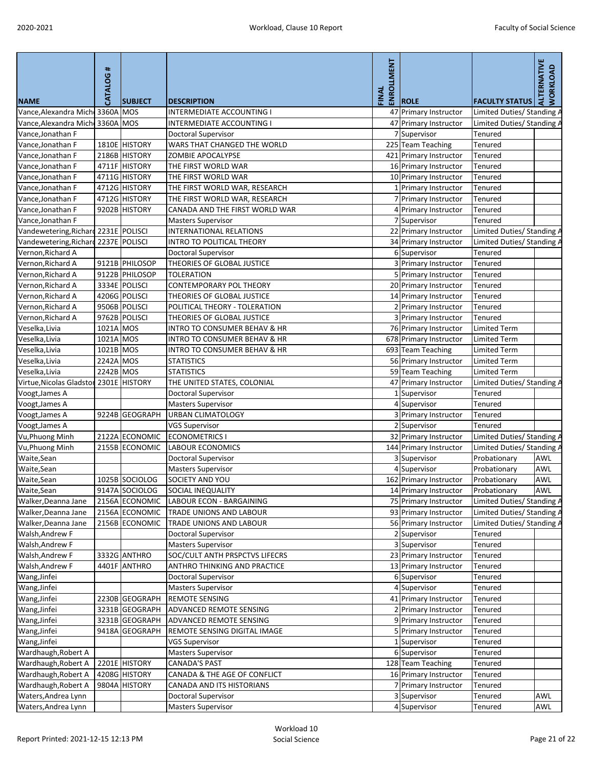| NAME | CATALOG # | SUBJECT | DESCRIPTION | FINAL ENROLLMENT | ROLE | FACULTY STATUS | ALTERNATIVE WORKLOAD |
|---|---|---|---|---|---|---|---|
| Vance,Alexandra Mich | 3360A | MOS | INTERMEDIATE ACCOUNTING I | 47 | Primary Instructor | Limited Duties/ Standing A | |
| Vance,Alexandra Mich | 3360A | MOS | INTERMEDIATE ACCOUNTING I | 47 | Primary Instructor | Limited Duties/ Standing A | |
| Vance,Jonathan F | | | Doctoral Supervisor | 7 | Supervisor | Tenured | |
| Vance,Jonathan F | 1810E | HISTORY | WARS THAT CHANGED THE WORLD | 225 | Team Teaching | Tenured | |
| Vance,Jonathan F | 2186B | HISTORY | ZOMBIE APOCALYPSE | 421 | Primary Instructor | Tenured | |
| Vance,Jonathan F | 4711F | HISTORY | THE FIRST WORLD WAR | 16 | Primary Instructor | Tenured | |
| Vance,Jonathan F | 4711G | HISTORY | THE FIRST WORLD WAR | 10 | Primary Instructor | Tenured | |
| Vance,Jonathan F | 4712G | HISTORY | THE FIRST WORLD WAR, RESEARCH | 1 | Primary Instructor | Tenured | |
| Vance,Jonathan F | 4712G | HISTORY | THE FIRST WORLD WAR, RESEARCH | 7 | Primary Instructor | Tenured | |
| Vance,Jonathan F | 9202B | HISTORY | CANADA AND THE FIRST WORLD WAR | 4 | Primary Instructor | Tenured | |
| Vance,Jonathan F | | | Masters Supervisor | 7 | Supervisor | Tenured | |
| Vandewetering,Richard | 2231E | POLISCI | INTERNATIONAL RELATIONS | 22 | Primary Instructor | Limited Duties/ Standing A | |
| Vandewetering,Richard | 2237E | POLISCI | INTRO TO POLITICAL THEORY | 34 | Primary Instructor | Limited Duties/ Standing A | |
| Vernon,Richard A | | | Doctoral Supervisor | 6 | Supervisor | Tenured | |
| Vernon,Richard A | 9121B | PHILOSOP | THEORIES OF GLOBAL JUSTICE | 3 | Primary Instructor | Tenured | |
| Vernon,Richard A | 9122B | PHILOSOP | TOLERATION | 5 | Primary Instructor | Tenured | |
| Vernon,Richard A | 3334E | POLISCI | CONTEMPORARY POL THEORY | 20 | Primary Instructor | Tenured | |
| Vernon,Richard A | 4206G | POLISCI | THEORIES OF GLOBAL JUSTICE | 14 | Primary Instructor | Tenured | |
| Vernon,Richard A | 9506B | POLISCI | POLITICAL THEORY - TOLERATION | 2 | Primary Instructor | Tenured | |
| Vernon,Richard A | 9762B | POLISCI | THEORIES OF GLOBAL JUSTICE | 3 | Primary Instructor | Tenured | |
| Veselka,Livia | 1021A | MOS | INTRO TO CONSUMER BEHAV & HR | 76 | Primary Instructor | Limited Term | |
| Veselka,Livia | 1021A | MOS | INTRO TO CONSUMER BEHAV & HR | 678 | Primary Instructor | Limited Term | |
| Veselka,Livia | 1021B | MOS | INTRO TO CONSUMER BEHAV & HR | 693 | Team Teaching | Limited Term | |
| Veselka,Livia | 2242A | MOS | STATISTICS | 56 | Primary Instructor | Limited Term | |
| Veselka,Livia | 2242B | MOS | STATISTICS | 59 | Team Teaching | Limited Term | |
| Virtue,Nicolas Gladstor | 2301E | HISTORY | THE UNITED STATES, COLONIAL | 47 | Primary Instructor | Limited Duties/ Standing A | |
| Voogt,James A | | | Doctoral Supervisor | 1 | Supervisor | Tenured | |
| Voogt,James A | | | Masters Supervisor | 4 | Supervisor | Tenured | |
| Voogt,James A | 9224B | GEOGRAPH | URBAN CLIMATOLOGY | 3 | Primary Instructor | Tenured | |
| Voogt,James A | | | VGS Supervisor | 2 | Supervisor | Tenured | |
| Vu,Phuong Minh | 2122A | ECONOMIC | ECONOMETRICS I | 32 | Primary Instructor | Limited Duties/ Standing A | |
| Vu,Phuong Minh | 2155B | ECONOMIC | LABOUR ECONOMICS | 144 | Primary Instructor | Limited Duties/ Standing A | |
| Waite,Sean | | | Doctoral Supervisor | 3 | Supervisor | Probationary | AWL |
| Waite,Sean | | | Masters Supervisor | 4 | Supervisor | Probationary | AWL |
| Waite,Sean | 1025B | SOCIOLOG | SOCIETY AND YOU | 162 | Primary Instructor | Probationary | AWL |
| Waite,Sean | 9147A | SOCIOLOG | SOCIAL INEQUALITY | 14 | Primary Instructor | Probationary | AWL |
| Walker,Deanna Jane | 2156A | ECONOMIC | LABOUR ECON - BARGAINING | 75 | Primary Instructor | Limited Duties/ Standing A | |
| Walker,Deanna Jane | 2156A | ECONOMIC | TRADE UNIONS AND LABOUR | 93 | Primary Instructor | Limited Duties/ Standing A | |
| Walker,Deanna Jane | 2156B | ECONOMIC | TRADE UNIONS AND LABOUR | 56 | Primary Instructor | Limited Duties/ Standing A | |
| Walsh,Andrew F | | | Doctoral Supervisor | 2 | Supervisor | Tenured | |
| Walsh,Andrew F | | | Masters Supervisor | 3 | Supervisor | Tenured | |
| Walsh,Andrew F | 3332G | ANTHRO | SOC/CULT ANTH PRSPCTVS LIFECRS | 23 | Primary Instructor | Tenured | |
| Walsh,Andrew F | 4401F | ANTHRO | ANTHRO THINKING AND PRACTICE | 13 | Primary Instructor | Tenured | |
| Wang,Jinfei | | | Doctoral Supervisor | 6 | Supervisor | Tenured | |
| Wang,Jinfei | | | Masters Supervisor | 4 | Supervisor | Tenured | |
| Wang,Jinfei | 2230B | GEOGRAPH | REMOTE SENSING | 41 | Primary Instructor | Tenured | |
| Wang,Jinfei | 3231B | GEOGRAPH | ADVANCED REMOTE SENSING | 2 | Primary Instructor | Tenured | |
| Wang,Jinfei | 3231B | GEOGRAPH | ADVANCED REMOTE SENSING | 9 | Primary Instructor | Tenured | |
| Wang,Jinfei | 9418A | GEOGRAPH | REMOTE SENSING DIGITAL IMAGE | 5 | Primary Instructor | Tenured | |
| Wang,Jinfei | | | VGS Supervisor | 1 | Supervisor | Tenured | |
| Wardhaugh,Robert A | | | Masters Supervisor | 6 | Supervisor | Tenured | |
| Wardhaugh,Robert A | 2201E | HISTORY | CANADA'S PAST | 128 | Team Teaching | Tenured | |
| Wardhaugh,Robert A | 4208G | HISTORY | CANADA & THE AGE OF CONFLICT | 16 | Primary Instructor | Tenured | |
| Wardhaugh,Robert A | 9804A | HISTORY | CANADA AND ITS HISTORIANS | 7 | Primary Instructor | Tenured | |
| Waters,Andrea Lynn | | | Doctoral Supervisor | 3 | Supervisor | Tenured | AWL |
| Waters,Andrea Lynn | | | Masters Supervisor | 4 | Supervisor | Tenured | AWL |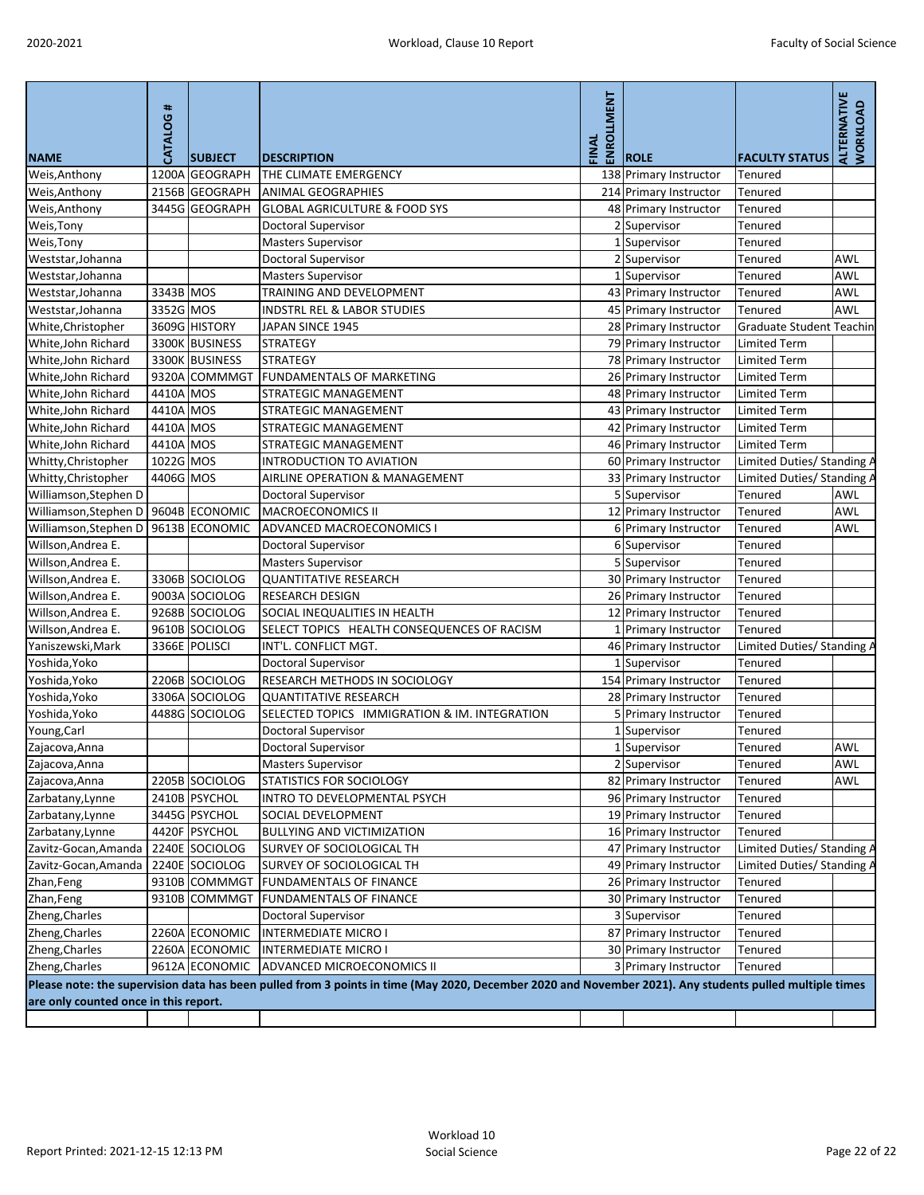| NAME | CATALOG # | SUBJECT | DESCRIPTION | FINAL ENROLLMENT | ROLE | FACULTY STATUS | ALTERNATIVE WORKLOAD |
|---|---|---|---|---|---|---|---|
| Weis,Anthony | 1200A | GEOGRAPH | THE CLIMATE EMERGENCY | 138 | Primary Instructor | Tenured | |
| Weis,Anthony | 2156B | GEOGRAPH | ANIMAL GEOGRAPHIES | 214 | Primary Instructor | Tenured | |
| Weis,Anthony | 3445G | GEOGRAPH | GLOBAL AGRICULTURE & FOOD SYS | 48 | Primary Instructor | Tenured | |
| Weis,Tony | | | Doctoral Supervisor | 2 | Supervisor | Tenured | |
| Weis,Tony | | | Masters Supervisor | 1 | Supervisor | Tenured | |
| Weststar,Johanna | | | Doctoral Supervisor | 2 | Supervisor | Tenured | AWL |
| Weststar,Johanna | | | Masters Supervisor | 1 | Supervisor | Tenured | AWL |
| Weststar,Johanna | 3343B | MOS | TRAINING AND DEVELOPMENT | 43 | Primary Instructor | Tenured | AWL |
| Weststar,Johanna | 3352G | MOS | INDSTRL REL & LABOR STUDIES | 45 | Primary Instructor | Tenured | AWL |
| White,Christopher | 3609G | HISTORY | JAPAN SINCE 1945 | 28 | Primary Instructor | Graduate Student Teachin | |
| White,John Richard | 3300K | BUSINESS | STRATEGY | 79 | Primary Instructor | Limited Term | |
| White,John Richard | 3300K | BUSINESS | STRATEGY | 78 | Primary Instructor | Limited Term | |
| White,John Richard | 9320A | COMMMGT | FUNDAMENTALS OF MARKETING | 26 | Primary Instructor | Limited Term | |
| White,John Richard | 4410A | MOS | STRATEGIC MANAGEMENT | 48 | Primary Instructor | Limited Term | |
| White,John Richard | 4410A | MOS | STRATEGIC MANAGEMENT | 43 | Primary Instructor | Limited Term | |
| White,John Richard | 4410A | MOS | STRATEGIC MANAGEMENT | 42 | Primary Instructor | Limited Term | |
| White,John Richard | 4410A | MOS | STRATEGIC MANAGEMENT | 46 | Primary Instructor | Limited Term | |
| Whitty,Christopher | 1022G | MOS | INTRODUCTION TO AVIATION | 60 | Primary Instructor | Limited Duties/ Standing A | |
| Whitty,Christopher | 4406G | MOS | AIRLINE OPERATION & MANAGEMENT | 33 | Primary Instructor | Limited Duties/ Standing A | |
| Williamson,Stephen D | | | Doctoral Supervisor | 5 | Supervisor | Tenured | AWL |
| Williamson,Stephen D | 9604B | ECONOMIC | MACROECONOMICS II | 12 | Primary Instructor | Tenured | AWL |
| Williamson,Stephen D | 9613B | ECONOMIC | ADVANCED MACROECONOMICS I | 6 | Primary Instructor | Tenured | AWL |
| Willson,Andrea E. | | | Doctoral Supervisor | 6 | Supervisor | Tenured | |
| Willson,Andrea E. | | | Masters Supervisor | 5 | Supervisor | Tenured | |
| Willson,Andrea E. | 3306B | SOCIOLOG | QUANTITATIVE RESEARCH | 30 | Primary Instructor | Tenured | |
| Willson,Andrea E. | 9003A | SOCIOLOG | RESEARCH DESIGN | 26 | Primary Instructor | Tenured | |
| Willson,Andrea E. | 9268B | SOCIOLOG | SOCIAL INEQUALITIES IN HEALTH | 12 | Primary Instructor | Tenured | |
| Willson,Andrea E. | 9610B | SOCIOLOG | SELECT TOPICS HEALTH CONSEQUENCES OF RACISM | 1 | Primary Instructor | Tenured | |
| Yaniszewski,Mark | 3366E | POLISCI | INT'L. CONFLICT MGT. | 46 | Primary Instructor | Limited Duties/ Standing A | |
| Yoshida,Yoko | | | Doctoral Supervisor | 1 | Supervisor | Tenured | |
| Yoshida,Yoko | 2206B | SOCIOLOG | RESEARCH METHODS IN SOCIOLOGY | 154 | Primary Instructor | Tenured | |
| Yoshida,Yoko | 3306A | SOCIOLOG | QUANTITATIVE RESEARCH | 28 | Primary Instructor | Tenured | |
| Yoshida,Yoko | 4488G | SOCIOLOG | SELECTED TOPICS IMMIGRATION & IM. INTEGRATION | 5 | Primary Instructor | Tenured | |
| Young,Carl | | | Doctoral Supervisor | 1 | Supervisor | Tenured | |
| Zajacova,Anna | | | Doctoral Supervisor | 1 | Supervisor | Tenured | AWL |
| Zajacova,Anna | | | Masters Supervisor | 2 | Supervisor | Tenured | AWL |
| Zajacova,Anna | 2205B | SOCIOLOG | STATISTICS FOR SOCIOLOGY | 82 | Primary Instructor | Tenured | AWL |
| Zarbatany,Lynne | 2410B | PSYCHOL | INTRO TO DEVELOPMENTAL PSYCH | 96 | Primary Instructor | Tenured | |
| Zarbatany,Lynne | 3445G | PSYCHOL | SOCIAL DEVELOPMENT | 19 | Primary Instructor | Tenured | |
| Zarbatany,Lynne | 4420F | PSYCHOL | BULLYING AND VICTIMIZATION | 16 | Primary Instructor | Tenured | |
| Zavitz-Gocan,Amanda | 2240E | SOCIOLOG | SURVEY OF SOCIOLOGICAL TH | 47 | Primary Instructor | Limited Duties/ Standing A | |
| Zavitz-Gocan,Amanda | 2240E | SOCIOLOG | SURVEY OF SOCIOLOGICAL TH | 49 | Primary Instructor | Limited Duties/ Standing A | |
| Zhan,Feng | 9310B | COMMMGT | FUNDAMENTALS OF FINANCE | 26 | Primary Instructor | Tenured | |
| Zhan,Feng | 9310B | COMMMGT | FUNDAMENTALS OF FINANCE | 30 | Primary Instructor | Tenured | |
| Zheng,Charles | | | Doctoral Supervisor | 3 | Supervisor | Tenured | |
| Zheng,Charles | 2260A | ECONOMIC | INTERMEDIATE MICRO I | 87 | Primary Instructor | Tenured | |
| Zheng,Charles | 2260A | ECONOMIC | INTERMEDIATE MICRO I | 30 | Primary Instructor | Tenured | |
| Zheng,Charles | 9612A | ECONOMIC | ADVANCED MICROECONOMICS II | 3 | Primary Instructor | Tenured | |

**Please note: the supervision data has been pulled from 3 points in time (May 2020, December 2020 and November 2021). Any students pulled multiple times are only counted once in this report.**